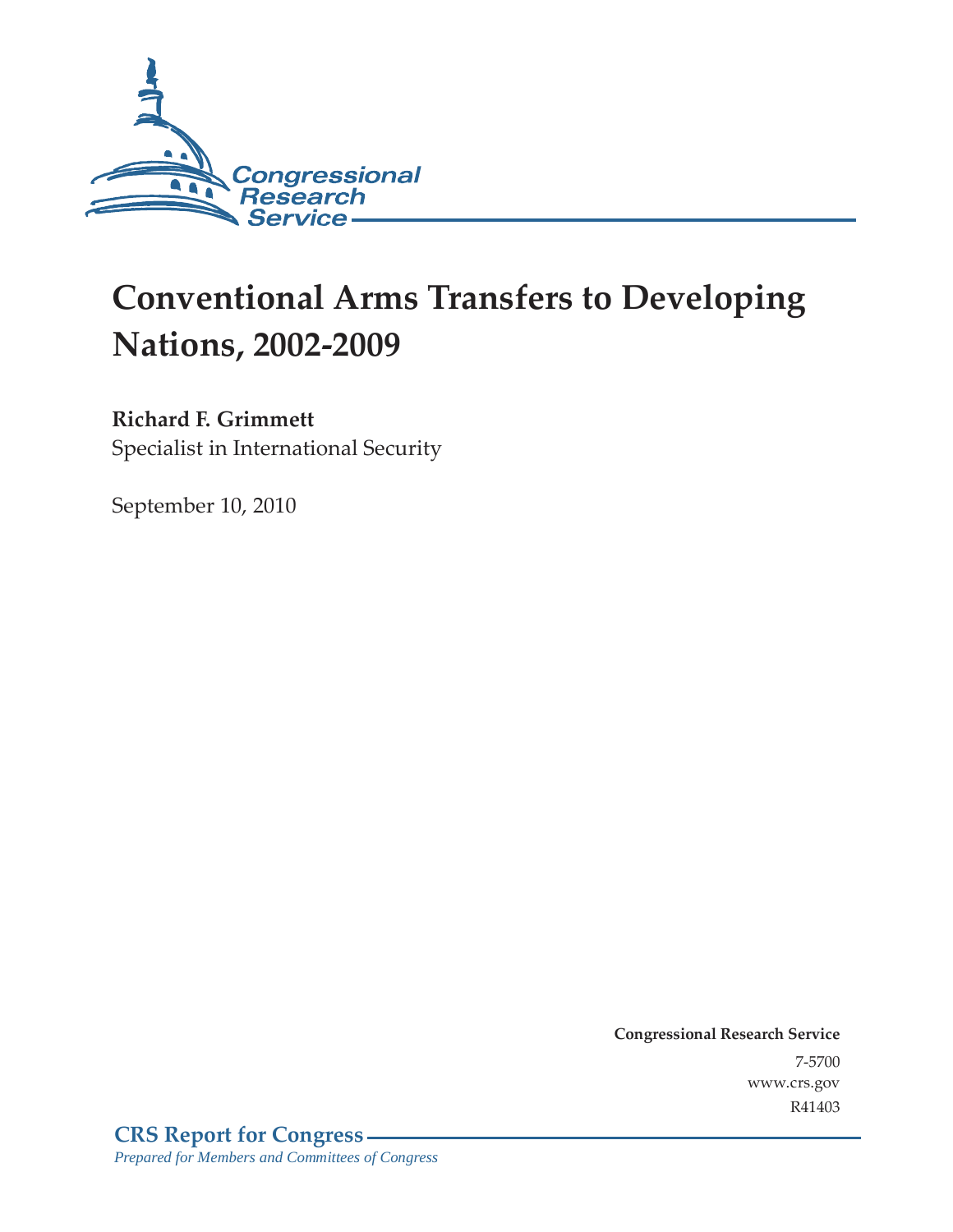Congressional Research Service

# Conventional Arms Transfers to Developing Nations, 2002-2009

**Richard F. Grimmett**
Specialist in International Security

September 10, 2010

**Congressional Research Service**
7-5700
www.crs.gov
R41403

**CRS Report for Congress**
*Prepared for Members and Committees of Congress*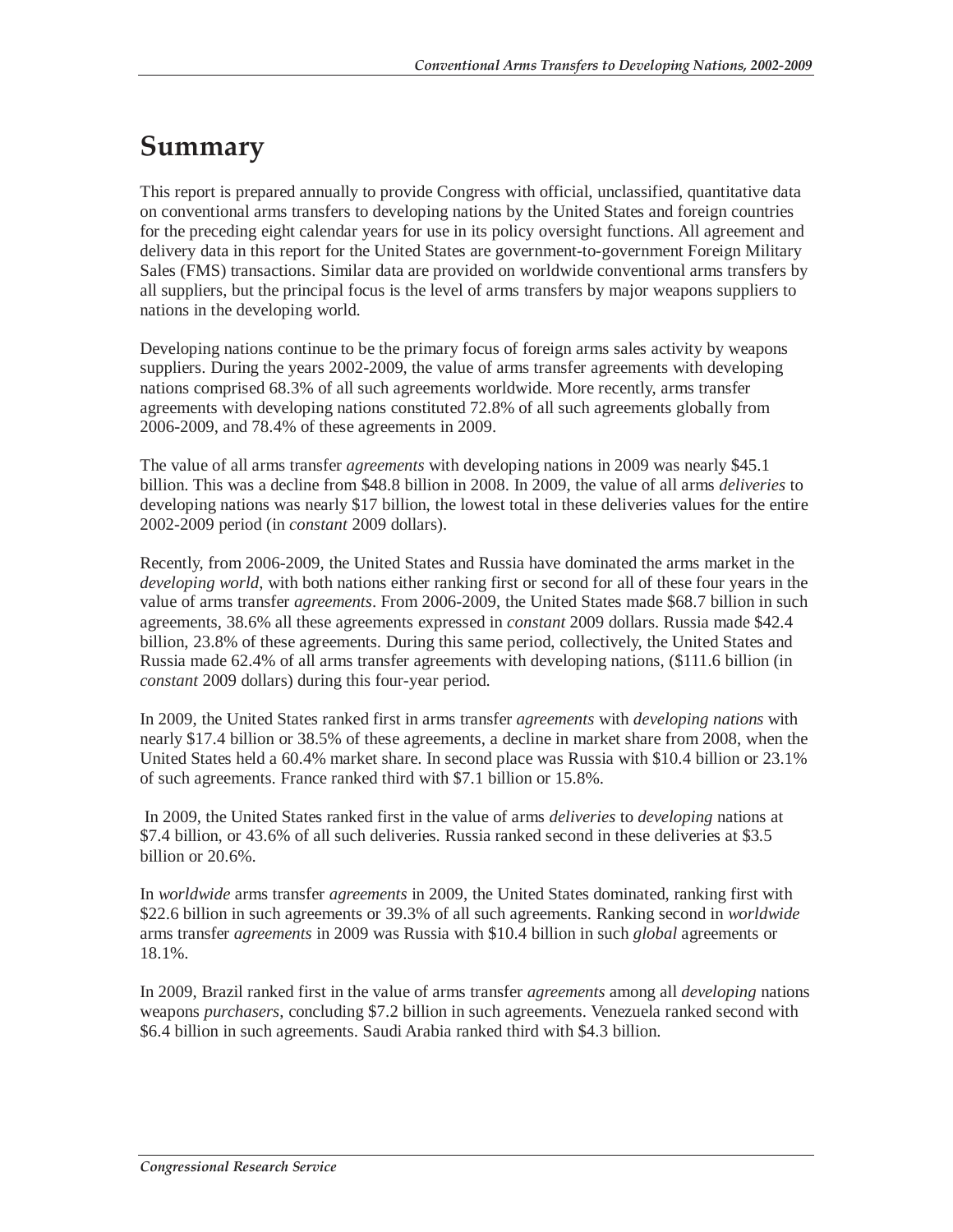# Summary

This report is prepared annually to provide Congress with official, unclassified, quantitative data on conventional arms transfers to developing nations by the United States and foreign countries for the preceding eight calendar years for use in its policy oversight functions. All agreement and delivery data in this report for the United States are government-to-government Foreign Military Sales (FMS) transactions. Similar data are provided on worldwide conventional arms transfers by all suppliers, but the principal focus is the level of arms transfers by major weapons suppliers to nations in the developing world.

Developing nations continue to be the primary focus of foreign arms sales activity by weapons suppliers. During the years 2002-2009, the value of arms transfer agreements with developing nations comprised 68.3% of all such agreements worldwide. More recently, arms transfer agreements with developing nations constituted 72.8% of all such agreements globally from 2006-2009, and 78.4% of these agreements in 2009.

The value of all arms transfer *agreements* with developing nations in 2009 was nearly $45.1 billion. This was a decline from $48.8 billion in 2008. In 2009, the value of all arms *deliveries* to developing nations was nearly $17 billion, the lowest total in these deliveries values for the entire 2002-2009 period (in *constant* 2009 dollars).

Recently, from 2006-2009, the United States and Russia have dominated the arms market in the *developing world*, with both nations either ranking first or second for all of these four years in the value of arms transfer *agreements*. From 2006-2009, the United States made $68.7 billion in such agreements, 38.6% all these agreements expressed in *constant* 2009 dollars. Russia made $42.4 billion, 23.8% of these agreements. During this same period, collectively, the United States and Russia made 62.4% of all arms transfer agreements with developing nations, ($111.6 billion (in *constant* 2009 dollars) during this four-year period.

In 2009, the United States ranked first in arms transfer *agreements* with *developing nations* with nearly $17.4 billion or 38.5% of these agreements, a decline in market share from 2008, when the United States held a 60.4% market share. In second place was Russia with $10.4 billion or 23.1% of such agreements. France ranked third with $7.1 billion or 15.8%.

In 2009, the United States ranked first in the value of arms *deliveries* to *developing* nations at $7.4 billion, or 43.6% of all such deliveries. Russia ranked second in these deliveries at $3.5 billion or 20.6%.

In *worldwide* arms transfer *agreements* in 2009, the United States dominated, ranking first with $22.6 billion in such agreements or 39.3% of all such agreements. Ranking second in *worldwide* arms transfer *agreements* in 2009 was Russia with $10.4 billion in such *global* agreements or 18.1%.

In 2009, Brazil ranked first in the value of arms transfer *agreements* among all *developing* nations weapons *purchasers*, concluding $7.2 billion in such agreements. Venezuela ranked second with $6.4 billion in such agreements. Saudi Arabia ranked third with $4.3 billion.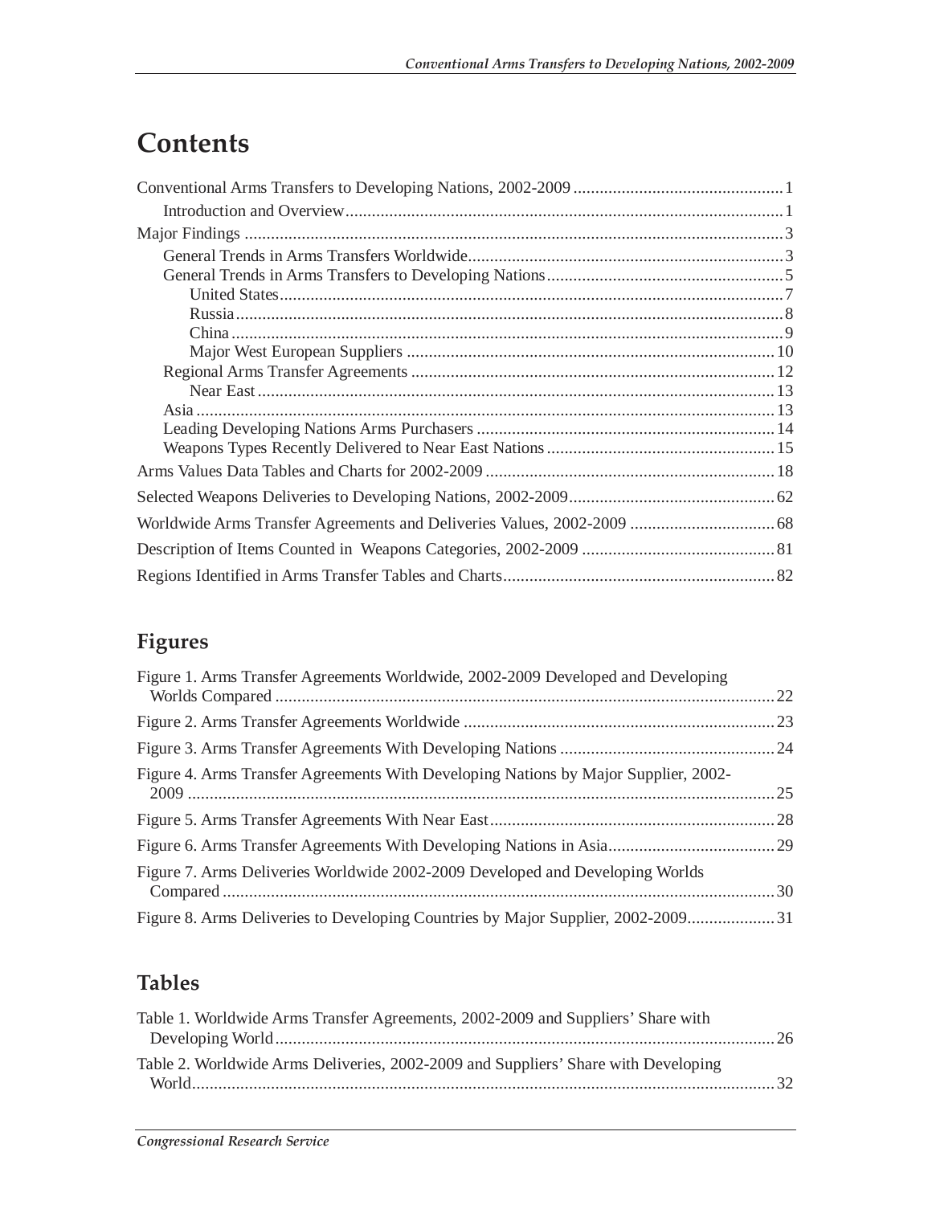# Contents

Conventional Arms Transfers to Developing Nations, 2002-2009 .......... 1
- Introduction and Overview .......... 1

Major Findings .......... 3
- General Trends in Arms Transfers Worldwide .......... 3
- General Trends in Arms Transfers to Developing Nations .......... 5
  - United States .......... 7
  - Russia .......... 8
  - China .......... 9
  - Major West European Suppliers .......... 10
- Regional Arms Transfer Agreements .......... 12
  - Near East .......... 13
- Asia .......... 13
- Leading Developing Nations Arms Purchasers .......... 14
- Weapons Types Recently Delivered to Near East Nations .......... 15

Arms Values Data Tables and Charts for 2002-2009 .......... 18

Selected Weapons Deliveries to Developing Nations, 2002-2009 .......... 62

Worldwide Arms Transfer Agreements and Deliveries Values, 2002-2009 .......... 68

Description of Items Counted in Weapons Categories, 2002-2009 .......... 81

Regions Identified in Arms Transfer Tables and Charts .......... 82

## Figures

Figure 1. Arms Transfer Agreements Worldwide, 2002-2009 Developed and Developing Worlds Compared .......... 22

Figure 2. Arms Transfer Agreements Worldwide .......... 23

Figure 3. Arms Transfer Agreements With Developing Nations .......... 24

Figure 4. Arms Transfer Agreements With Developing Nations by Major Supplier, 2002-2009 .......... 25

Figure 5. Arms Transfer Agreements With Near East .......... 28

Figure 6. Arms Transfer Agreements With Developing Nations in Asia .......... 29

Figure 7. Arms Deliveries Worldwide 2002-2009 Developed and Developing Worlds Compared .......... 30

Figure 8. Arms Deliveries to Developing Countries by Major Supplier, 2002-2009 .......... 31

## Tables

Table 1. Worldwide Arms Transfer Agreements, 2002-2009 and Suppliers' Share with Developing World .......... 26

Table 2. Worldwide Arms Deliveries, 2002-2009 and Suppliers' Share with Developing World .......... 32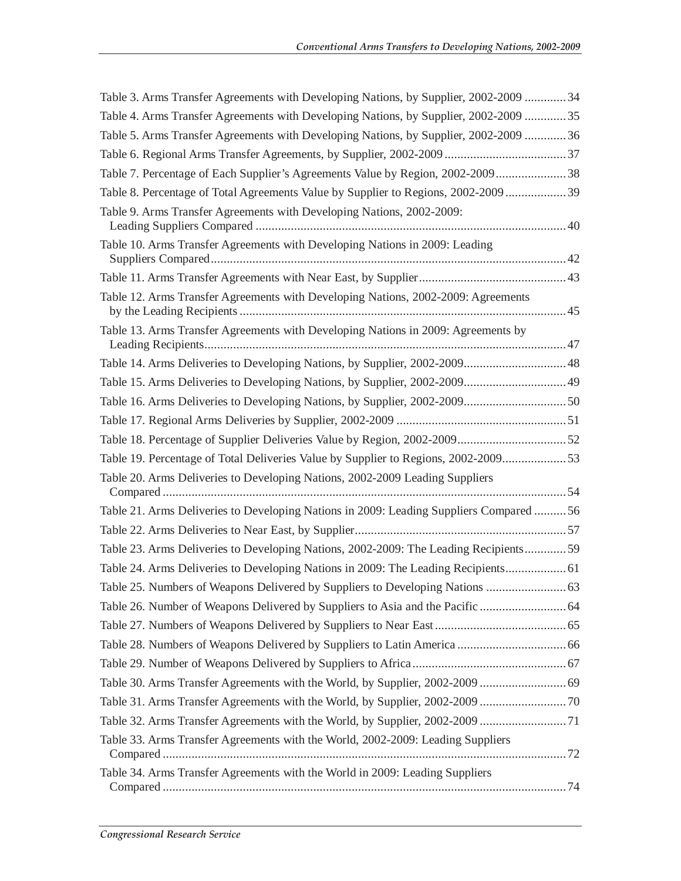Table 3. Arms Transfer Agreements with Developing Nations, by Supplier, 2002-2009 ............. 34

Table 4. Arms Transfer Agreements with Developing Nations, by Supplier, 2002-2009 ............. 35

Table 5. Arms Transfer Agreements with Developing Nations, by Supplier, 2002-2009 ............. 36

Table 6. Regional Arms Transfer Agreements, by Supplier, 2002-2009 ...................................... 37

Table 7. Percentage of Each Supplier's Agreements Value by Region, 2002-2009 ...................... 38

Table 8. Percentage of Total Agreements Value by Supplier to Regions, 2002-2009 ................... 39

Table 9. Arms Transfer Agreements with Developing Nations, 2002-2009: Leading Suppliers Compared ................................................................................................ 40

Table 10. Arms Transfer Agreements with Developing Nations in 2009: Leading Suppliers Compared ................................................................................................ 42

Table 11. Arms Transfer Agreements with Near East, by Supplier ............................................. 43

Table 12. Arms Transfer Agreements with Developing Nations, 2002-2009: Agreements by the Leading Recipients ................................................................................................ 45

Table 13. Arms Transfer Agreements with Developing Nations in 2009: Agreements by Leading Recipients ................................................................................................ 47

Table 14. Arms Deliveries to Developing Nations, by Supplier, 2002-2009 ................................ 48

Table 15. Arms Deliveries to Developing Nations, by Supplier, 2002-2009 ................................ 49

Table 16. Arms Deliveries to Developing Nations, by Supplier, 2002-2009 ................................ 50

Table 17. Regional Arms Deliveries by Supplier, 2002-2009 ..................................................... 51

Table 18. Percentage of Supplier Deliveries Value by Region, 2002-2009 .................................. 52

Table 19. Percentage of Total Deliveries Value by Supplier to Regions, 2002-2009 .................... 53

Table 20. Arms Deliveries to Developing Nations, 2002-2009 Leading Suppliers Compared ................................................................................................ 54

Table 21. Arms Deliveries to Developing Nations in 2009: Leading Suppliers Compared .......... 56

Table 22. Arms Deliveries to Near East, by Supplier .................................................................. 57

Table 23. Arms Deliveries to Developing Nations, 2002-2009: The Leading Recipients ............. 59

Table 24. Arms Deliveries to Developing Nations in 2009: The Leading Recipients ................... 61

Table 25. Numbers of Weapons Delivered by Suppliers to Developing Nations ......................... 63

Table 26. Number of Weapons Delivered by Suppliers to Asia and the Pacific ........................... 64

Table 27. Numbers of Weapons Delivered by Suppliers to Near East ......................................... 65

Table 28. Numbers of Weapons Delivered by Suppliers to Latin America .................................. 66

Table 29. Number of Weapons Delivered by Suppliers to Africa ................................................ 67

Table 30. Arms Transfer Agreements with the World, by Supplier, 2002-2009 ........................... 69

Table 31. Arms Transfer Agreements with the World, by Supplier, 2002-2009 ........................... 70

Table 32. Arms Transfer Agreements with the World, by Supplier, 2002-2009 ........................... 71

Table 33. Arms Transfer Agreements with the World, 2002-2009: Leading Suppliers Compared ................................................................................................ 72

Table 34. Arms Transfer Agreements with the World in 2009: Leading Suppliers Compared ................................................................................................ 74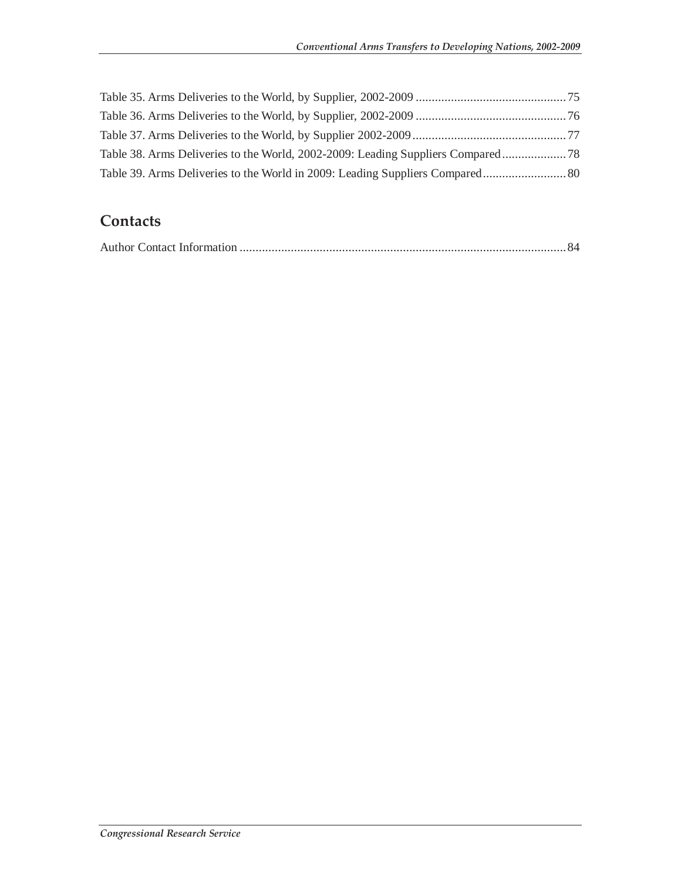Table 35. Arms Deliveries to the World, by Supplier, 2002-2009 ............................................... 75

Table 36. Arms Deliveries to the World, by Supplier, 2002-2009 ............................................... 76

Table 37. Arms Deliveries to the World, by Supplier 2002-2009 ................................................ 77

Table 38. Arms Deliveries to the World, 2002-2009: Leading Suppliers Compared .................... 78

Table 39. Arms Deliveries to the World in 2009: Leading Suppliers Compared .......................... 80

## Contacts

Author Contact Information ...................................................................................................... 84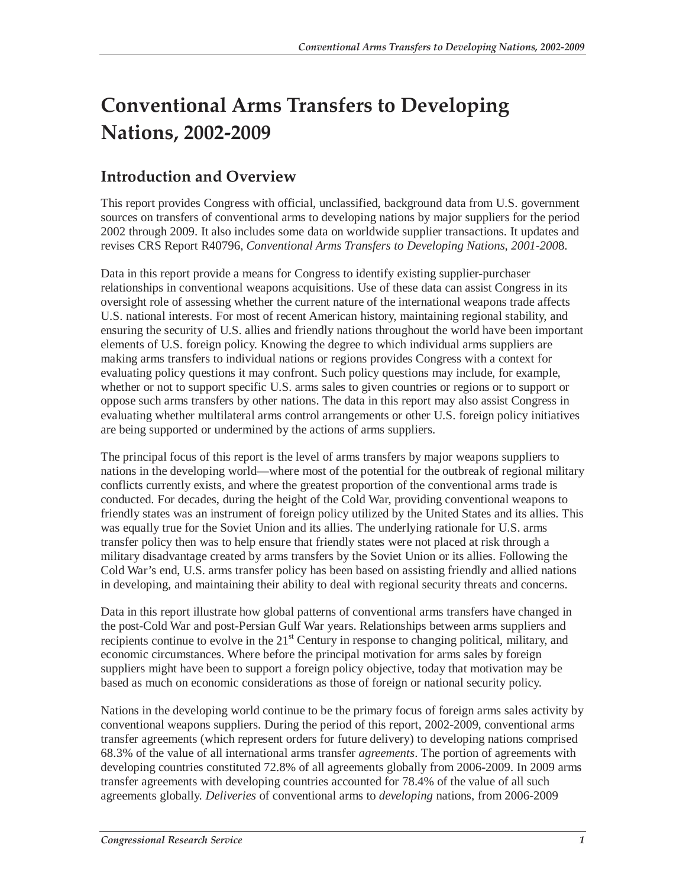# Conventional Arms Transfers to Developing Nations, 2002-2009

## Introduction and Overview

This report provides Congress with official, unclassified, background data from U.S. government sources on transfers of conventional arms to developing nations by major suppliers for the period 2002 through 2009. It also includes some data on worldwide supplier transactions. It updates and revises CRS Report R40796, *Conventional Arms Transfers to Developing Nations, 2001-2008*.

Data in this report provide a means for Congress to identify existing supplier-purchaser relationships in conventional weapons acquisitions. Use of these data can assist Congress in its oversight role of assessing whether the current nature of the international weapons trade affects U.S. national interests. For most of recent American history, maintaining regional stability, and ensuring the security of U.S. allies and friendly nations throughout the world have been important elements of U.S. foreign policy. Knowing the degree to which individual arms suppliers are making arms transfers to individual nations or regions provides Congress with a context for evaluating policy questions it may confront. Such policy questions may include, for example, whether or not to support specific U.S. arms sales to given countries or regions or to support or oppose such arms transfers by other nations. The data in this report may also assist Congress in evaluating whether multilateral arms control arrangements or other U.S. foreign policy initiatives are being supported or undermined by the actions of arms suppliers.

The principal focus of this report is the level of arms transfers by major weapons suppliers to nations in the developing world—where most of the potential for the outbreak of regional military conflicts currently exists, and where the greatest proportion of the conventional arms trade is conducted. For decades, during the height of the Cold War, providing conventional weapons to friendly states was an instrument of foreign policy utilized by the United States and its allies. This was equally true for the Soviet Union and its allies. The underlying rationale for U.S. arms transfer policy then was to help ensure that friendly states were not placed at risk through a military disadvantage created by arms transfers by the Soviet Union or its allies. Following the Cold War's end, U.S. arms transfer policy has been based on assisting friendly and allied nations in developing, and maintaining their ability to deal with regional security threats and concerns.

Data in this report illustrate how global patterns of conventional arms transfers have changed in the post-Cold War and post-Persian Gulf War years. Relationships between arms suppliers and recipients continue to evolve in the 21st Century in response to changing political, military, and economic circumstances. Where before the principal motivation for arms sales by foreign suppliers might have been to support a foreign policy objective, today that motivation may be based as much on economic considerations as those of foreign or national security policy.

Nations in the developing world continue to be the primary focus of foreign arms sales activity by conventional weapons suppliers. During the period of this report, 2002-2009, conventional arms transfer agreements (which represent orders for future delivery) to developing nations comprised 68.3% of the value of all international arms transfer *agreements*. The portion of agreements with developing countries constituted 72.8% of all agreements globally from 2006-2009. In 2009 arms transfer agreements with developing countries accounted for 78.4% of the value of all such agreements globally. *Deliveries* of conventional arms to *developing* nations, from 2006-2009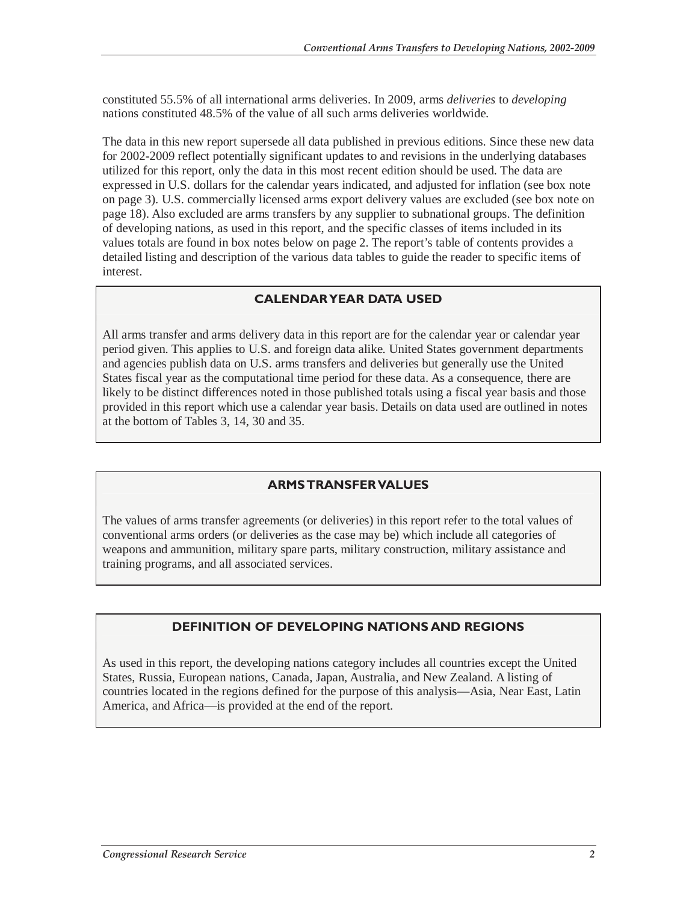constituted 55.5% of all international arms deliveries. In 2009, arms *deliveries* to *developing* nations constituted 48.5% of the value of all such arms deliveries worldwide.

The data in this new report supersede all data published in previous editions. Since these new data for 2002-2009 reflect potentially significant updates to and revisions in the underlying databases utilized for this report, only the data in this most recent edition should be used. The data are expressed in U.S. dollars for the calendar years indicated, and adjusted for inflation (see box note on page 3). U.S. commercially licensed arms export delivery values are excluded (see box note on page 18). Also excluded are arms transfers by any supplier to subnational groups. The definition of developing nations, as used in this report, and the specific classes of items included in its values totals are found in box notes below on page 2. The report's table of contents provides a detailed listing and description of the various data tables to guide the reader to specific items of interest.

### CALENDAR YEAR DATA USED

All arms transfer and arms delivery data in this report are for the calendar year or calendar year period given. This applies to U.S. and foreign data alike. United States government departments and agencies publish data on U.S. arms transfers and deliveries but generally use the United States fiscal year as the computational time period for these data. As a consequence, there are likely to be distinct differences noted in those published totals using a fiscal year basis and those provided in this report which use a calendar year basis. Details on data used are outlined in notes at the bottom of Tables 3, 14, 30 and 35.

### ARMS TRANSFER VALUES

The values of arms transfer agreements (or deliveries) in this report refer to the total values of conventional arms orders (or deliveries as the case may be) which include all categories of weapons and ammunition, military spare parts, military construction, military assistance and training programs, and all associated services.

### DEFINITION OF DEVELOPING NATIONS AND REGIONS

As used in this report, the developing nations category includes all countries except the United States, Russia, European nations, Canada, Japan, Australia, and New Zealand. A listing of countries located in the regions defined for the purpose of this analysis—Asia, Near East, Latin America, and Africa—is provided at the end of the report.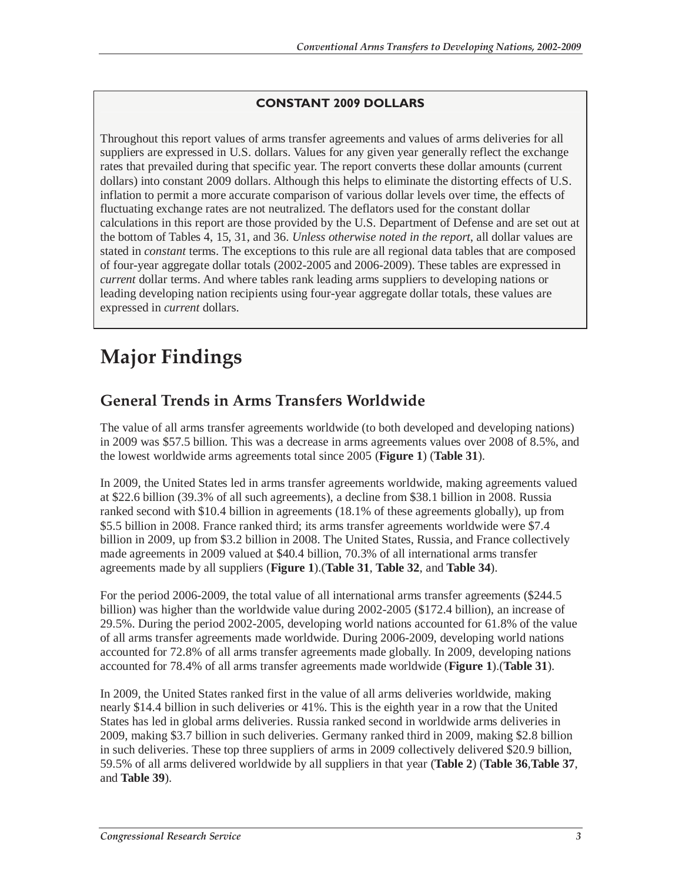**CONSTANT 2009 DOLLARS**

Throughout this report values of arms transfer agreements and values of arms deliveries for all suppliers are expressed in U.S. dollars. Values for any given year generally reflect the exchange rates that prevailed during that specific year. The report converts these dollar amounts (current dollars) into constant 2009 dollars. Although this helps to eliminate the distorting effects of U.S. inflation to permit a more accurate comparison of various dollar levels over time, the effects of fluctuating exchange rates are not neutralized. The deflators used for the constant dollar calculations in this report are those provided by the U.S. Department of Defense and are set out at the bottom of Tables 4, 15, 31, and 36. *Unless otherwise noted in the report*, all dollar values are stated in *constant* terms. The exceptions to this rule are all regional data tables that are composed of four-year aggregate dollar totals (2002-2005 and 2006-2009). These tables are expressed in *current* dollar terms. And where tables rank leading arms suppliers to developing nations or leading developing nation recipients using four-year aggregate dollar totals, these values are expressed in *current* dollars.

# Major Findings

## General Trends in Arms Transfers Worldwide

The value of all arms transfer agreements worldwide (to both developed and developing nations) in 2009 was $57.5 billion. This was a decrease in arms agreements values over 2008 of 8.5%, and the lowest worldwide arms agreements total since 2005 (**Figure 1**) (**Table 31**).

In 2009, the United States led in arms transfer agreements worldwide, making agreements valued at $22.6 billion (39.3% of all such agreements), a decline from $38.1 billion in 2008. Russia ranked second with $10.4 billion in agreements (18.1% of these agreements globally), up from $5.5 billion in 2008. France ranked third; its arms transfer agreements worldwide were $7.4 billion in 2009, up from $3.2 billion in 2008. The United States, Russia, and France collectively made agreements in 2009 valued at $40.4 billion, 70.3% of all international arms transfer agreements made by all suppliers (**Figure 1**).(**Table 31**, **Table 32**, and **Table 34**).

For the period 2006-2009, the total value of all international arms transfer agreements ($244.5 billion) was higher than the worldwide value during 2002-2005 ($172.4 billion), an increase of 29.5%. During the period 2002-2005, developing world nations accounted for 61.8% of the value of all arms transfer agreements made worldwide. During 2006-2009, developing world nations accounted for 72.8% of all arms transfer agreements made globally. In 2009, developing nations accounted for 78.4% of all arms transfer agreements made worldwide (**Figure 1**).(**Table 31**).

In 2009, the United States ranked first in the value of all arms deliveries worldwide, making nearly $14.4 billion in such deliveries or 41%. This is the eighth year in a row that the United States has led in global arms deliveries. Russia ranked second in worldwide arms deliveries in 2009, making $3.7 billion in such deliveries. Germany ranked third in 2009, making $2.8 billion in such deliveries. These top three suppliers of arms in 2009 collectively delivered $20.9 billion, 59.5% of all arms delivered worldwide by all suppliers in that year (**Table 2**) (**Table 36**,**Table 37**, and **Table 39**).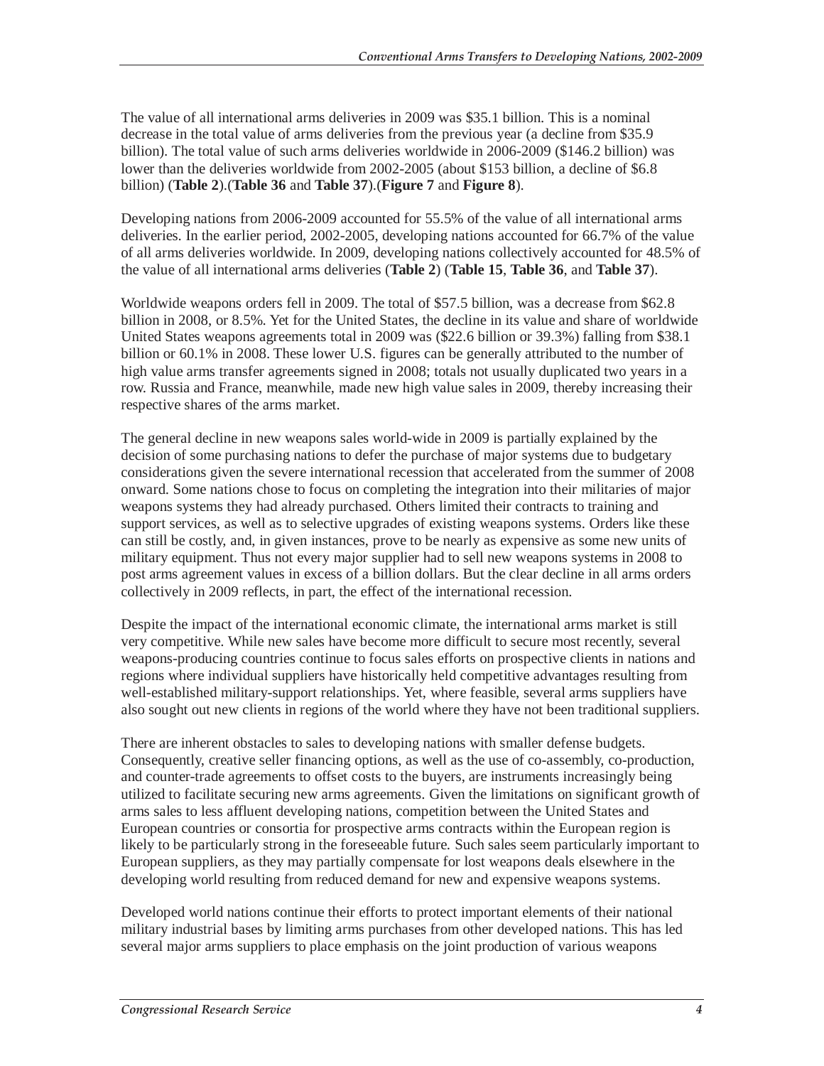The value of all international arms deliveries in 2009 was $35.1 billion. This is a nominal decrease in the total value of arms deliveries from the previous year (a decline from $35.9 billion). The total value of such arms deliveries worldwide in 2006-2009 ($146.2 billion) was lower than the deliveries worldwide from 2002-2005 (about $153 billion, a decline of $6.8 billion) (**Table 2**).(**Table 36** and **Table 37**).(**Figure 7** and **Figure 8**).

Developing nations from 2006-2009 accounted for 55.5% of the value of all international arms deliveries. In the earlier period, 2002-2005, developing nations accounted for 66.7% of the value of all arms deliveries worldwide. In 2009, developing nations collectively accounted for 48.5% of the value of all international arms deliveries (**Table 2**) (**Table 15**, **Table 36**, and **Table 37**).

Worldwide weapons orders fell in 2009. The total of $57.5 billion, was a decrease from $62.8 billion in 2008, or 8.5%. Yet for the United States, the decline in its value and share of worldwide United States weapons agreements total in 2009 was ($22.6 billion or 39.3%) falling from $38.1 billion or 60.1% in 2008. These lower U.S. figures can be generally attributed to the number of high value arms transfer agreements signed in 2008; totals not usually duplicated two years in a row. Russia and France, meanwhile, made new high value sales in 2009, thereby increasing their respective shares of the arms market.

The general decline in new weapons sales world-wide in 2009 is partially explained by the decision of some purchasing nations to defer the purchase of major systems due to budgetary considerations given the severe international recession that accelerated from the summer of 2008 onward. Some nations chose to focus on completing the integration into their militaries of major weapons systems they had already purchased. Others limited their contracts to training and support services, as well as to selective upgrades of existing weapons systems. Orders like these can still be costly, and, in given instances, prove to be nearly as expensive as some new units of military equipment. Thus not every major supplier had to sell new weapons systems in 2008 to post arms agreement values in excess of a billion dollars. But the clear decline in all arms orders collectively in 2009 reflects, in part, the effect of the international recession.

Despite the impact of the international economic climate, the international arms market is still very competitive. While new sales have become more difficult to secure most recently, several weapons-producing countries continue to focus sales efforts on prospective clients in nations and regions where individual suppliers have historically held competitive advantages resulting from well-established military-support relationships. Yet, where feasible, several arms suppliers have also sought out new clients in regions of the world where they have not been traditional suppliers.

There are inherent obstacles to sales to developing nations with smaller defense budgets. Consequently, creative seller financing options, as well as the use of co-assembly, co-production, and counter-trade agreements to offset costs to the buyers, are instruments increasingly being utilized to facilitate securing new arms agreements. Given the limitations on significant growth of arms sales to less affluent developing nations, competition between the United States and European countries or consortia for prospective arms contracts within the European region is likely to be particularly strong in the foreseeable future. Such sales seem particularly important to European suppliers, as they may partially compensate for lost weapons deals elsewhere in the developing world resulting from reduced demand for new and expensive weapons systems.

Developed world nations continue their efforts to protect important elements of their national military industrial bases by limiting arms purchases from other developed nations. This has led several major arms suppliers to place emphasis on the joint production of various weapons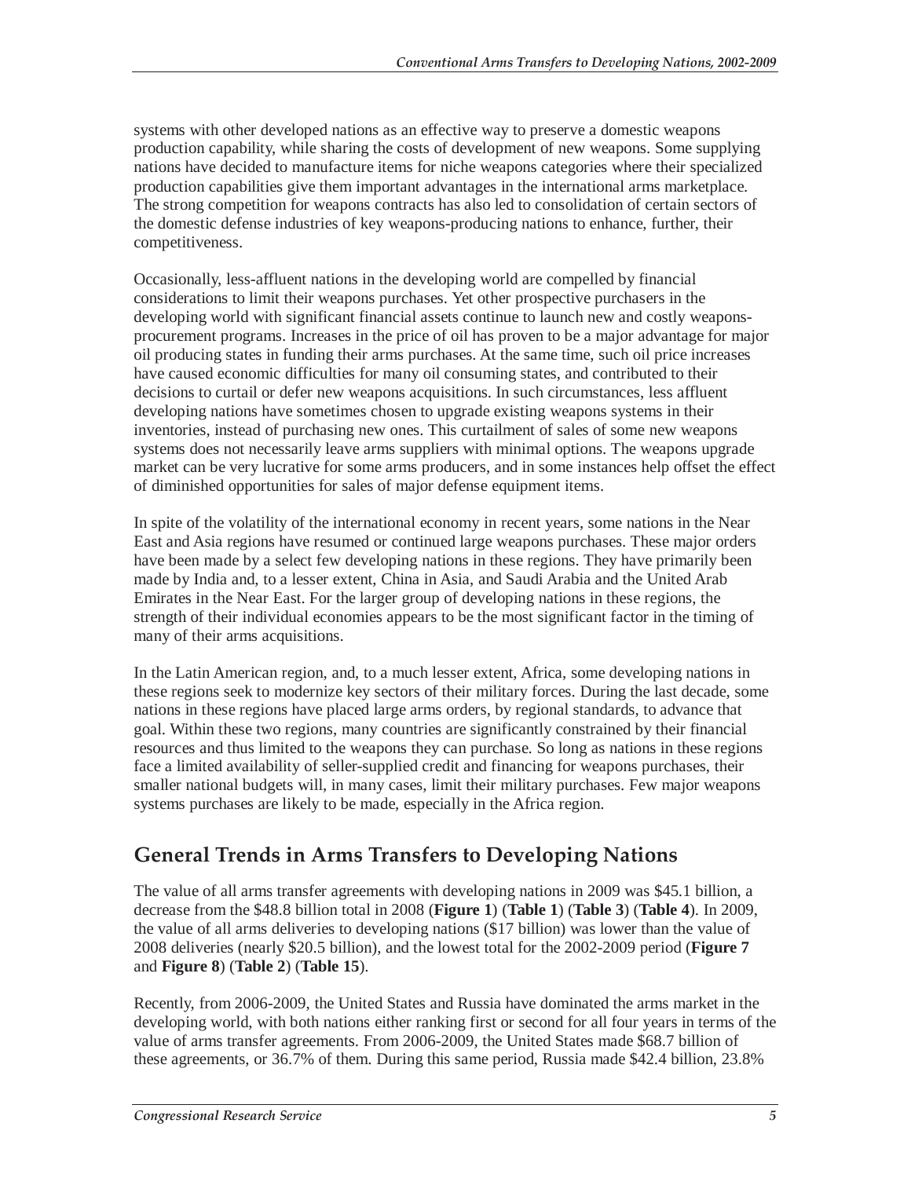systems with other developed nations as an effective way to preserve a domestic weapons production capability, while sharing the costs of development of new weapons. Some supplying nations have decided to manufacture items for niche weapons categories where their specialized production capabilities give them important advantages in the international arms marketplace. The strong competition for weapons contracts has also led to consolidation of certain sectors of the domestic defense industries of key weapons-producing nations to enhance, further, their competitiveness.

Occasionally, less-affluent nations in the developing world are compelled by financial considerations to limit their weapons purchases. Yet other prospective purchasers in the developing world with significant financial assets continue to launch new and costly weapons-procurement programs. Increases in the price of oil has proven to be a major advantage for major oil producing states in funding their arms purchases. At the same time, such oil price increases have caused economic difficulties for many oil consuming states, and contributed to their decisions to curtail or defer new weapons acquisitions. In such circumstances, less affluent developing nations have sometimes chosen to upgrade existing weapons systems in their inventories, instead of purchasing new ones. This curtailment of sales of some new weapons systems does not necessarily leave arms suppliers with minimal options. The weapons upgrade market can be very lucrative for some arms producers, and in some instances help offset the effect of diminished opportunities for sales of major defense equipment items.

In spite of the volatility of the international economy in recent years, some nations in the Near East and Asia regions have resumed or continued large weapons purchases. These major orders have been made by a select few developing nations in these regions. They have primarily been made by India and, to a lesser extent, China in Asia, and Saudi Arabia and the United Arab Emirates in the Near East. For the larger group of developing nations in these regions, the strength of their individual economies appears to be the most significant factor in the timing of many of their arms acquisitions.

In the Latin American region, and, to a much lesser extent, Africa, some developing nations in these regions seek to modernize key sectors of their military forces. During the last decade, some nations in these regions have placed large arms orders, by regional standards, to advance that goal. Within these two regions, many countries are significantly constrained by their financial resources and thus limited to the weapons they can purchase. So long as nations in these regions face a limited availability of seller-supplied credit and financing for weapons purchases, their smaller national budgets will, in many cases, limit their military purchases. Few major weapons systems purchases are likely to be made, especially in the Africa region.

## General Trends in Arms Transfers to Developing Nations

The value of all arms transfer agreements with developing nations in 2009 was $45.1 billion, a decrease from the $48.8 billion total in 2008 (**Figure 1**) (**Table 1**) (**Table 3**) (**Table 4**). In 2009, the value of all arms deliveries to developing nations ($17 billion) was lower than the value of 2008 deliveries (nearly $20.5 billion), and the lowest total for the 2002-2009 period (**Figure 7** and **Figure 8**) (**Table 2**) (**Table 15**).

Recently, from 2006-2009, the United States and Russia have dominated the arms market in the developing world, with both nations either ranking first or second for all four years in terms of the value of arms transfer agreements. From 2006-2009, the United States made $68.7 billion of these agreements, or 36.7% of them. During this same period, Russia made $42.4 billion, 23.8%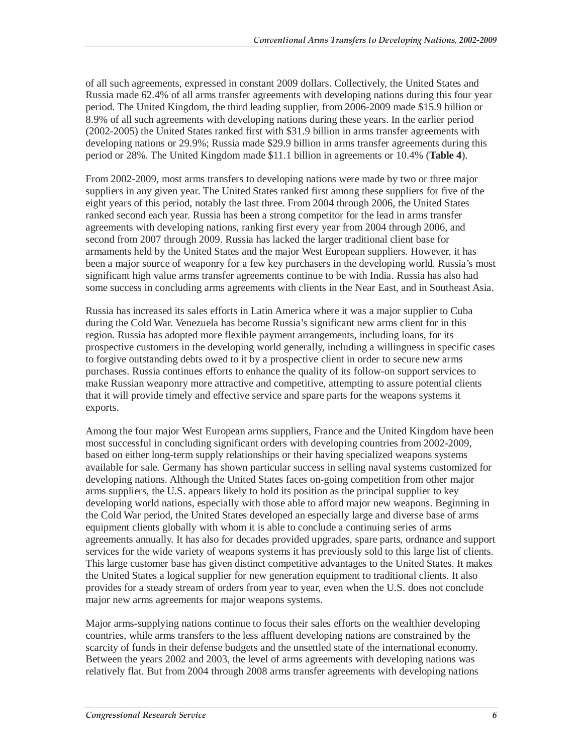of all such agreements, expressed in constant 2009 dollars. Collectively, the United States and Russia made 62.4% of all arms transfer agreements with developing nations during this four year period. The United Kingdom, the third leading supplier, from 2006-2009 made $15.9 billion or 8.9% of all such agreements with developing nations during these years. In the earlier period (2002-2005) the United States ranked first with $31.9 billion in arms transfer agreements with developing nations or 29.9%; Russia made $29.9 billion in arms transfer agreements during this period or 28%. The United Kingdom made $11.1 billion in agreements or 10.4% (**Table 4**).

From 2002-2009, most arms transfers to developing nations were made by two or three major suppliers in any given year. The United States ranked first among these suppliers for five of the eight years of this period, notably the last three. From 2004 through 2006, the United States ranked second each year. Russia has been a strong competitor for the lead in arms transfer agreements with developing nations, ranking first every year from 2004 through 2006, and second from 2007 through 2009. Russia has lacked the larger traditional client base for armaments held by the United States and the major West European suppliers. However, it has been a major source of weaponry for a few key purchasers in the developing world. Russia's most significant high value arms transfer agreements continue to be with India. Russia has also had some success in concluding arms agreements with clients in the Near East, and in Southeast Asia.

Russia has increased its sales efforts in Latin America where it was a major supplier to Cuba during the Cold War. Venezuela has become Russia's significant new arms client for in this region. Russia has adopted more flexible payment arrangements, including loans, for its prospective customers in the developing world generally, including a willingness in specific cases to forgive outstanding debts owed to it by a prospective client in order to secure new arms purchases. Russia continues efforts to enhance the quality of its follow-on support services to make Russian weaponry more attractive and competitive, attempting to assure potential clients that it will provide timely and effective service and spare parts for the weapons systems it exports.

Among the four major West European arms suppliers, France and the United Kingdom have been most successful in concluding significant orders with developing countries from 2002-2009, based on either long-term supply relationships or their having specialized weapons systems available for sale. Germany has shown particular success in selling naval systems customized for developing nations. Although the United States faces on-going competition from other major arms suppliers, the U.S. appears likely to hold its position as the principal supplier to key developing world nations, especially with those able to afford major new weapons. Beginning in the Cold War period, the United States developed an especially large and diverse base of arms equipment clients globally with whom it is able to conclude a continuing series of arms agreements annually. It has also for decades provided upgrades, spare parts, ordnance and support services for the wide variety of weapons systems it has previously sold to this large list of clients. This large customer base has given distinct competitive advantages to the United States. It makes the United States a logical supplier for new generation equipment to traditional clients. It also provides for a steady stream of orders from year to year, even when the U.S. does not conclude major new arms agreements for major weapons systems.

Major arms-supplying nations continue to focus their sales efforts on the wealthier developing countries, while arms transfers to the less affluent developing nations are constrained by the scarcity of funds in their defense budgets and the unsettled state of the international economy. Between the years 2002 and 2003, the level of arms agreements with developing nations was relatively flat. But from 2004 through 2008 arms transfer agreements with developing nations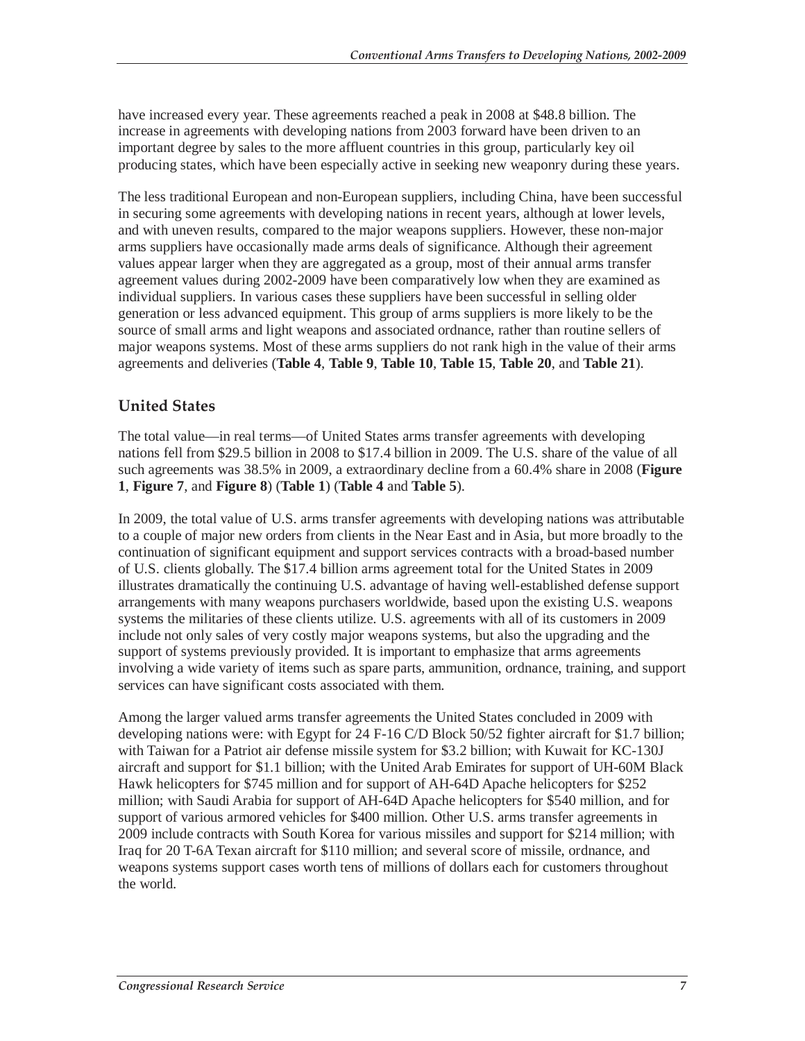have increased every year. These agreements reached a peak in 2008 at $48.8 billion. The increase in agreements with developing nations from 2003 forward have been driven to an important degree by sales to the more affluent countries in this group, particularly key oil producing states, which have been especially active in seeking new weaponry during these years.

The less traditional European and non-European suppliers, including China, have been successful in securing some agreements with developing nations in recent years, although at lower levels, and with uneven results, compared to the major weapons suppliers. However, these non-major arms suppliers have occasionally made arms deals of significance. Although their agreement values appear larger when they are aggregated as a group, most of their annual arms transfer agreement values during 2002-2009 have been comparatively low when they are examined as individual suppliers. In various cases these suppliers have been successful in selling older generation or less advanced equipment. This group of arms suppliers is more likely to be the source of small arms and light weapons and associated ordnance, rather than routine sellers of major weapons systems. Most of these arms suppliers do not rank high in the value of their arms agreements and deliveries (**Table 4**, **Table 9**, **Table 10**, **Table 15**, **Table 20**, and **Table 21**).

## United States

The total value—in real terms—of United States arms transfer agreements with developing nations fell from $29.5 billion in 2008 to $17.4 billion in 2009. The U.S. share of the value of all such agreements was 38.5% in 2009, a extraordinary decline from a 60.4% share in 2008 (**Figure 1**, **Figure 7**, and **Figure 8**) (**Table 1**) (**Table 4** and **Table 5**).

In 2009, the total value of U.S. arms transfer agreements with developing nations was attributable to a couple of major new orders from clients in the Near East and in Asia, but more broadly to the continuation of significant equipment and support services contracts with a broad-based number of U.S. clients globally. The $17.4 billion arms agreement total for the United States in 2009 illustrates dramatically the continuing U.S. advantage of having well-established defense support arrangements with many weapons purchasers worldwide, based upon the existing U.S. weapons systems the militaries of these clients utilize. U.S. agreements with all of its customers in 2009 include not only sales of very costly major weapons systems, but also the upgrading and the support of systems previously provided. It is important to emphasize that arms agreements involving a wide variety of items such as spare parts, ammunition, ordnance, training, and support services can have significant costs associated with them.

Among the larger valued arms transfer agreements the United States concluded in 2009 with developing nations were: with Egypt for 24 F-16 C/D Block 50/52 fighter aircraft for $1.7 billion; with Taiwan for a Patriot air defense missile system for $3.2 billion; with Kuwait for KC-130J aircraft and support for $1.1 billion; with the United Arab Emirates for support of UH-60M Black Hawk helicopters for $745 million and for support of AH-64D Apache helicopters for $252 million; with Saudi Arabia for support of AH-64D Apache helicopters for $540 million, and for support of various armored vehicles for $400 million. Other U.S. arms transfer agreements in 2009 include contracts with South Korea for various missiles and support for $214 million; with Iraq for 20 T-6A Texan aircraft for $110 million; and several score of missile, ordnance, and weapons systems support cases worth tens of millions of dollars each for customers throughout the world.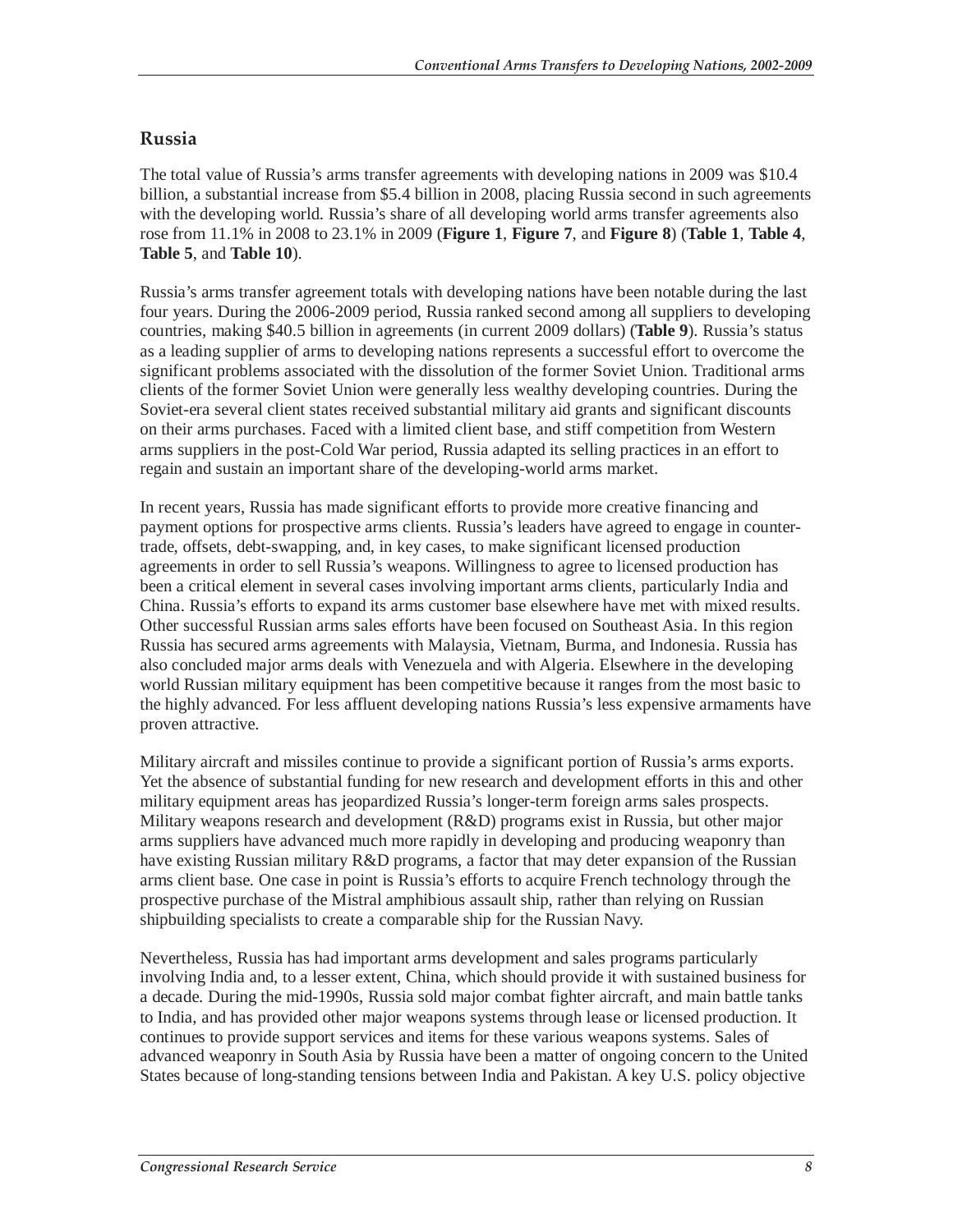## Russia

The total value of Russia's arms transfer agreements with developing nations in 2009 was $10.4 billion, a substantial increase from $5.4 billion in 2008, placing Russia second in such agreements with the developing world. Russia's share of all developing world arms transfer agreements also rose from 11.1% in 2008 to 23.1% in 2009 (**Figure 1**, **Figure 7**, and **Figure 8**) (**Table 1**, **Table 4**, **Table 5**, and **Table 10**).

Russia's arms transfer agreement totals with developing nations have been notable during the last four years. During the 2006-2009 period, Russia ranked second among all suppliers to developing countries, making $40.5 billion in agreements (in current 2009 dollars) (**Table 9**). Russia's status as a leading supplier of arms to developing nations represents a successful effort to overcome the significant problems associated with the dissolution of the former Soviet Union. Traditional arms clients of the former Soviet Union were generally less wealthy developing countries. During the Soviet-era several client states received substantial military aid grants and significant discounts on their arms purchases. Faced with a limited client base, and stiff competition from Western arms suppliers in the post-Cold War period, Russia adapted its selling practices in an effort to regain and sustain an important share of the developing-world arms market.

In recent years, Russia has made significant efforts to provide more creative financing and payment options for prospective arms clients. Russia's leaders have agreed to engage in counter-trade, offsets, debt-swapping, and, in key cases, to make significant licensed production agreements in order to sell Russia's weapons. Willingness to agree to licensed production has been a critical element in several cases involving important arms clients, particularly India and China. Russia's efforts to expand its arms customer base elsewhere have met with mixed results. Other successful Russian arms sales efforts have been focused on Southeast Asia. In this region Russia has secured arms agreements with Malaysia, Vietnam, Burma, and Indonesia. Russia has also concluded major arms deals with Venezuela and with Algeria. Elsewhere in the developing world Russian military equipment has been competitive because it ranges from the most basic to the highly advanced. For less affluent developing nations Russia's less expensive armaments have proven attractive.

Military aircraft and missiles continue to provide a significant portion of Russia's arms exports. Yet the absence of substantial funding for new research and development efforts in this and other military equipment areas has jeopardized Russia's longer-term foreign arms sales prospects. Military weapons research and development (R&D) programs exist in Russia, but other major arms suppliers have advanced much more rapidly in developing and producing weaponry than have existing Russian military R&D programs, a factor that may deter expansion of the Russian arms client base. One case in point is Russia's efforts to acquire French technology through the prospective purchase of the Mistral amphibious assault ship, rather than relying on Russian shipbuilding specialists to create a comparable ship for the Russian Navy.

Nevertheless, Russia has had important arms development and sales programs particularly involving India and, to a lesser extent, China, which should provide it with sustained business for a decade. During the mid-1990s, Russia sold major combat fighter aircraft, and main battle tanks to India, and has provided other major weapons systems through lease or licensed production. It continues to provide support services and items for these various weapons systems. Sales of advanced weaponry in South Asia by Russia have been a matter of ongoing concern to the United States because of long-standing tensions between India and Pakistan. A key U.S. policy objective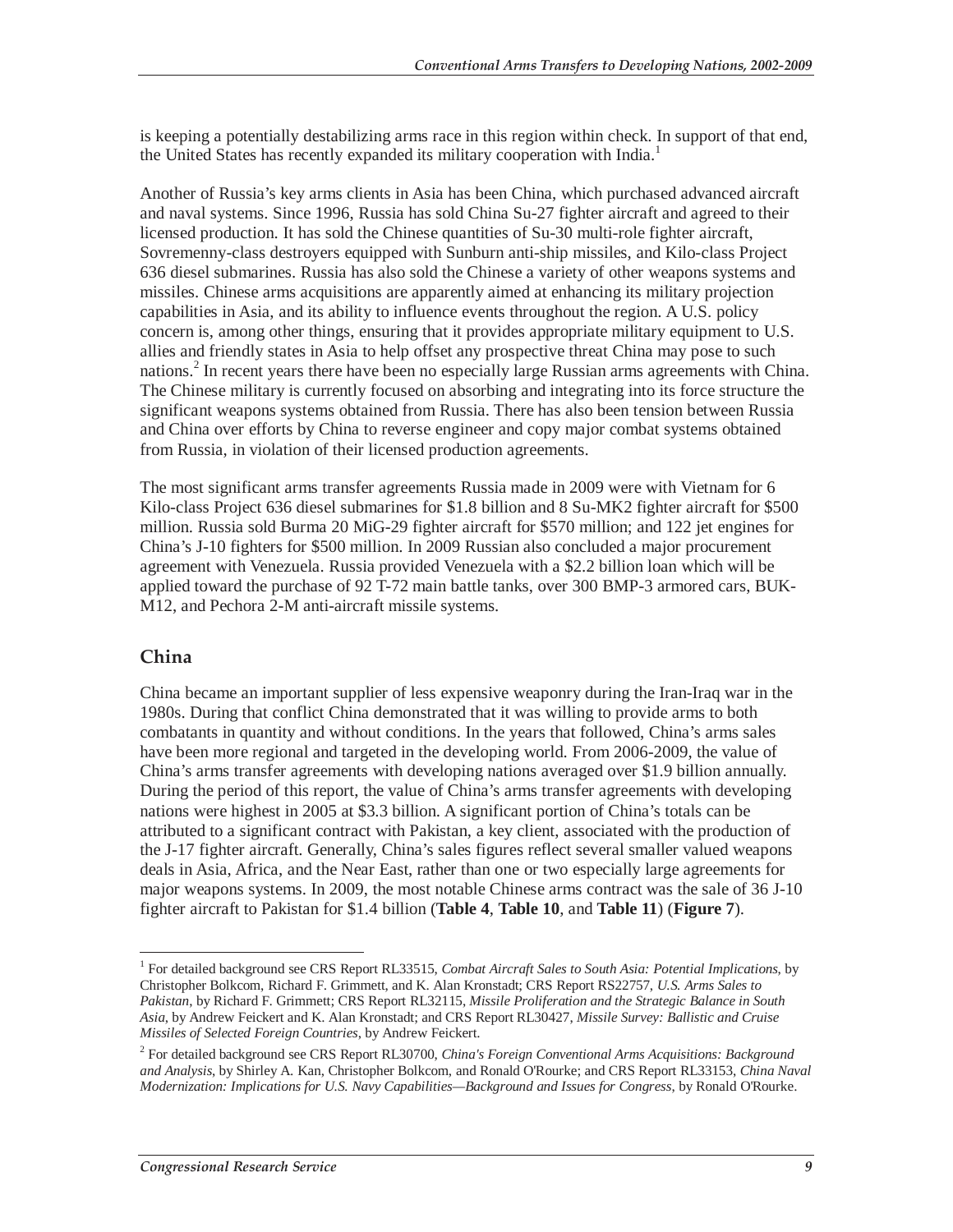is keeping a potentially destabilizing arms race in this region within check. In support of that end, the United States has recently expanded its military cooperation with India.[1]

Another of Russia's key arms clients in Asia has been China, which purchased advanced aircraft and naval systems. Since 1996, Russia has sold China Su-27 fighter aircraft and agreed to their licensed production. It has sold the Chinese quantities of Su-30 multi-role fighter aircraft, Sovremenny-class destroyers equipped with Sunburn anti-ship missiles, and Kilo-class Project 636 diesel submarines. Russia has also sold the Chinese a variety of other weapons systems and missiles. Chinese arms acquisitions are apparently aimed at enhancing its military projection capabilities in Asia, and its ability to influence events throughout the region. A U.S. policy concern is, among other things, ensuring that it provides appropriate military equipment to U.S. allies and friendly states in Asia to help offset any prospective threat China may pose to such nations.[2] In recent years there have been no especially large Russian arms agreements with China. The Chinese military is currently focused on absorbing and integrating into its force structure the significant weapons systems obtained from Russia. There has also been tension between Russia and China over efforts by China to reverse engineer and copy major combat systems obtained from Russia, in violation of their licensed production agreements.

The most significant arms transfer agreements Russia made in 2009 were with Vietnam for 6 Kilo-class Project 636 diesel submarines for $1.8 billion and 8 Su-MK2 fighter aircraft for $500 million. Russia sold Burma 20 MiG-29 fighter aircraft for $570 million; and 122 jet engines for China's J-10 fighters for $500 million. In 2009 Russian also concluded a major procurement agreement with Venezuela. Russia provided Venezuela with a $2.2 billion loan which will be applied toward the purchase of 92 T-72 main battle tanks, over 300 BMP-3 armored cars, BUK-M12, and Pechora 2-M anti-aircraft missile systems.

## China

China became an important supplier of less expensive weaponry during the Iran-Iraq war in the 1980s. During that conflict China demonstrated that it was willing to provide arms to both combatants in quantity and without conditions. In the years that followed, China's arms sales have been more regional and targeted in the developing world. From 2006-2009, the value of China's arms transfer agreements with developing nations averaged over $1.9 billion annually. During the period of this report, the value of China's arms transfer agreements with developing nations were highest in 2005 at $3.3 billion. A significant portion of China's totals can be attributed to a significant contract with Pakistan, a key client, associated with the production of the J-17 fighter aircraft. Generally, China's sales figures reflect several smaller valued weapons deals in Asia, Africa, and the Near East, rather than one or two especially large agreements for major weapons systems. In 2009, the most notable Chinese arms contract was the sale of 36 J-10 fighter aircraft to Pakistan for $1.4 billion (**Table 4**, **Table 10**, and **Table 11**) (**Figure 7**).

---

[1] For detailed background see CRS Report RL33515, *Combat Aircraft Sales to South Asia: Potential Implications*, by Christopher Bolkcom, Richard F. Grimmett, and K. Alan Kronstadt; CRS Report RS22757, *U.S. Arms Sales to Pakistan*, by Richard F. Grimmett; CRS Report RL32115, *Missile Proliferation and the Strategic Balance in South Asia*, by Andrew Feickert and K. Alan Kronstadt; and CRS Report RL30427, *Missile Survey: Ballistic and Cruise Missiles of Selected Foreign Countries*, by Andrew Feickert.

[2] For detailed background see CRS Report RL30700, *China's Foreign Conventional Arms Acquisitions: Background and Analysis*, by Shirley A. Kan, Christopher Bolkcom, and Ronald O'Rourke; and CRS Report RL33153, *China Naval Modernization: Implications for U.S. Navy Capabilities—Background and Issues for Congress*, by Ronald O'Rourke.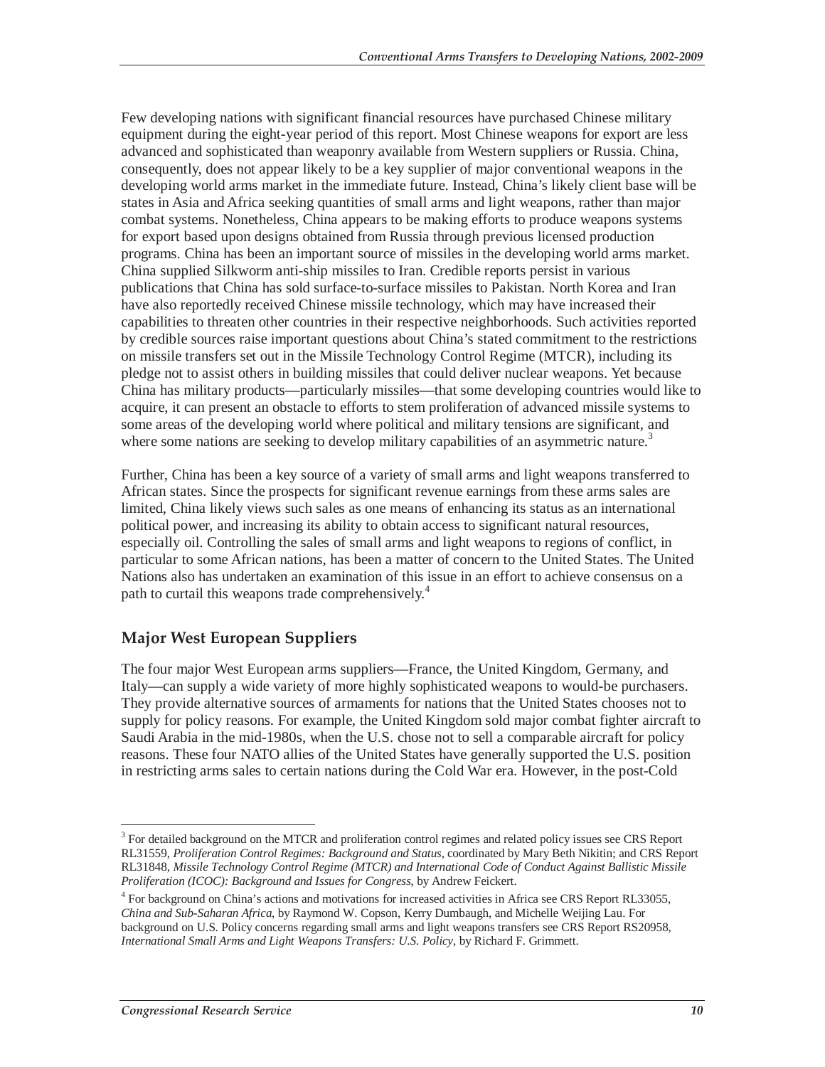Few developing nations with significant financial resources have purchased Chinese military equipment during the eight-year period of this report. Most Chinese weapons for export are less advanced and sophisticated than weaponry available from Western suppliers or Russia. China, consequently, does not appear likely to be a key supplier of major conventional weapons in the developing world arms market in the immediate future. Instead, China's likely client base will be states in Asia and Africa seeking quantities of small arms and light weapons, rather than major combat systems. Nonetheless, China appears to be making efforts to produce weapons systems for export based upon designs obtained from Russia through previous licensed production programs. China has been an important source of missiles in the developing world arms market. China supplied Silkworm anti-ship missiles to Iran. Credible reports persist in various publications that China has sold surface-to-surface missiles to Pakistan. North Korea and Iran have also reportedly received Chinese missile technology, which may have increased their capabilities to threaten other countries in their respective neighborhoods. Such activities reported by credible sources raise important questions about China's stated commitment to the restrictions on missile transfers set out in the Missile Technology Control Regime (MTCR), including its pledge not to assist others in building missiles that could deliver nuclear weapons. Yet because China has military products—particularly missiles—that some developing countries would like to acquire, it can present an obstacle to efforts to stem proliferation of advanced missile systems to some areas of the developing world where political and military tensions are significant, and where some nations are seeking to develop military capabilities of an asymmetric nature.[3]

Further, China has been a key source of a variety of small arms and light weapons transferred to African states. Since the prospects for significant revenue earnings from these arms sales are limited, China likely views such sales as one means of enhancing its status as an international political power, and increasing its ability to obtain access to significant natural resources, especially oil. Controlling the sales of small arms and light weapons to regions of conflict, in particular to some African nations, has been a matter of concern to the United States. The United Nations also has undertaken an examination of this issue in an effort to achieve consensus on a path to curtail this weapons trade comprehensively.[4]

## Major West European Suppliers

The four major West European arms suppliers—France, the United Kingdom, Germany, and Italy—can supply a wide variety of more highly sophisticated weapons to would-be purchasers. They provide alternative sources of armaments for nations that the United States chooses not to supply for policy reasons. For example, the United Kingdom sold major combat fighter aircraft to Saudi Arabia in the mid-1980s, when the U.S. chose not to sell a comparable aircraft for policy reasons. These four NATO allies of the United States have generally supported the U.S. position in restricting arms sales to certain nations during the Cold War era. However, in the post-Cold

---

[3] For detailed background on the MTCR and proliferation control regimes and related policy issues see CRS Report RL31559, *Proliferation Control Regimes: Background and Status*, coordinated by Mary Beth Nikitin; and CRS Report RL31848, *Missile Technology Control Regime (MTCR) and International Code of Conduct Against Ballistic Missile Proliferation (ICOC): Background and Issues for Congress*, by Andrew Feickert.

[4] For background on China's actions and motivations for increased activities in Africa see CRS Report RL33055, *China and Sub-Saharan Africa*, by Raymond W. Copson, Kerry Dumbaugh, and Michelle Weijing Lau. For background on U.S. Policy concerns regarding small arms and light weapons transfers see CRS Report RS20958, *International Small Arms and Light Weapons Transfers: U.S. Policy*, by Richard F. Grimmett.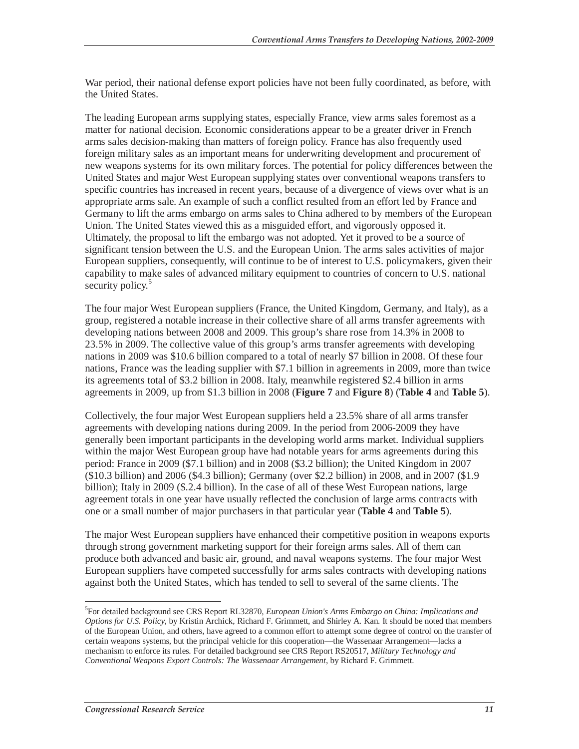War period, their national defense export policies have not been fully coordinated, as before, with the United States.

The leading European arms supplying states, especially France, view arms sales foremost as a matter for national decision. Economic considerations appear to be a greater driver in French arms sales decision-making than matters of foreign policy. France has also frequently used foreign military sales as an important means for underwriting development and procurement of new weapons systems for its own military forces. The potential for policy differences between the United States and major West European supplying states over conventional weapons transfers to specific countries has increased in recent years, because of a divergence of views over what is an appropriate arms sale. An example of such a conflict resulted from an effort led by France and Germany to lift the arms embargo on arms sales to China adhered to by members of the European Union. The United States viewed this as a misguided effort, and vigorously opposed it. Ultimately, the proposal to lift the embargo was not adopted. Yet it proved to be a source of significant tension between the U.S. and the European Union. The arms sales activities of major European suppliers, consequently, will continue to be of interest to U.S. policymakers, given their capability to make sales of advanced military equipment to countries of concern to U.S. national security policy.[5]

The four major West European suppliers (France, the United Kingdom, Germany, and Italy), as a group, registered a notable increase in their collective share of all arms transfer agreements with developing nations between 2008 and 2009. This group's share rose from 14.3% in 2008 to 23.5% in 2009. The collective value of this group's arms transfer agreements with developing nations in 2009 was $10.6 billion compared to a total of nearly $7 billion in 2008. Of these four nations, France was the leading supplier with $7.1 billion in agreements in 2009, more than twice its agreements total of $3.2 billion in 2008. Italy, meanwhile registered $2.4 billion in arms agreements in 2009, up from $1.3 billion in 2008 (**Figure 7** and **Figure 8**) (**Table 4** and **Table 5**).

Collectively, the four major West European suppliers held a 23.5% share of all arms transfer agreements with developing nations during 2009. In the period from 2006-2009 they have generally been important participants in the developing world arms market. Individual suppliers within the major West European group have had notable years for arms agreements during this period: France in 2009 ($7.1 billion) and in 2008 ($3.2 billion); the United Kingdom in 2007 ($10.3 billion) and 2006 ($4.3 billion); Germany (over $2.2 billion) in 2008, and in 2007 ($1.9 billion); Italy in 2009 ($.2.4 billion). In the case of all of these West European nations, large agreement totals in one year have usually reflected the conclusion of large arms contracts with one or a small number of major purchasers in that particular year (**Table 4** and **Table 5**).

The major West European suppliers have enhanced their competitive position in weapons exports through strong government marketing support for their foreign arms sales. All of them can produce both advanced and basic air, ground, and naval weapons systems. The four major West European suppliers have competed successfully for arms sales contracts with developing nations against both the United States, which has tended to sell to several of the same clients. The

---

[5] For detailed background see CRS Report RL32870, *European Union's Arms Embargo on China: Implications and Options for U.S. Policy*, by Kristin Archick, Richard F. Grimmett, and Shirley A. Kan. It should be noted that members of the European Union, and others, have agreed to a common effort to attempt some degree of control on the transfer of certain weapons systems, but the principal vehicle for this cooperation—the Wassenaar Arrangement—lacks a mechanism to enforce its rules. For detailed background see CRS Report RS20517, *Military Technology and Conventional Weapons Export Controls: The Wassenaar Arrangement*, by Richard F. Grimmett.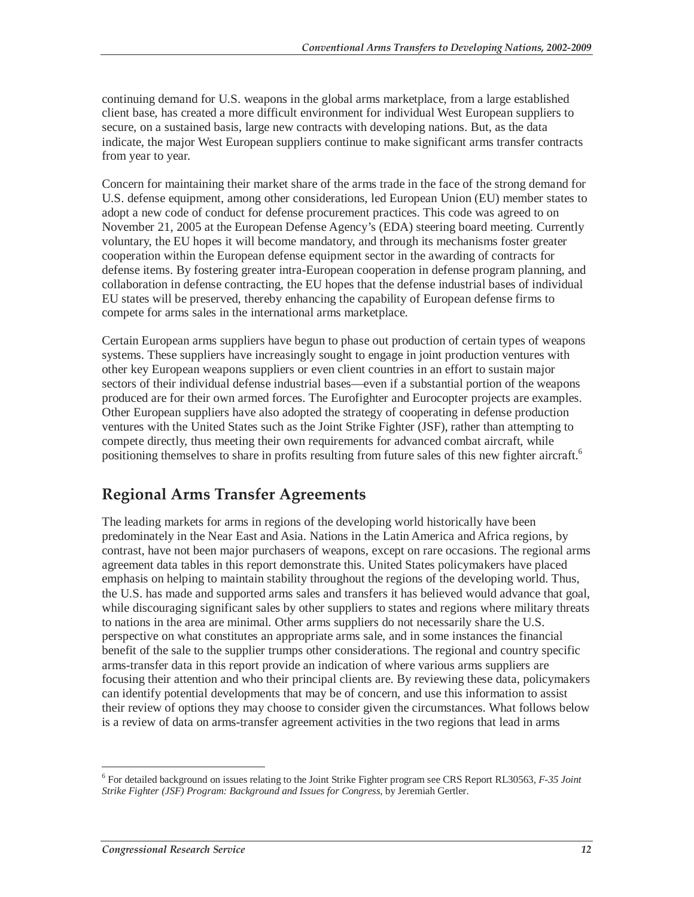continuing demand for U.S. weapons in the global arms marketplace, from a large established client base, has created a more difficult environment for individual West European suppliers to secure, on a sustained basis, large new contracts with developing nations. But, as the data indicate, the major West European suppliers continue to make significant arms transfer contracts from year to year.

Concern for maintaining their market share of the arms trade in the face of the strong demand for U.S. defense equipment, among other considerations, led European Union (EU) member states to adopt a new code of conduct for defense procurement practices. This code was agreed to on November 21, 2005 at the European Defense Agency's (EDA) steering board meeting. Currently voluntary, the EU hopes it will become mandatory, and through its mechanisms foster greater cooperation within the European defense equipment sector in the awarding of contracts for defense items. By fostering greater intra-European cooperation in defense program planning, and collaboration in defense contracting, the EU hopes that the defense industrial bases of individual EU states will be preserved, thereby enhancing the capability of European defense firms to compete for arms sales in the international arms marketplace.

Certain European arms suppliers have begun to phase out production of certain types of weapons systems. These suppliers have increasingly sought to engage in joint production ventures with other key European weapons suppliers or even client countries in an effort to sustain major sectors of their individual defense industrial bases—even if a substantial portion of the weapons produced are for their own armed forces. The Eurofighter and Eurocopter projects are examples. Other European suppliers have also adopted the strategy of cooperating in defense production ventures with the United States such as the Joint Strike Fighter (JSF), rather than attempting to compete directly, thus meeting their own requirements for advanced combat aircraft, while positioning themselves to share in profits resulting from future sales of this new fighter aircraft.[6]

## Regional Arms Transfer Agreements

The leading markets for arms in regions of the developing world historically have been predominately in the Near East and Asia. Nations in the Latin America and Africa regions, by contrast, have not been major purchasers of weapons, except on rare occasions. The regional arms agreement data tables in this report demonstrate this. United States policymakers have placed emphasis on helping to maintain stability throughout the regions of the developing world. Thus, the U.S. has made and supported arms sales and transfers it has believed would advance that goal, while discouraging significant sales by other suppliers to states and regions where military threats to nations in the area are minimal. Other arms suppliers do not necessarily share the U.S. perspective on what constitutes an appropriate arms sale, and in some instances the financial benefit of the sale to the supplier trumps other considerations. The regional and country specific arms-transfer data in this report provide an indication of where various arms suppliers are focusing their attention and who their principal clients are. By reviewing these data, policymakers can identify potential developments that may be of concern, and use this information to assist their review of options they may choose to consider given the circumstances. What follows below is a review of data on arms-transfer agreement activities in the two regions that lead in arms

---

[6] For detailed background on issues relating to the Joint Strike Fighter program see CRS Report RL30563, *F-35 Joint Strike Fighter (JSF) Program: Background and Issues for Congress*, by Jeremiah Gertler.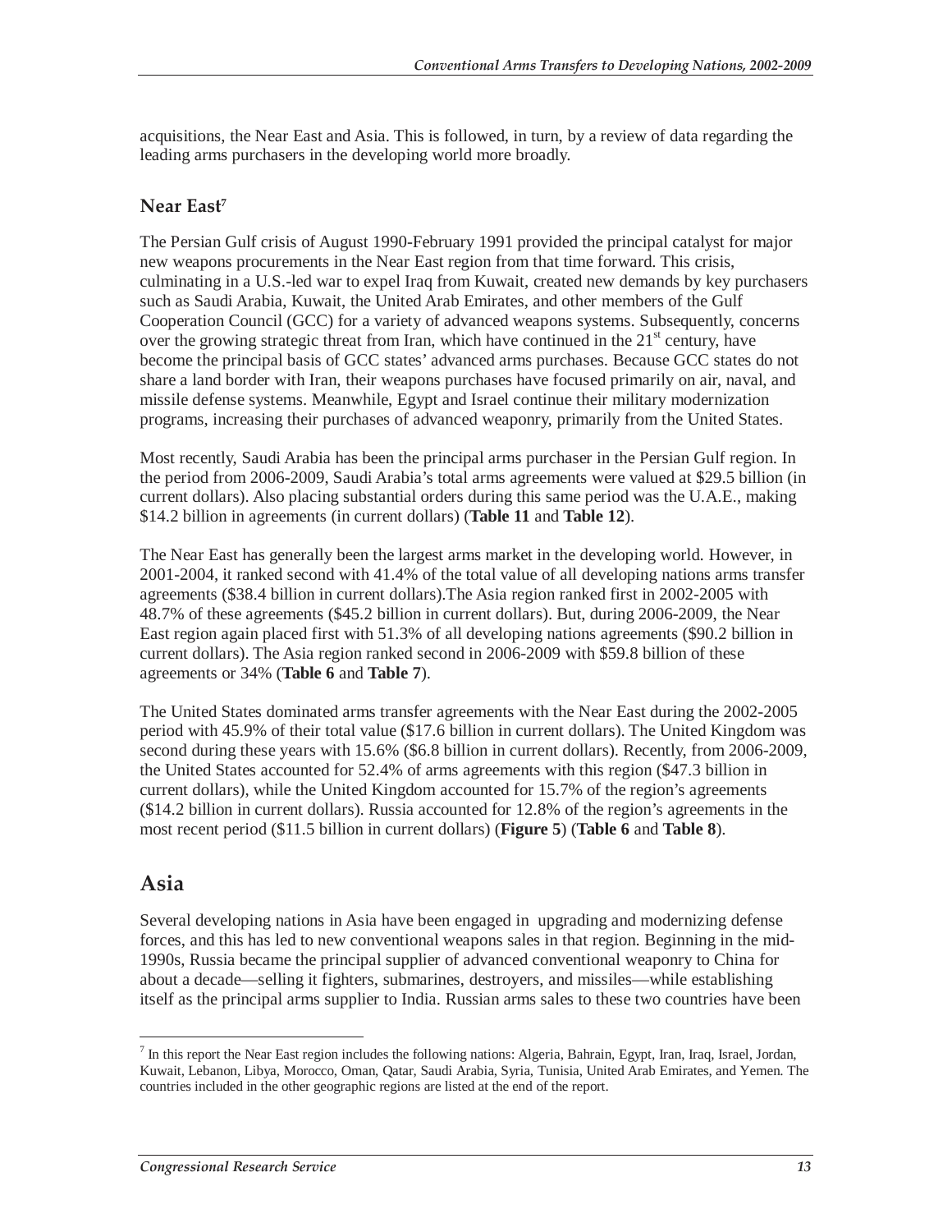acquisitions, the Near East and Asia. This is followed, in turn, by a review of data regarding the leading arms purchasers in the developing world more broadly.

### Near East[7]

The Persian Gulf crisis of August 1990-February 1991 provided the principal catalyst for major new weapons procurements in the Near East region from that time forward. This crisis, culminating in a U.S.-led war to expel Iraq from Kuwait, created new demands by key purchasers such as Saudi Arabia, Kuwait, the United Arab Emirates, and other members of the Gulf Cooperation Council (GCC) for a variety of advanced weapons systems. Subsequently, concerns over the growing strategic threat from Iran, which have continued in the 21st century, have become the principal basis of GCC states' advanced arms purchases. Because GCC states do not share a land border with Iran, their weapons purchases have focused primarily on air, naval, and missile defense systems. Meanwhile, Egypt and Israel continue their military modernization programs, increasing their purchases of advanced weaponry, primarily from the United States.

Most recently, Saudi Arabia has been the principal arms purchaser in the Persian Gulf region. In the period from 2006-2009, Saudi Arabia's total arms agreements were valued at $29.5 billion (in current dollars). Also placing substantial orders during this same period was the U.A.E., making $14.2 billion in agreements (in current dollars) (**Table 11** and **Table 12**).

The Near East has generally been the largest arms market in the developing world. However, in 2001-2004, it ranked second with 41.4% of the total value of all developing nations arms transfer agreements ($38.4 billion in current dollars).The Asia region ranked first in 2002-2005 with 48.7% of these agreements ($45.2 billion in current dollars). But, during 2006-2009, the Near East region again placed first with 51.3% of all developing nations agreements ($90.2 billion in current dollars). The Asia region ranked second in 2006-2009 with $59.8 billion of these agreements or 34% (**Table 6** and **Table 7**).

The United States dominated arms transfer agreements with the Near East during the 2002-2005 period with 45.9% of their total value ($17.6 billion in current dollars). The United Kingdom was second during these years with 15.6% ($6.8 billion in current dollars). Recently, from 2006-2009, the United States accounted for 52.4% of arms agreements with this region ($47.3 billion in current dollars), while the United Kingdom accounted for 15.7% of the region's agreements ($14.2 billion in current dollars). Russia accounted for 12.8% of the region's agreements in the most recent period ($11.5 billion in current dollars) (**Figure 5**) (**Table 6** and **Table 8**).

## Asia

Several developing nations in Asia have been engaged in upgrading and modernizing defense forces, and this has led to new conventional weapons sales in that region. Beginning in the mid-1990s, Russia became the principal supplier of advanced conventional weaponry to China for about a decade—selling it fighters, submarines, destroyers, and missiles—while establishing itself as the principal arms supplier to India. Russian arms sales to these two countries have been

---

[7] In this report the Near East region includes the following nations: Algeria, Bahrain, Egypt, Iran, Iraq, Israel, Jordan, Kuwait, Lebanon, Libya, Morocco, Oman, Qatar, Saudi Arabia, Syria, Tunisia, United Arab Emirates, and Yemen. The countries included in the other geographic regions are listed at the end of the report.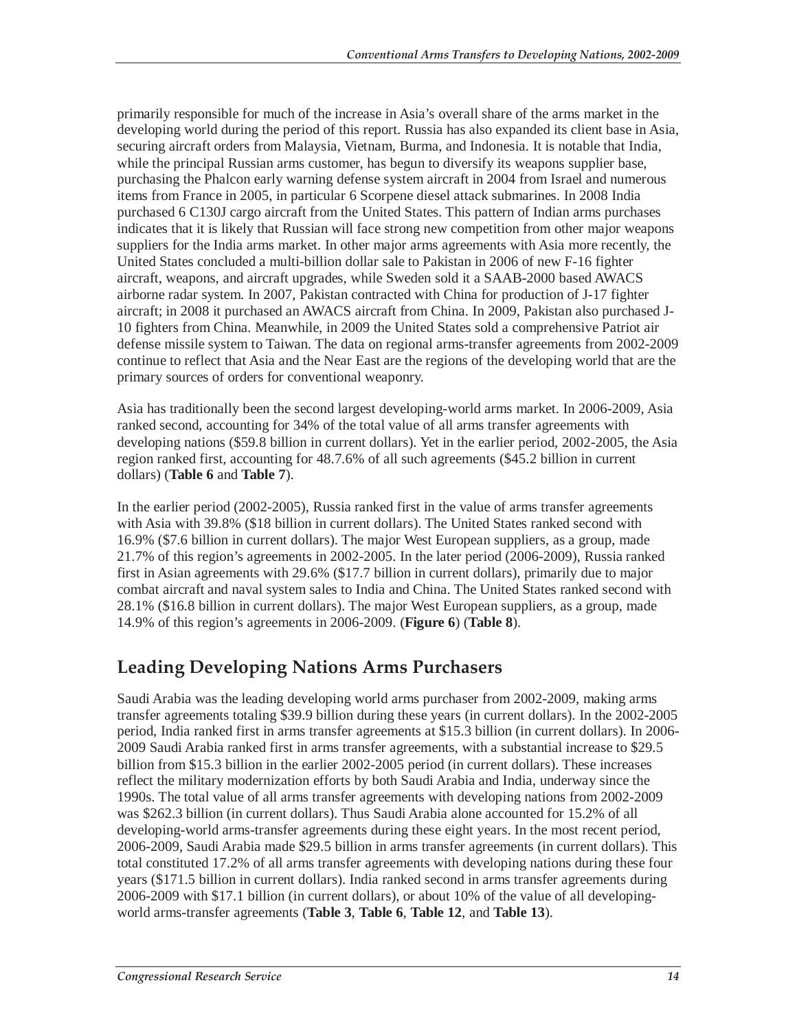primarily responsible for much of the increase in Asia's overall share of the arms market in the developing world during the period of this report. Russia has also expanded its client base in Asia, securing aircraft orders from Malaysia, Vietnam, Burma, and Indonesia. It is notable that India, while the principal Russian arms customer, has begun to diversify its weapons supplier base, purchasing the Phalcon early warning defense system aircraft in 2004 from Israel and numerous items from France in 2005, in particular 6 Scorpene diesel attack submarines. In 2008 India purchased 6 C130J cargo aircraft from the United States. This pattern of Indian arms purchases indicates that it is likely that Russian will face strong new competition from other major weapons suppliers for the India arms market. In other major arms agreements with Asia more recently, the United States concluded a multi-billion dollar sale to Pakistan in 2006 of new F-16 fighter aircraft, weapons, and aircraft upgrades, while Sweden sold it a SAAB-2000 based AWACS airborne radar system. In 2007, Pakistan contracted with China for production of J-17 fighter aircraft; in 2008 it purchased an AWACS aircraft from China. In 2009, Pakistan also purchased J-10 fighters from China. Meanwhile, in 2009 the United States sold a comprehensive Patriot air defense missile system to Taiwan. The data on regional arms-transfer agreements from 2002-2009 continue to reflect that Asia and the Near East are the regions of the developing world that are the primary sources of orders for conventional weaponry.

Asia has traditionally been the second largest developing-world arms market. In 2006-2009, Asia ranked second, accounting for 34% of the total value of all arms transfer agreements with developing nations ($59.8 billion in current dollars). Yet in the earlier period, 2002-2005, the Asia region ranked first, accounting for 48.7.6% of all such agreements ($45.2 billion in current dollars) (**Table 6** and **Table 7**).

In the earlier period (2002-2005), Russia ranked first in the value of arms transfer agreements with Asia with 39.8% ($18 billion in current dollars). The United States ranked second with 16.9% ($7.6 billion in current dollars). The major West European suppliers, as a group, made 21.7% of this region's agreements in 2002-2005. In the later period (2006-2009), Russia ranked first in Asian agreements with 29.6% ($17.7 billion in current dollars), primarily due to major combat aircraft and naval system sales to India and China. The United States ranked second with 28.1% ($16.8 billion in current dollars). The major West European suppliers, as a group, made 14.9% of this region's agreements in 2006-2009. (**Figure 6**) (**Table 8**).

## Leading Developing Nations Arms Purchasers

Saudi Arabia was the leading developing world arms purchaser from 2002-2009, making arms transfer agreements totaling $39.9 billion during these years (in current dollars). In the 2002-2005 period, India ranked first in arms transfer agreements at $15.3 billion (in current dollars). In 2006-2009 Saudi Arabia ranked first in arms transfer agreements, with a substantial increase to $29.5 billion from $15.3 billion in the earlier 2002-2005 period (in current dollars). These increases reflect the military modernization efforts by both Saudi Arabia and India, underway since the 1990s. The total value of all arms transfer agreements with developing nations from 2002-2009 was $262.3 billion (in current dollars). Thus Saudi Arabia alone accounted for 15.2% of all developing-world arms-transfer agreements during these eight years. In the most recent period, 2006-2009, Saudi Arabia made $29.5 billion in arms transfer agreements (in current dollars). This total constituted 17.2% of all arms transfer agreements with developing nations during these four years ($171.5 billion in current dollars). India ranked second in arms transfer agreements during 2006-2009 with $17.1 billion (in current dollars), or about 10% of the value of all developing-world arms-transfer agreements (**Table 3**, **Table 6**, **Table 12**, and **Table 13**).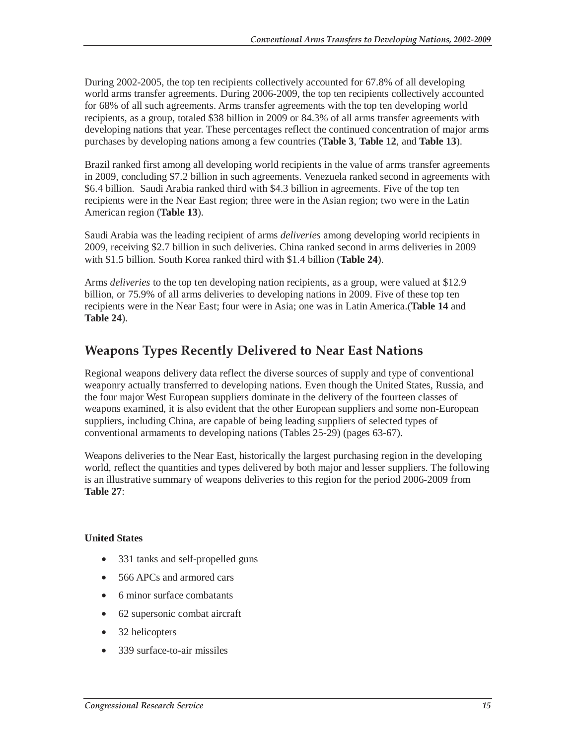During 2002-2005, the top ten recipients collectively accounted for 67.8% of all developing world arms transfer agreements. During 2006-2009, the top ten recipients collectively accounted for 68% of all such agreements. Arms transfer agreements with the top ten developing world recipients, as a group, totaled $38 billion in 2009 or 84.3% of all arms transfer agreements with developing nations that year. These percentages reflect the continued concentration of major arms purchases by developing nations among a few countries (**Table 3**, **Table 12**, and **Table 13**).

Brazil ranked first among all developing world recipients in the value of arms transfer agreements in 2009, concluding $7.2 billion in such agreements. Venezuela ranked second in agreements with $6.4 billion. Saudi Arabia ranked third with $4.3 billion in agreements. Five of the top ten recipients were in the Near East region; three were in the Asian region; two were in the Latin American region (**Table 13**).

Saudi Arabia was the leading recipient of arms *deliveries* among developing world recipients in 2009, receiving $2.7 billion in such deliveries. China ranked second in arms deliveries in 2009 with $1.5 billion. South Korea ranked third with $1.4 billion (**Table 24**).

Arms *deliveries* to the top ten developing nation recipients, as a group, were valued at $12.9 billion, or 75.9% of all arms deliveries to developing nations in 2009. Five of these top ten recipients were in the Near East; four were in Asia; one was in Latin America.(**Table 14** and **Table 24**).

## Weapons Types Recently Delivered to Near East Nations

Regional weapons delivery data reflect the diverse sources of supply and type of conventional weaponry actually transferred to developing nations. Even though the United States, Russia, and the four major West European suppliers dominate in the delivery of the fourteen classes of weapons examined, it is also evident that the other European suppliers and some non-European suppliers, including China, are capable of being leading suppliers of selected types of conventional armaments to developing nations (Tables 25-29) (pages 63-67).

Weapons deliveries to the Near East, historically the largest purchasing region in the developing world, reflect the quantities and types delivered by both major and lesser suppliers. The following is an illustrative summary of weapons deliveries to this region for the period 2006-2009 from **Table 27**:

**United States**

- 331 tanks and self-propelled guns
- 566 APCs and armored cars
- 6 minor surface combatants
- 62 supersonic combat aircraft
- 32 helicopters
- 339 surface-to-air missiles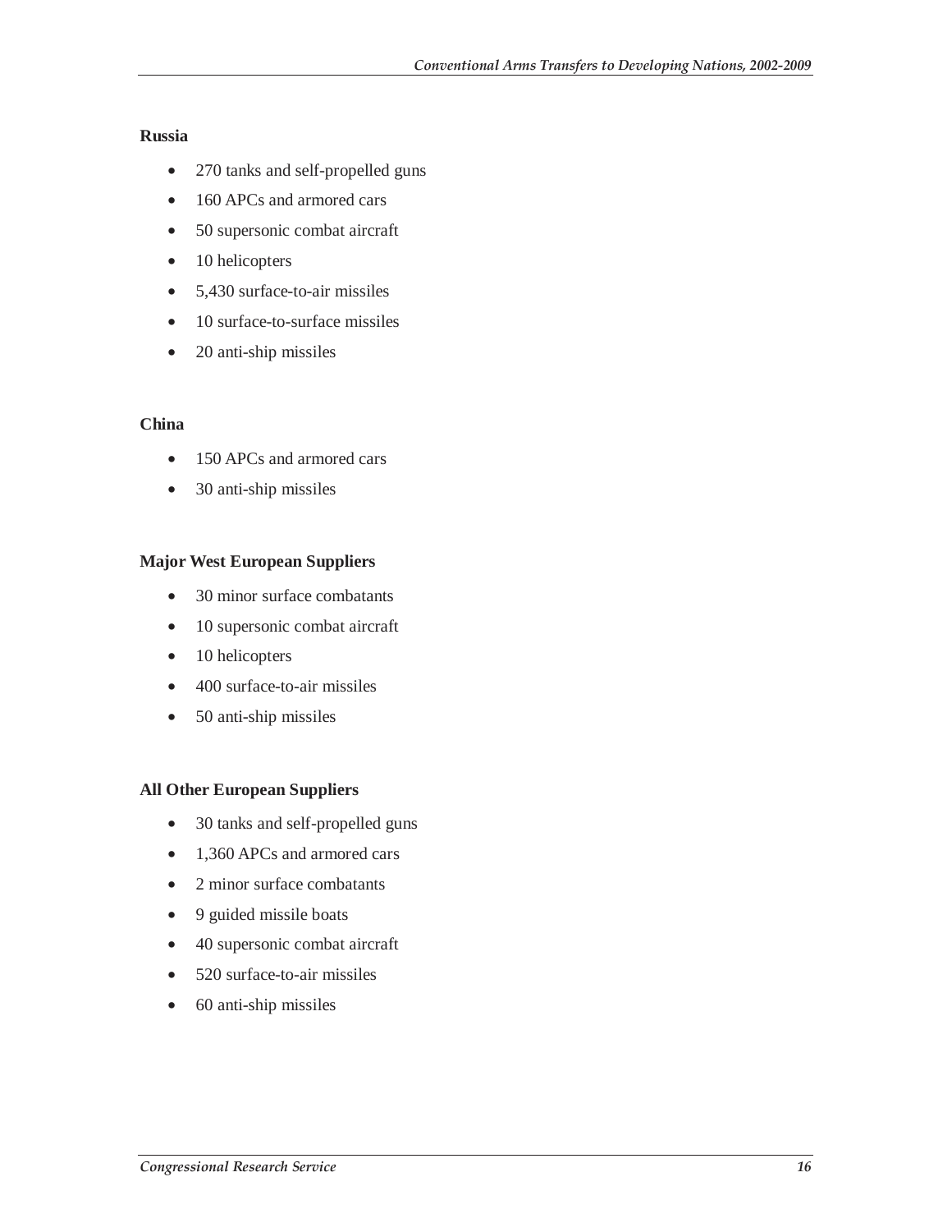**Russia**

- 270 tanks and self-propelled guns
- 160 APCs and armored cars
- 50 supersonic combat aircraft
- 10 helicopters
- 5,430 surface-to-air missiles
- 10 surface-to-surface missiles
- 20 anti-ship missiles

**China**

- 150 APCs and armored cars
- 30 anti-ship missiles

**Major West European Suppliers**

- 30 minor surface combatants
- 10 supersonic combat aircraft
- 10 helicopters
- 400 surface-to-air missiles
- 50 anti-ship missiles

**All Other European Suppliers**

- 30 tanks and self-propelled guns
- 1,360 APCs and armored cars
- 2 minor surface combatants
- 9 guided missile boats
- 40 supersonic combat aircraft
- 520 surface-to-air missiles
- 60 anti-ship missiles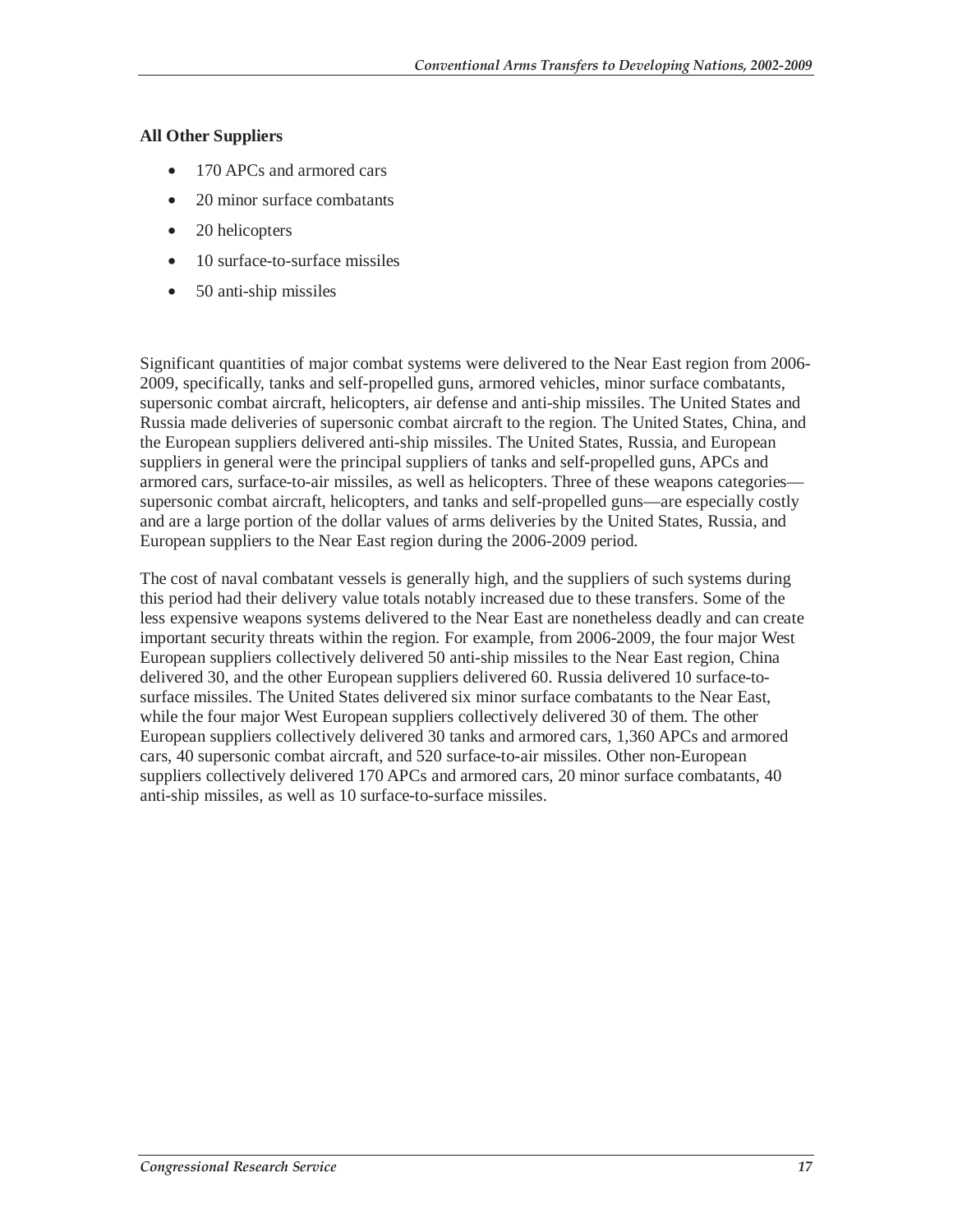**All Other Suppliers**

- 170 APCs and armored cars
- 20 minor surface combatants
- 20 helicopters
- 10 surface-to-surface missiles
- 50 anti-ship missiles

Significant quantities of major combat systems were delivered to the Near East region from 2006-2009, specifically, tanks and self-propelled guns, armored vehicles, minor surface combatants, supersonic combat aircraft, helicopters, air defense and anti-ship missiles. The United States and Russia made deliveries of supersonic combat aircraft to the region. The United States, China, and the European suppliers delivered anti-ship missiles. The United States, Russia, and European suppliers in general were the principal suppliers of tanks and self-propelled guns, APCs and armored cars, surface-to-air missiles, as well as helicopters. Three of these weapons categories—supersonic combat aircraft, helicopters, and tanks and self-propelled guns—are especially costly and are a large portion of the dollar values of arms deliveries by the United States, Russia, and European suppliers to the Near East region during the 2006-2009 period.

The cost of naval combatant vessels is generally high, and the suppliers of such systems during this period had their delivery value totals notably increased due to these transfers. Some of the less expensive weapons systems delivered to the Near East are nonetheless deadly and can create important security threats within the region. For example, from 2006-2009, the four major West European suppliers collectively delivered 50 anti-ship missiles to the Near East region, China delivered 30, and the other European suppliers delivered 60. Russia delivered 10 surface-to-surface missiles. The United States delivered six minor surface combatants to the Near East, while the four major West European suppliers collectively delivered 30 of them. The other European suppliers collectively delivered 30 tanks and armored cars, 1,360 APCs and armored cars, 40 supersonic combat aircraft, and 520 surface-to-air missiles. Other non-European suppliers collectively delivered 170 APCs and armored cars, 20 minor surface combatants, 40 anti-ship missiles, as well as 10 surface-to-surface missiles.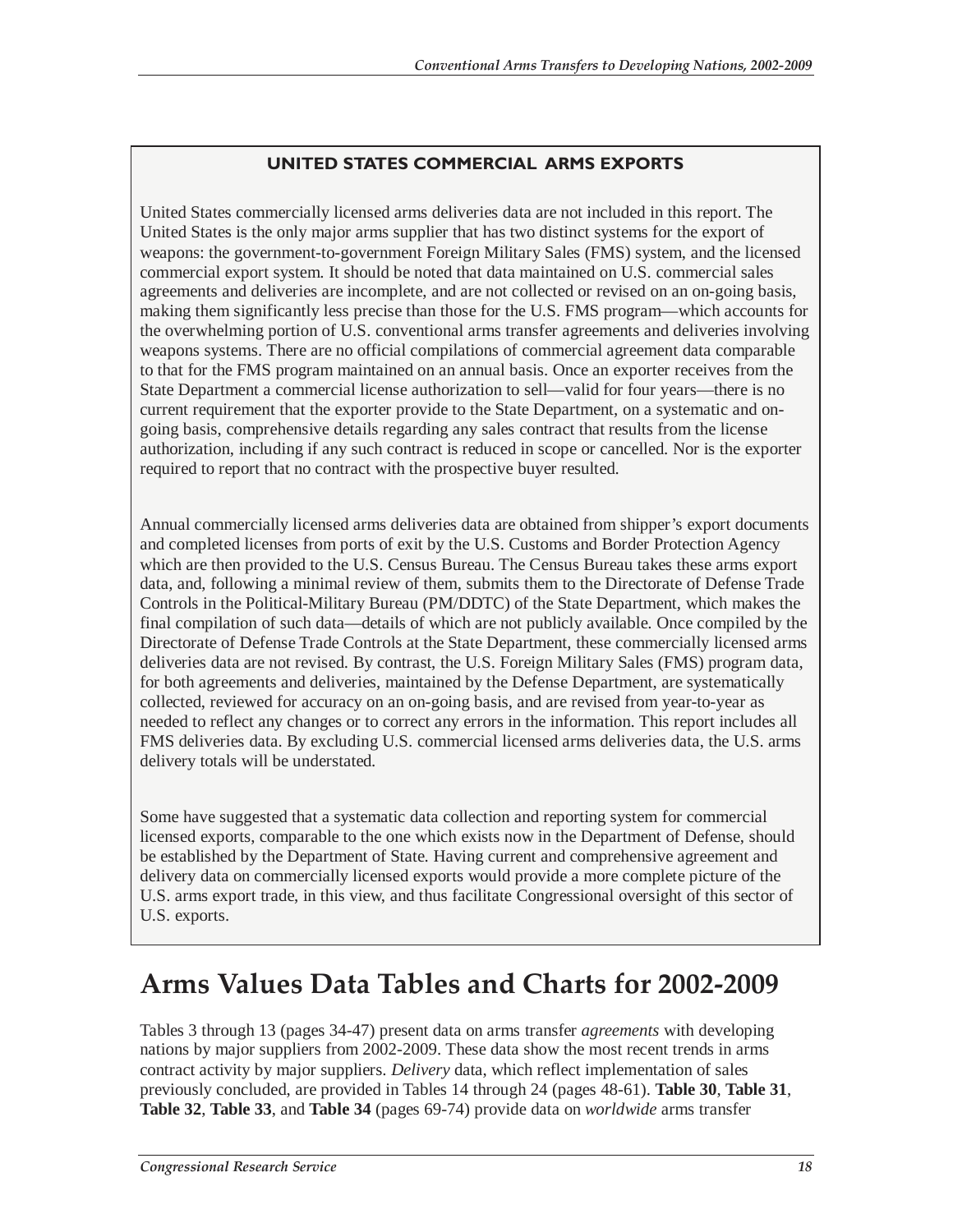**UNITED STATES COMMERCIAL ARMS EXPORTS**

United States commercially licensed arms deliveries data are not included in this report. The United States is the only major arms supplier that has two distinct systems for the export of weapons: the government-to-government Foreign Military Sales (FMS) system, and the licensed commercial export system. It should be noted that data maintained on U.S. commercial sales agreements and deliveries are incomplete, and are not collected or revised on an on-going basis, making them significantly less precise than those for the U.S. FMS program—which accounts for the overwhelming portion of U.S. conventional arms transfer agreements and deliveries involving weapons systems. There are no official compilations of commercial agreement data comparable to that for the FMS program maintained on an annual basis. Once an exporter receives from the State Department a commercial license authorization to sell—valid for four years—there is no current requirement that the exporter provide to the State Department, on a systematic and on-going basis, comprehensive details regarding any sales contract that results from the license authorization, including if any such contract is reduced in scope or cancelled. Nor is the exporter required to report that no contract with the prospective buyer resulted.

Annual commercially licensed arms deliveries data are obtained from shipper's export documents and completed licenses from ports of exit by the U.S. Customs and Border Protection Agency which are then provided to the U.S. Census Bureau. The Census Bureau takes these arms export data, and, following a minimal review of them, submits them to the Directorate of Defense Trade Controls in the Political-Military Bureau (PM/DDTC) of the State Department, which makes the final compilation of such data—details of which are not publicly available. Once compiled by the Directorate of Defense Trade Controls at the State Department, these commercially licensed arms deliveries data are not revised. By contrast, the U.S. Foreign Military Sales (FMS) program data, for both agreements and deliveries, maintained by the Defense Department, are systematically collected, reviewed for accuracy on an on-going basis, and are revised from year-to-year as needed to reflect any changes or to correct any errors in the information. This report includes all FMS deliveries data. By excluding U.S. commercial licensed arms deliveries data, the U.S. arms delivery totals will be understated.

Some have suggested that a systematic data collection and reporting system for commercial licensed exports, comparable to the one which exists now in the Department of Defense, should be established by the Department of State. Having current and comprehensive agreement and delivery data on commercially licensed exports would provide a more complete picture of the U.S. arms export trade, in this view, and thus facilitate Congressional oversight of this sector of U.S. exports.

# Arms Values Data Tables and Charts for 2002-2009

Tables 3 through 13 (pages 34-47) present data on arms transfer *agreements* with developing nations by major suppliers from 2002-2009. These data show the most recent trends in arms contract activity by major suppliers. *Delivery* data, which reflect implementation of sales previously concluded, are provided in Tables 14 through 24 (pages 48-61). **Table 30**, **Table 31**, **Table 32**, **Table 33**, and **Table 34** (pages 69-74) provide data on *worldwide* arms transfer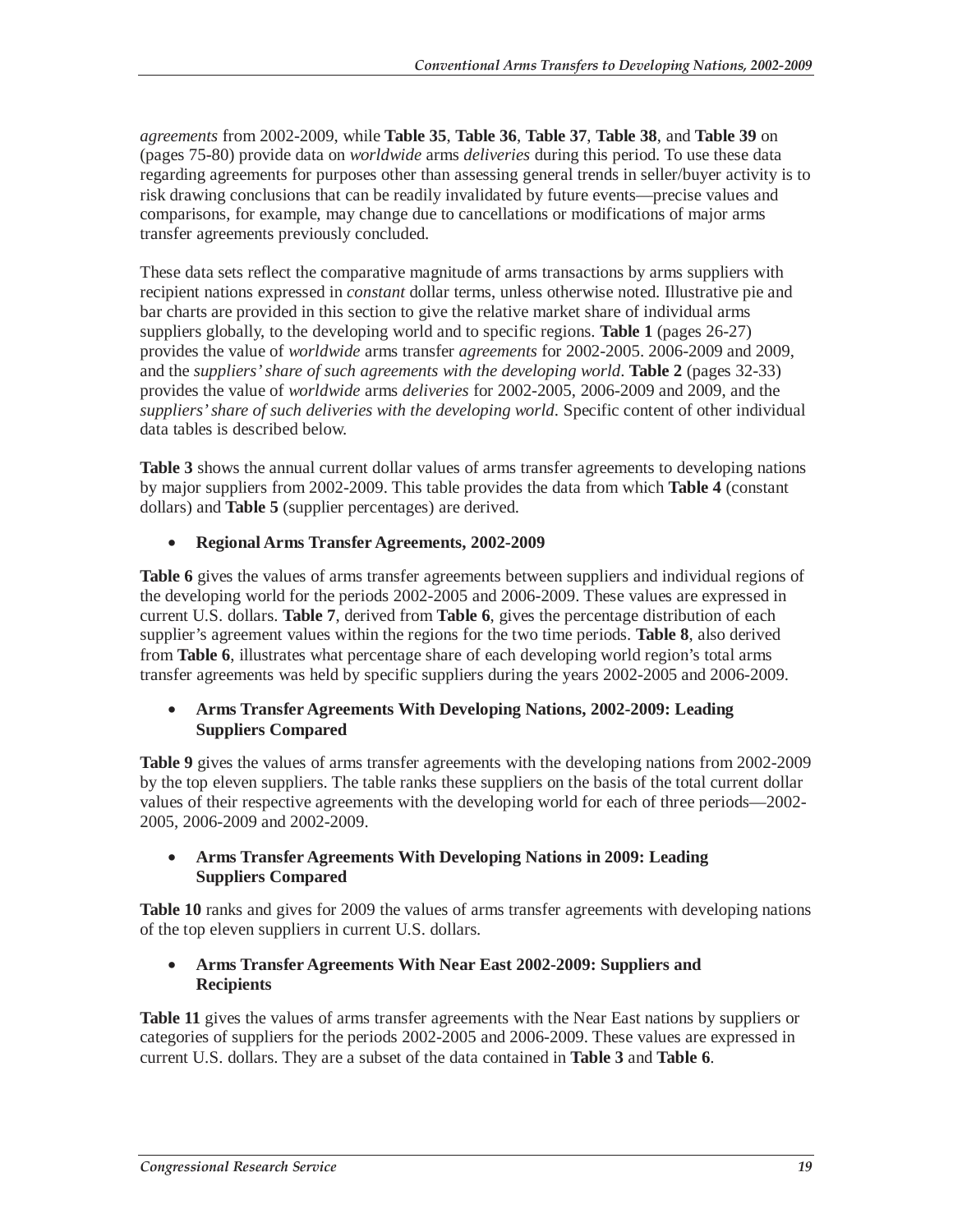*agreements* from 2002-2009, while **Table 35**, **Table 36**, **Table 37**, **Table 38**, and **Table 39** on (pages 75-80) provide data on *worldwide* arms *deliveries* during this period. To use these data regarding agreements for purposes other than assessing general trends in seller/buyer activity is to risk drawing conclusions that can be readily invalidated by future events—precise values and comparisons, for example, may change due to cancellations or modifications of major arms transfer agreements previously concluded.

These data sets reflect the comparative magnitude of arms transactions by arms suppliers with recipient nations expressed in *constant* dollar terms, unless otherwise noted. Illustrative pie and bar charts are provided in this section to give the relative market share of individual arms suppliers globally, to the developing world and to specific regions. **Table 1** (pages 26-27) provides the value of *worldwide* arms transfer *agreements* for 2002-2005. 2006-2009 and 2009, and the *suppliers' share of such agreements with the developing world*. **Table 2** (pages 32-33) provides the value of *worldwide* arms *deliveries* for 2002-2005, 2006-2009 and 2009, and the *suppliers' share of such deliveries with the developing world*. Specific content of other individual data tables is described below.

**Table 3** shows the annual current dollar values of arms transfer agreements to developing nations by major suppliers from 2002-2009. This table provides the data from which **Table 4** (constant dollars) and **Table 5** (supplier percentages) are derived.

- **Regional Arms Transfer Agreements, 2002-2009**

**Table 6** gives the values of arms transfer agreements between suppliers and individual regions of the developing world for the periods 2002-2005 and 2006-2009. These values are expressed in current U.S. dollars. **Table 7**, derived from **Table 6**, gives the percentage distribution of each supplier's agreement values within the regions for the two time periods. **Table 8**, also derived from **Table 6**, illustrates what percentage share of each developing world region's total arms transfer agreements was held by specific suppliers during the years 2002-2005 and 2006-2009.

- **Arms Transfer Agreements With Developing Nations, 2002-2009: Leading Suppliers Compared**

**Table 9** gives the values of arms transfer agreements with the developing nations from 2002-2009 by the top eleven suppliers. The table ranks these suppliers on the basis of the total current dollar values of their respective agreements with the developing world for each of three periods—2002-2005, 2006-2009 and 2002-2009.

- **Arms Transfer Agreements With Developing Nations in 2009: Leading Suppliers Compared**

**Table 10** ranks and gives for 2009 the values of arms transfer agreements with developing nations of the top eleven suppliers in current U.S. dollars.

- **Arms Transfer Agreements With Near East 2002-2009: Suppliers and Recipients**

**Table 11** gives the values of arms transfer agreements with the Near East nations by suppliers or categories of suppliers for the periods 2002-2005 and 2006-2009. These values are expressed in current U.S. dollars. They are a subset of the data contained in **Table 3** and **Table 6**.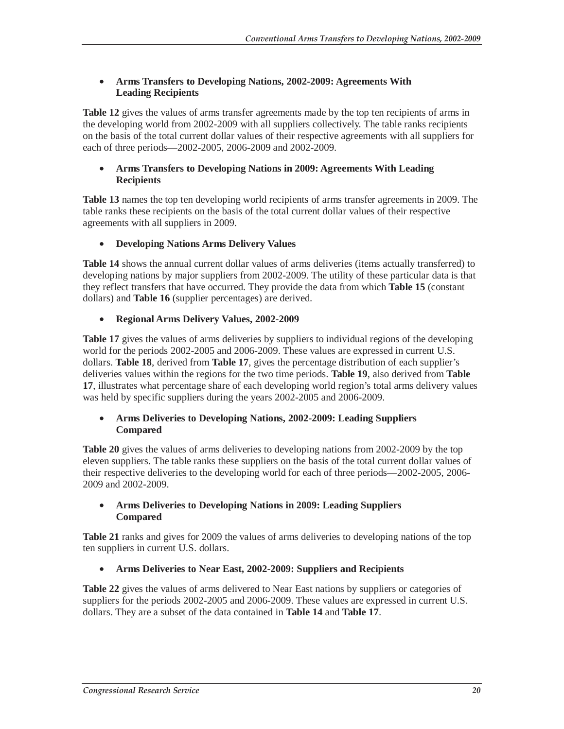- **Arms Transfers to Developing Nations, 2002-2009: Agreements With Leading Recipients**

**Table 12** gives the values of arms transfer agreements made by the top ten recipients of arms in the developing world from 2002-2009 with all suppliers collectively. The table ranks recipients on the basis of the total current dollar values of their respective agreements with all suppliers for each of three periods—2002-2005, 2006-2009 and 2002-2009.

- **Arms Transfers to Developing Nations in 2009: Agreements With Leading Recipients**

**Table 13** names the top ten developing world recipients of arms transfer agreements in 2009. The table ranks these recipients on the basis of the total current dollar values of their respective agreements with all suppliers in 2009.

- **Developing Nations Arms Delivery Values**

**Table 14** shows the annual current dollar values of arms deliveries (items actually transferred) to developing nations by major suppliers from 2002-2009. The utility of these particular data is that they reflect transfers that have occurred. They provide the data from which **Table 15** (constant dollars) and **Table 16** (supplier percentages) are derived.

- **Regional Arms Delivery Values, 2002-2009**

**Table 17** gives the values of arms deliveries by suppliers to individual regions of the developing world for the periods 2002-2005 and 2006-2009. These values are expressed in current U.S. dollars. **Table 18**, derived from **Table 17**, gives the percentage distribution of each supplier's deliveries values within the regions for the two time periods. **Table 19**, also derived from **Table 17**, illustrates what percentage share of each developing world region's total arms delivery values was held by specific suppliers during the years 2002-2005 and 2006-2009.

- **Arms Deliveries to Developing Nations, 2002-2009: Leading Suppliers Compared**

**Table 20** gives the values of arms deliveries to developing nations from 2002-2009 by the top eleven suppliers. The table ranks these suppliers on the basis of the total current dollar values of their respective deliveries to the developing world for each of three periods—2002-2005, 2006-2009 and 2002-2009.

- **Arms Deliveries to Developing Nations in 2009: Leading Suppliers Compared**

**Table 21** ranks and gives for 2009 the values of arms deliveries to developing nations of the top ten suppliers in current U.S. dollars.

- **Arms Deliveries to Near East, 2002-2009: Suppliers and Recipients**

**Table 22** gives the values of arms delivered to Near East nations by suppliers or categories of suppliers for the periods 2002-2005 and 2006-2009. These values are expressed in current U.S. dollars. They are a subset of the data contained in **Table 14** and **Table 17**.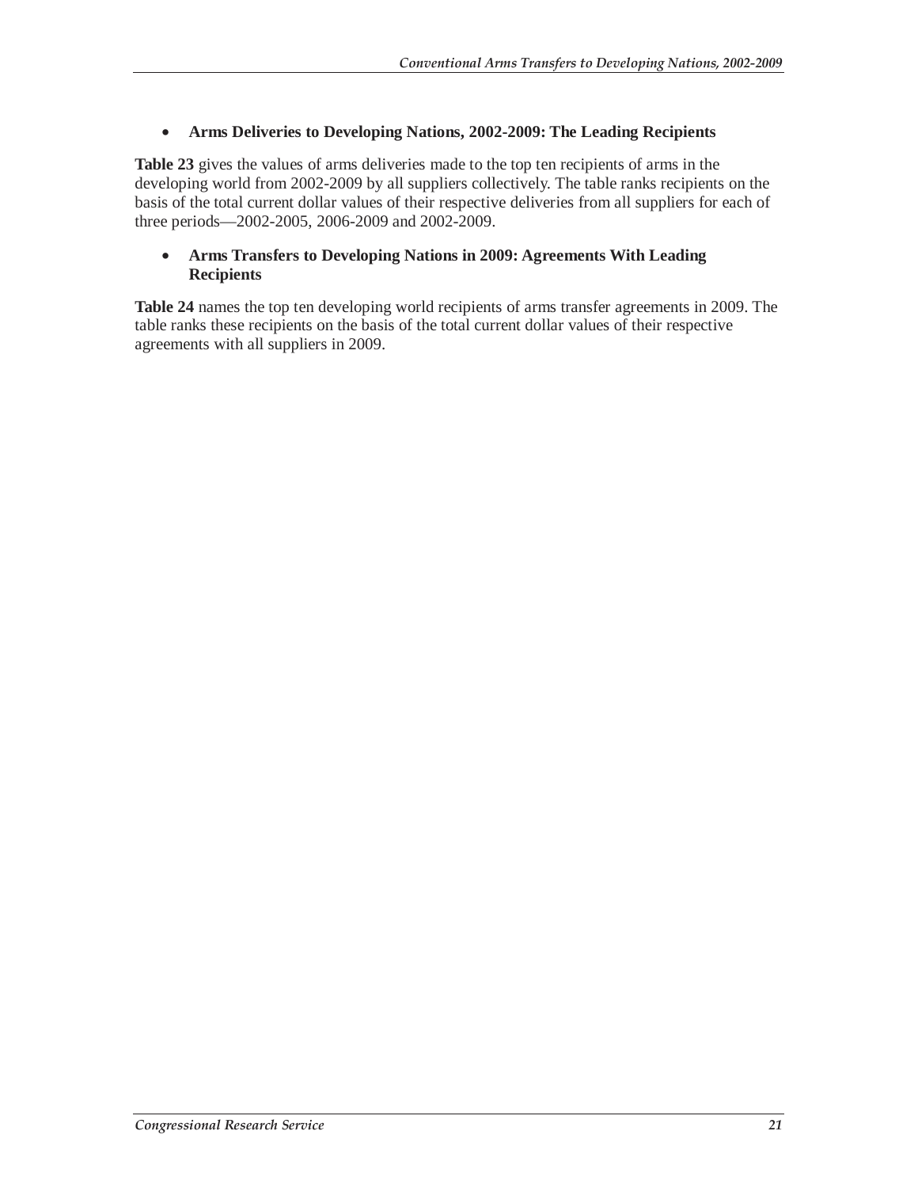- **Arms Deliveries to Developing Nations, 2002-2009: The Leading Recipients**

**Table 23** gives the values of arms deliveries made to the top ten recipients of arms in the developing world from 2002-2009 by all suppliers collectively. The table ranks recipients on the basis of the total current dollar values of their respective deliveries from all suppliers for each of three periods—2002-2005, 2006-2009 and 2002-2009.

- **Arms Transfers to Developing Nations in 2009: Agreements With Leading Recipients**

**Table 24** names the top ten developing world recipients of arms transfer agreements in 2009. The table ranks these recipients on the basis of the total current dollar values of their respective agreements with all suppliers in 2009.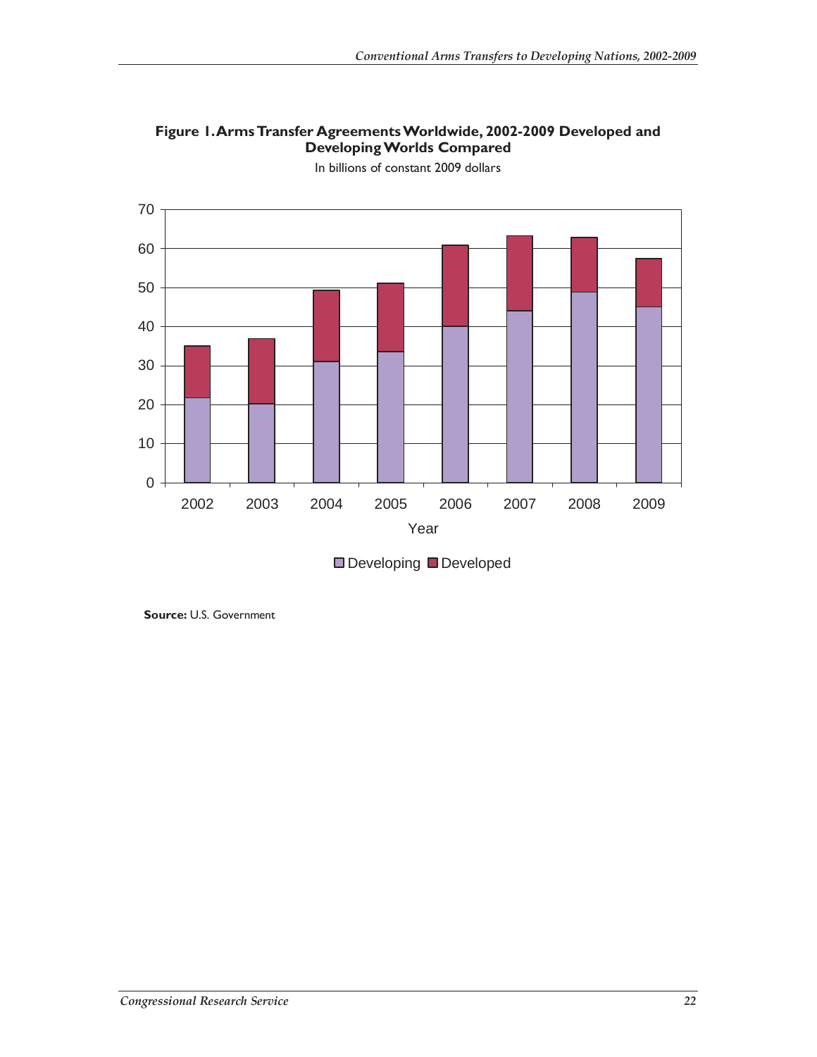**Figure 1. Arms Transfer Agreements Worldwide, 2002-2009 Developed and Developing Worlds Compared**

In billions of constant 2009 dollars

**Source:** U.S. Government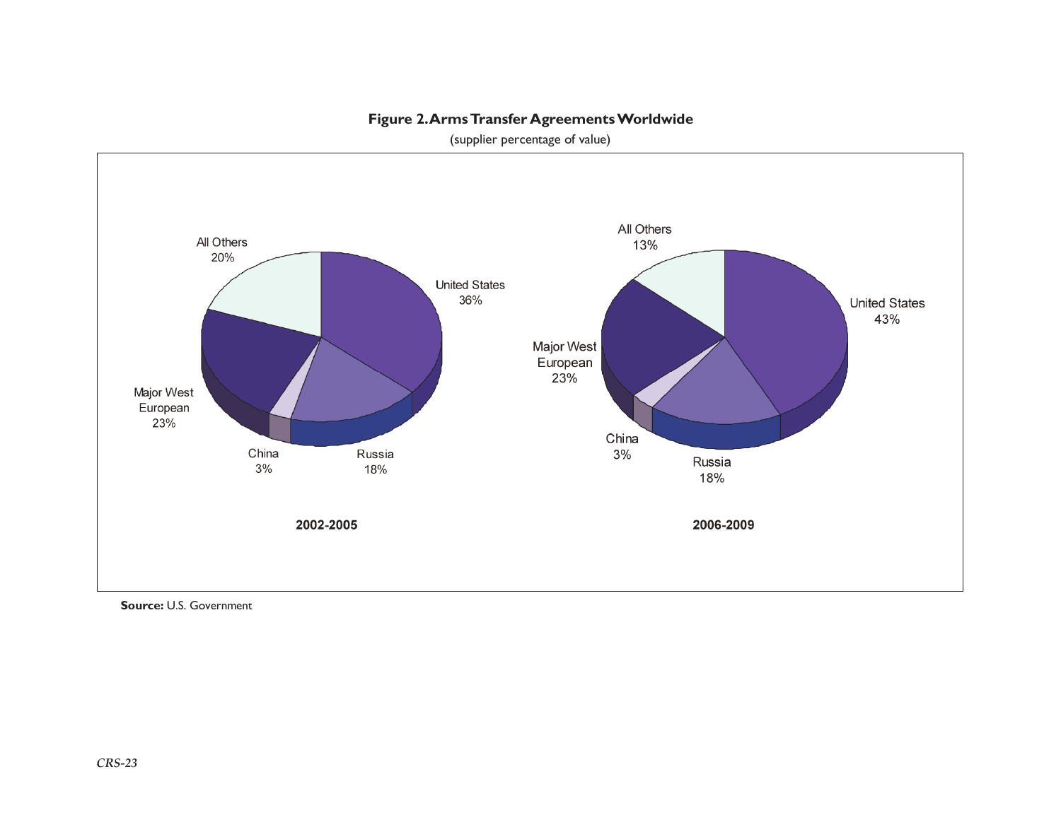**Figure 2. Arms Transfer Agreements Worldwide**

(supplier percentage of value)

| Supplier | 2002-2005 | 2006-2009 |
|---|---|---|
| United States | 36% | 43% |
| Russia | 18% | 18% |
| China | 3% | 3% |
| Major West European | 23% | 23% |
| All Others | 20% | 13% |

**Source:** U.S. Government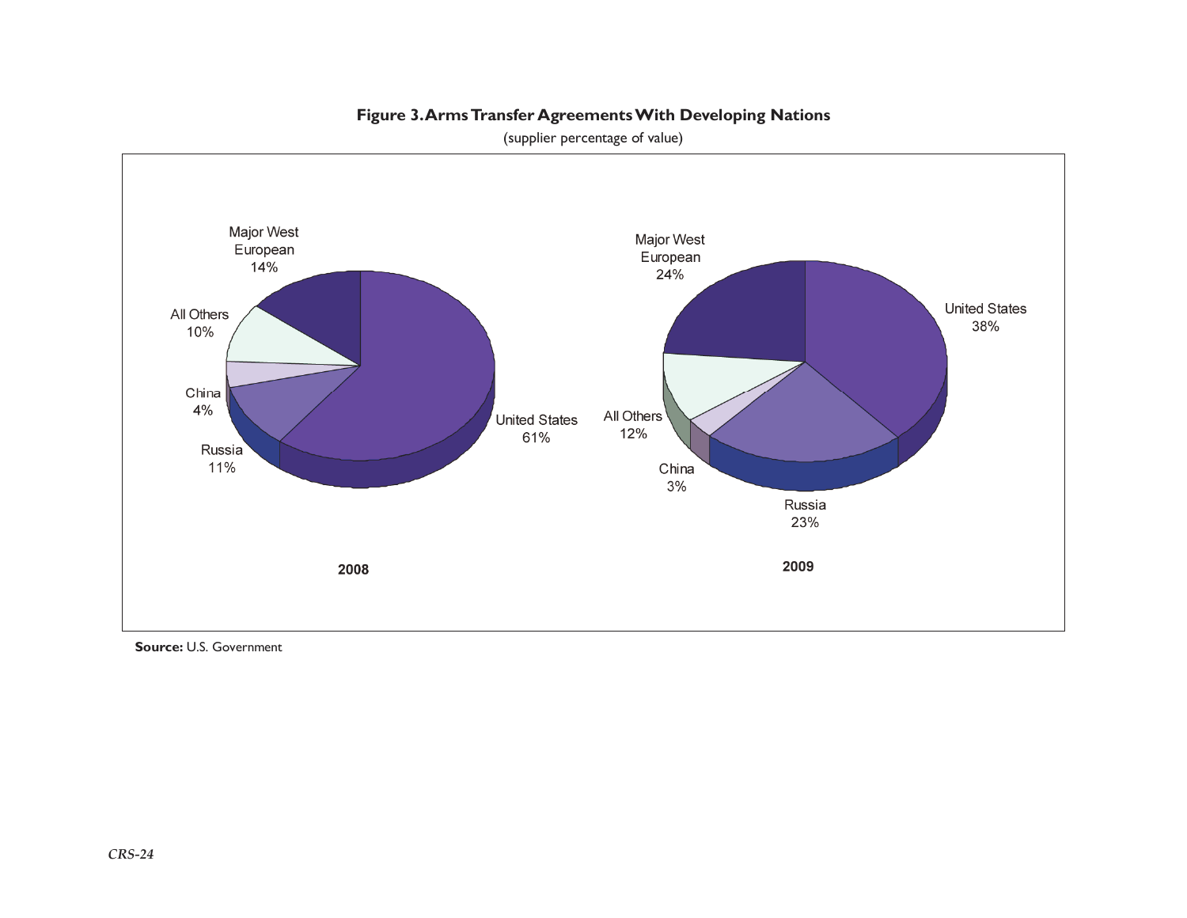**Figure 3. Arms Transfer Agreements With Developing Nations**

(supplier percentage of value)

| Supplier | 2008 | 2009 |
| --- | --- | --- |
| United States | 61% | 38% |
| Russia | 11% | 23% |
| China | 4% | 3% |
| All Others | 10% | 12% |
| Major West European | 14% | 24% |

**Source:** U.S. Government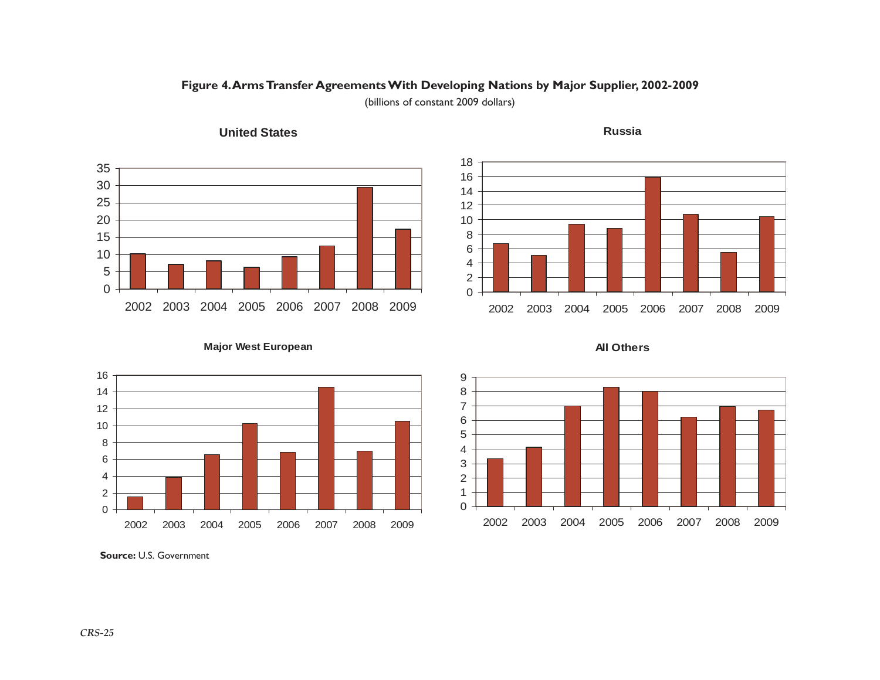**Figure 4. Arms Transfer Agreements With Developing Nations by Major Supplier, 2002-2009**

(billions of constant 2009 dollars)

**Source:** U.S. Government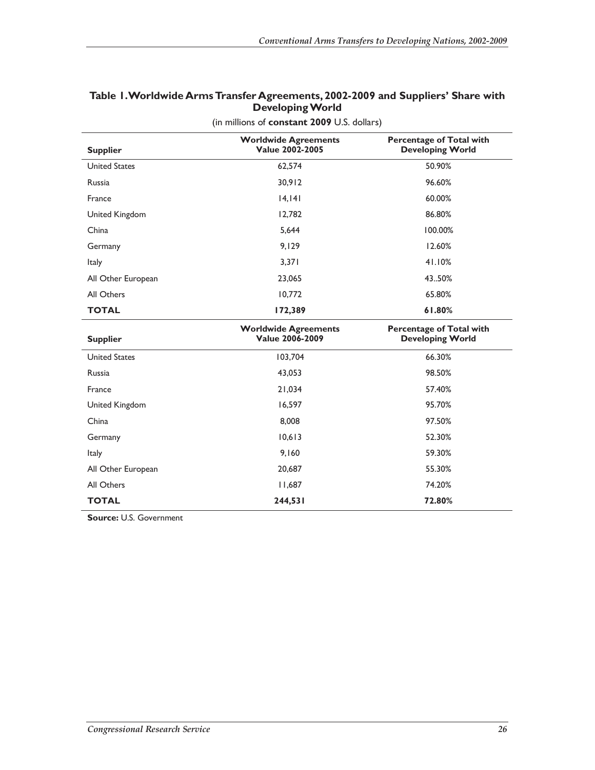**Table 1. Worldwide Arms Transfer Agreements, 2002-2009 and Suppliers' Share with Developing World**

(in millions of **constant 2009** U.S. dollars)

| Supplier | Worldwide Agreements Value 2002-2005 | Percentage of Total with Developing World |
|---|---|---|
| United States | 62,574 | 50.90% |
| Russia | 30,912 | 96.60% |
| France | 14,141 | 60.00% |
| United Kingdom | 12,782 | 86.80% |
| China | 5,644 | 100.00% |
| Germany | 9,129 | 12.60% |
| Italy | 3,371 | 41.10% |
| All Other European | 23,065 | 43..50% |
| All Others | 10,772 | 65.80% |
| **TOTAL** | **172,389** | **61.80%** |
| **Supplier** | **Worldwide Agreements Value 2006-2009** | **Percentage of Total with Developing World** |
| United States | 103,704 | 66.30% |
| Russia | 43,053 | 98.50% |
| France | 21,034 | 57.40% |
| United Kingdom | 16,597 | 95.70% |
| China | 8,008 | 97.50% |
| Germany | 10,613 | 52.30% |
| Italy | 9,160 | 59.30% |
| All Other European | 20,687 | 55.30% |
| All Others | 11,687 | 74.20% |
| **TOTAL** | **244,531** | **72.80%** |

**Source:** U.S. Government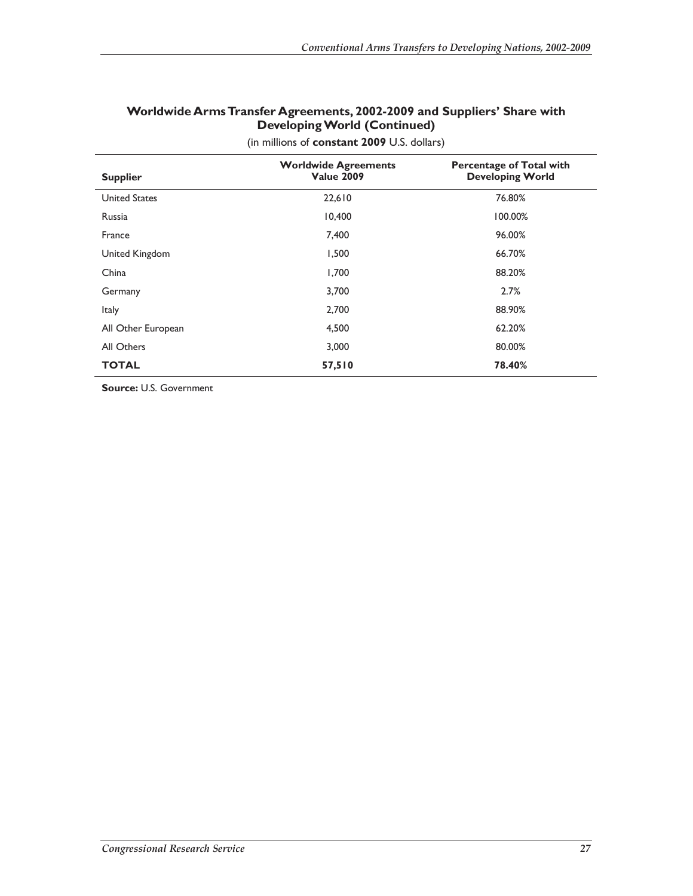## Worldwide Arms Transfer Agreements, 2002-2009 and Suppliers' Share with Developing World (Continued)

(in millions of **constant 2009** U.S. dollars)

| Supplier | Worldwide Agreements Value 2009 | Percentage of Total with Developing World |
|---|---|---|
| United States | 22,610 | 76.80% |
| Russia | 10,400 | 100.00% |
| France | 7,400 | 96.00% |
| United Kingdom | 1,500 | 66.70% |
| China | 1,700 | 88.20% |
| Germany | 3,700 | 2.7% |
| Italy | 2,700 | 88.90% |
| All Other European | 4,500 | 62.20% |
| All Others | 3,000 | 80.00% |
| **TOTAL** | **57,510** | **78.40%** |

**Source:** U.S. Government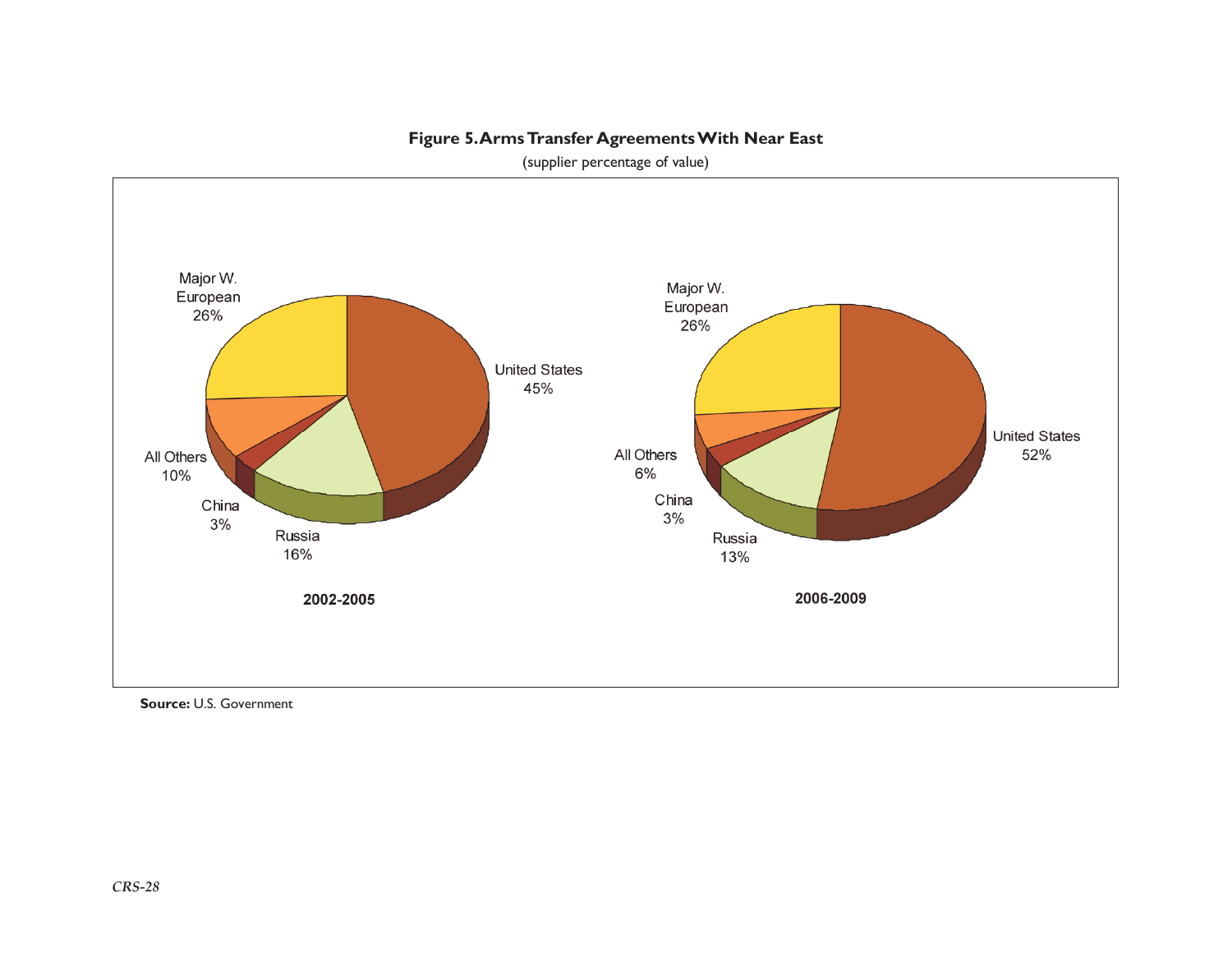**Figure 5. Arms Transfer Agreements With Near East**

(supplier percentage of value)

**2002-2005**

| Supplier | Percentage |
|---|---|
| United States | 45% |
| Major W. European | 26% |
| All Others | 10% |
| China | 3% |
| Russia | 16% |

**2006-2009**

| Supplier | Percentage |
|---|---|
| United States | 52% |
| Major W. European | 26% |
| All Others | 6% |
| China | 3% |
| Russia | 13% |

**Source:** U.S. Government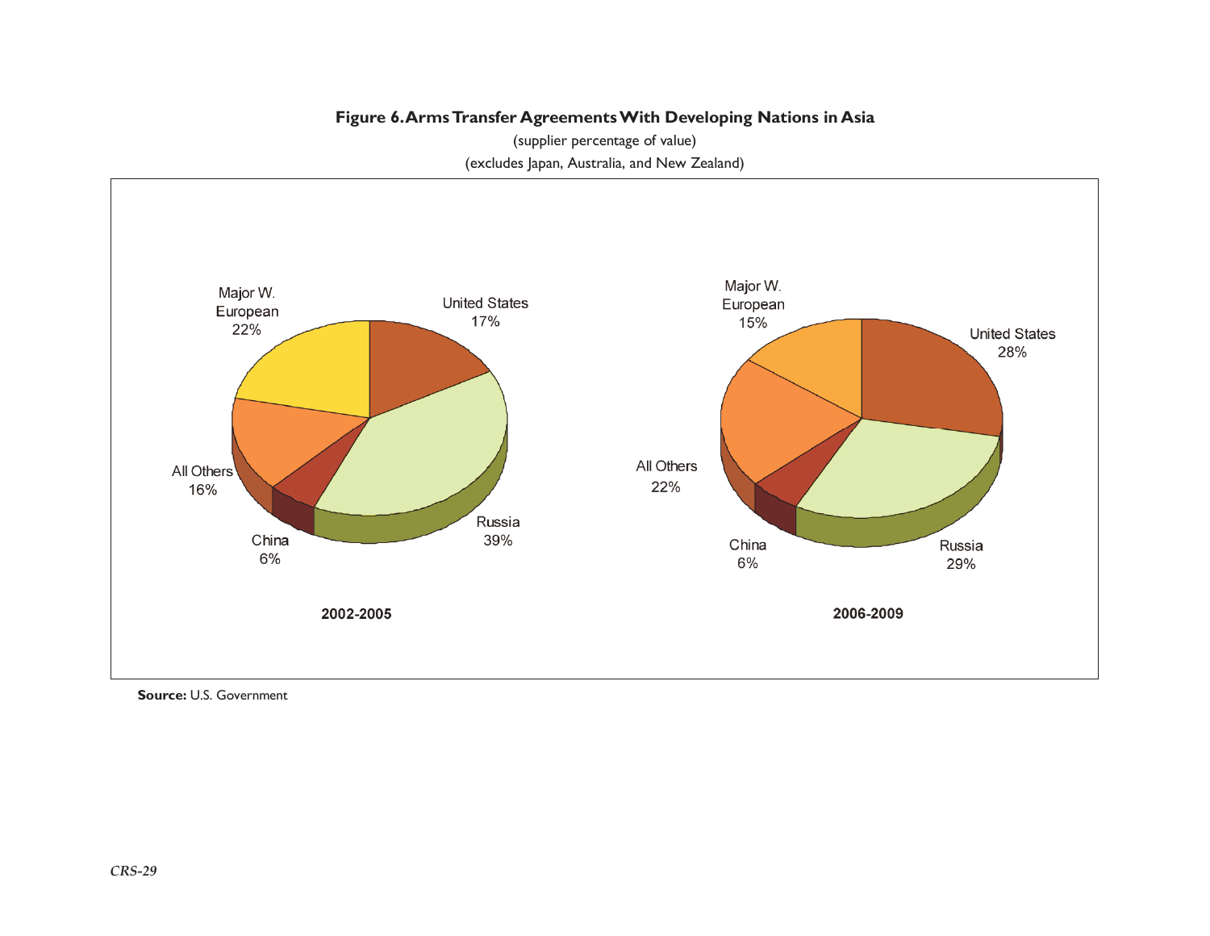**Figure 6. Arms Transfer Agreements With Developing Nations in Asia**

(supplier percentage of value)

(excludes Japan, Australia, and New Zealand)

**2002-2005**

| Supplier | Percentage |
|---|---|
| United States | 17% |
| Russia | 39% |
| China | 6% |
| All Others | 16% |
| Major W. European | 22% |

**2006-2009**

| Supplier | Percentage |
|---|---|
| United States | 28% |
| Russia | 29% |
| China | 6% |
| All Others | 22% |
| Major W. European | 15% |

**Source:** U.S. Government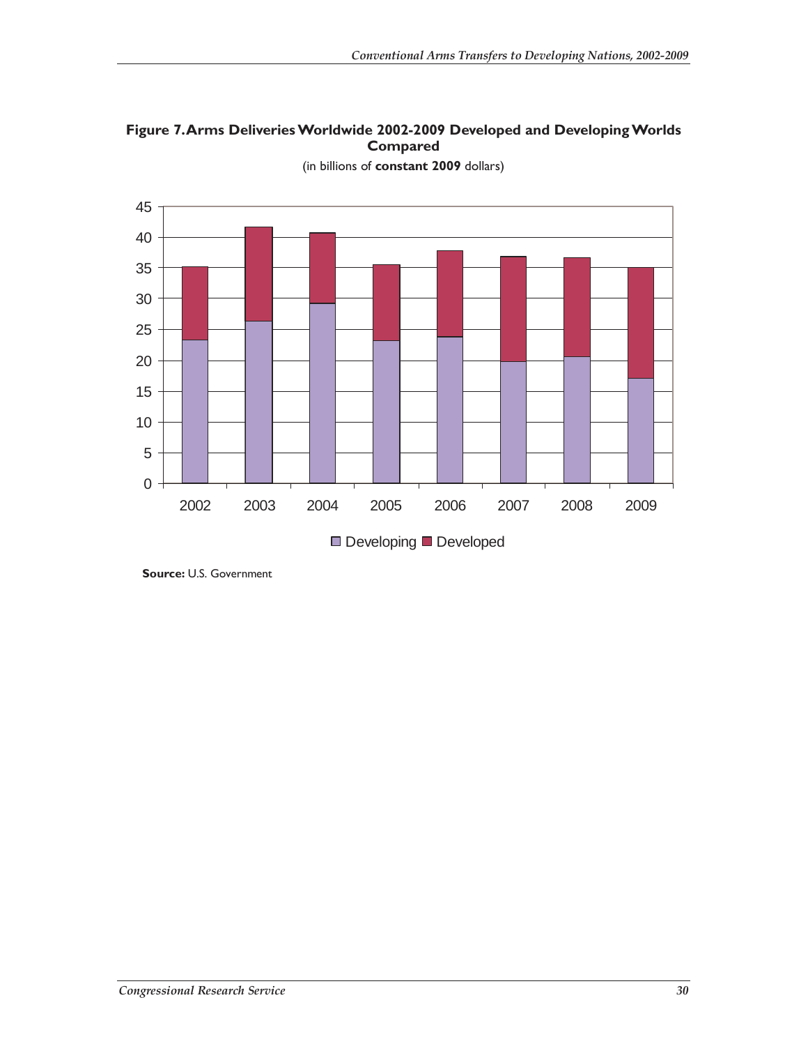**Figure 7. Arms Deliveries Worldwide 2002-2009 Developed and Developing Worlds Compared**

(in billions of **constant 2009** dollars)

**Source:** U.S. Government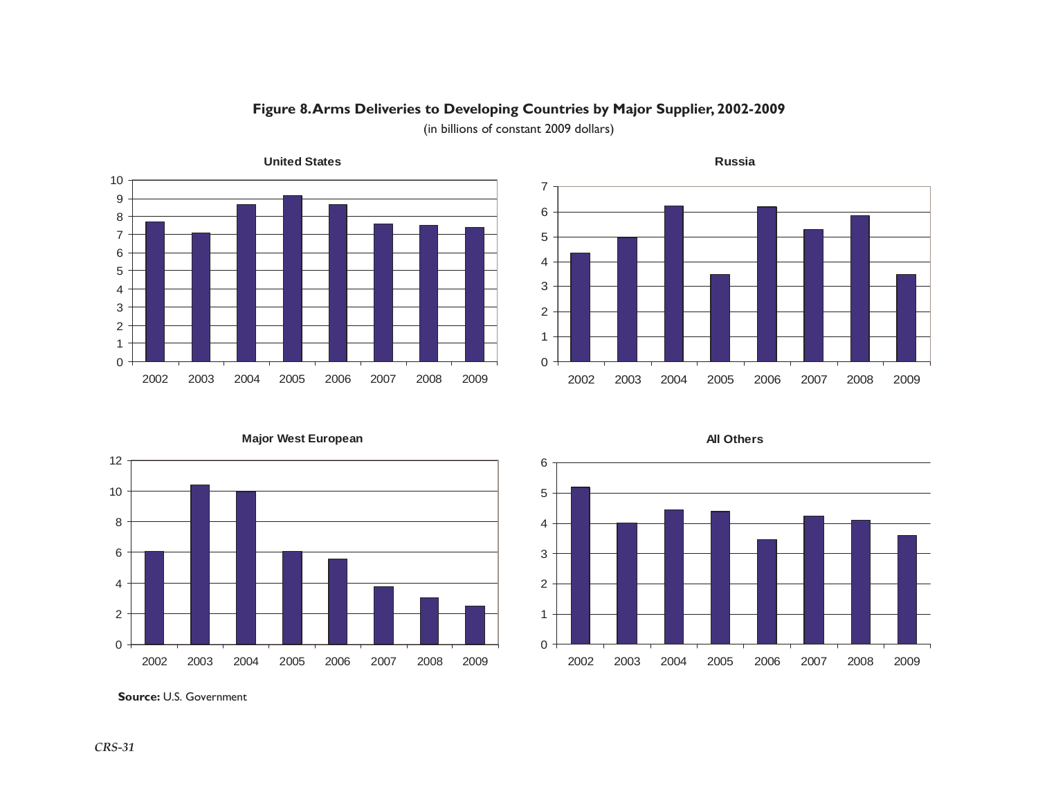**Figure 8. Arms Deliveries to Developing Countries by Major Supplier, 2002-2009**

(in billions of constant 2009 dollars)

**United States**

**Russia**

**Major West European**

**All Others**

**Source:** U.S. Government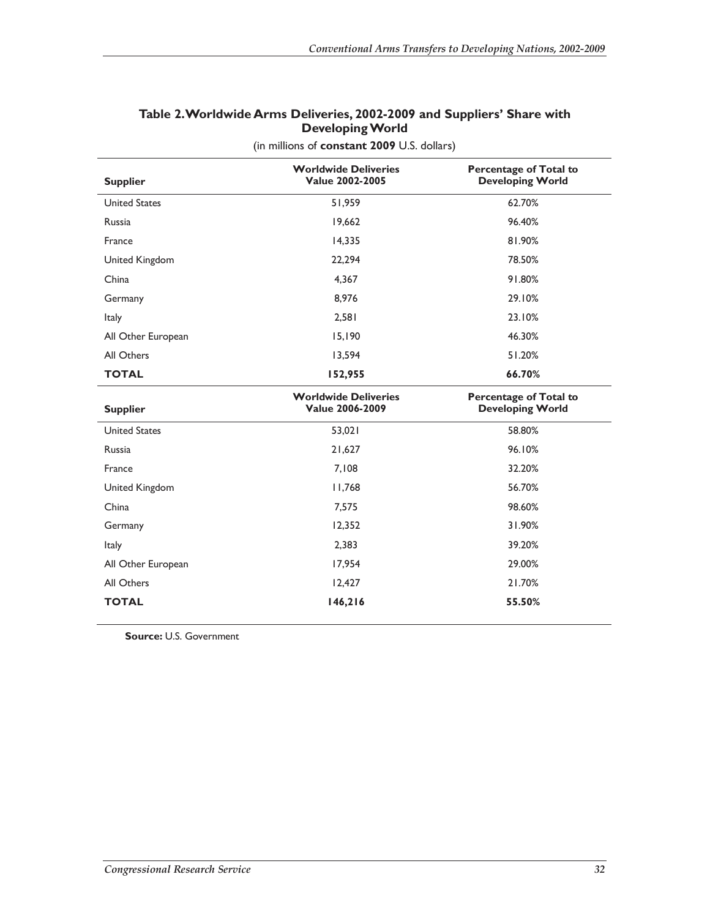### Table 2. Worldwide Arms Deliveries, 2002-2009 and Suppliers' Share with Developing World

(in millions of **constant 2009** U.S. dollars)

| Supplier | Worldwide Deliveries Value 2002-2005 | Percentage of Total to Developing World |
|---|---|---|
| United States | 51,959 | 62.70% |
| Russia | 19,662 | 96.40% |
| France | 14,335 | 81.90% |
| United Kingdom | 22,294 | 78.50% |
| China | 4,367 | 91.80% |
| Germany | 8,976 | 29.10% |
| Italy | 2,581 | 23.10% |
| All Other European | 15,190 | 46.30% |
| All Others | 13,594 | 51.20% |
| **TOTAL** | **152,955** | **66.70%** |
| **Supplier** | **Worldwide Deliveries Value 2006-2009** | **Percentage of Total to Developing World** |
| United States | 53,021 | 58.80% |
| Russia | 21,627 | 96.10% |
| France | 7,108 | 32.20% |
| United Kingdom | 11,768 | 56.70% |
| China | 7,575 | 98.60% |
| Germany | 12,352 | 31.90% |
| Italy | 2,383 | 39.20% |
| All Other European | 17,954 | 29.00% |
| All Others | 12,427 | 21.70% |
| **TOTAL** | **146,216** | **55.50%** |

**Source:** U.S. Government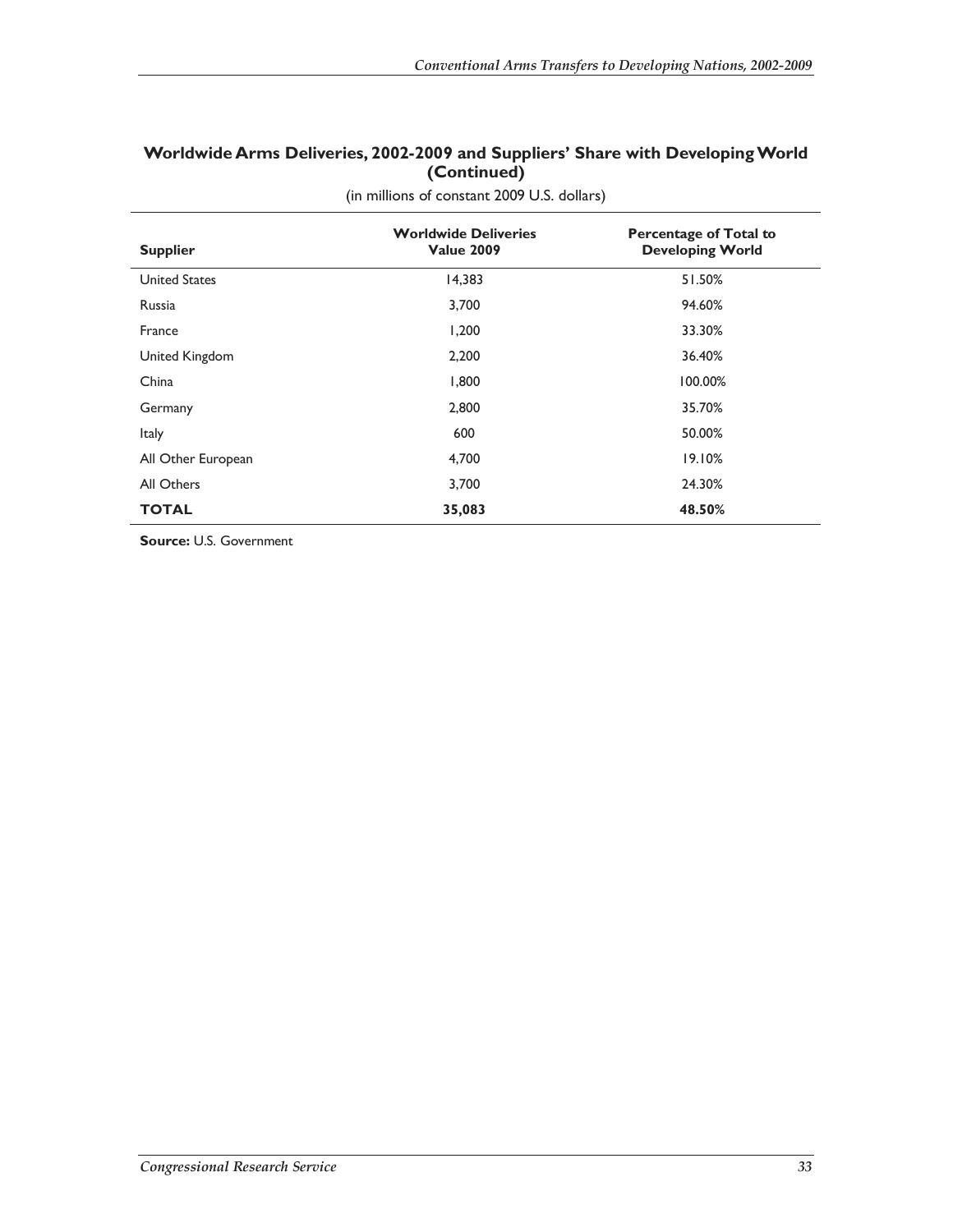## Worldwide Arms Deliveries, 2002-2009 and Suppliers' Share with Developing World (Continued)

(in millions of constant 2009 U.S. dollars)

| Supplier | Worldwide Deliveries Value 2009 | Percentage of Total to Developing World |
|---|---|---|
| United States | 14,383 | 51.50% |
| Russia | 3,700 | 94.60% |
| France | 1,200 | 33.30% |
| United Kingdom | 2,200 | 36.40% |
| China | 1,800 | 100.00% |
| Germany | 2,800 | 35.70% |
| Italy | 600 | 50.00% |
| All Other European | 4,700 | 19.10% |
| All Others | 3,700 | 24.30% |
| **TOTAL** | **35,083** | **48.50%** |

**Source:** U.S. Government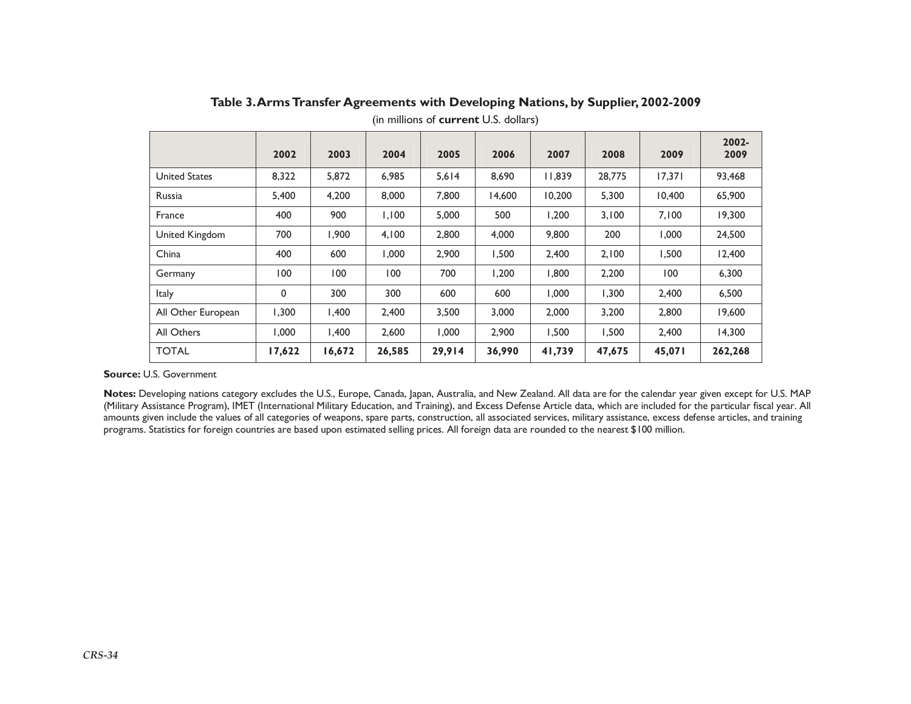## Table 3. Arms Transfer Agreements with Developing Nations, by Supplier, 2002-2009

(in millions of **current** U.S. dollars)

| | 2002 | 2003 | 2004 | 2005 | 2006 | 2007 | 2008 | 2009 | 2002-2009 |
|---|---|---|---|---|---|---|---|---|---|
| United States | 8,322 | 5,872 | 6,985 | 5,614 | 8,690 | 11,839 | 28,775 | 17,371 | 93,468 |
| Russia | 5,400 | 4,200 | 8,000 | 7,800 | 14,600 | 10,200 | 5,300 | 10,400 | 65,900 |
| France | 400 | 900 | 1,100 | 5,000 | 500 | 1,200 | 3,100 | 7,100 | 19,300 |
| United Kingdom | 700 | 1,900 | 4,100 | 2,800 | 4,000 | 9,800 | 200 | 1,000 | 24,500 |
| China | 400 | 600 | 1,000 | 2,900 | 1,500 | 2,400 | 2,100 | 1,500 | 12,400 |
| Germany | 100 | 100 | 100 | 700 | 1,200 | 1,800 | 2,200 | 100 | 6,300 |
| Italy | 0 | 300 | 300 | 600 | 600 | 1,000 | 1,300 | 2,400 | 6,500 |
| All Other European | 1,300 | 1,400 | 2,400 | 3,500 | 3,000 | 2,000 | 3,200 | 2,800 | 19,600 |
| All Others | 1,000 | 1,400 | 2,600 | 1,000 | 2,900 | 1,500 | 1,500 | 2,400 | 14,300 |
| TOTAL | **17,622** | **16,672** | **26,585** | **29,914** | **36,990** | **41,739** | **47,675** | **45,071** | **262,268** |

**Source:** U.S. Government

**Notes:** Developing nations category excludes the U.S., Europe, Canada, Japan, Australia, and New Zealand. All data are for the calendar year given except for U.S. MAP (Military Assistance Program), IMET (International Military Education, and Training), and Excess Defense Article data, which are included for the particular fiscal year. All amounts given include the values of all categories of weapons, spare parts, construction, all associated services, military assistance, excess defense articles, and training programs. Statistics for foreign countries are based upon estimated selling prices. All foreign data are rounded to the nearest $100 million.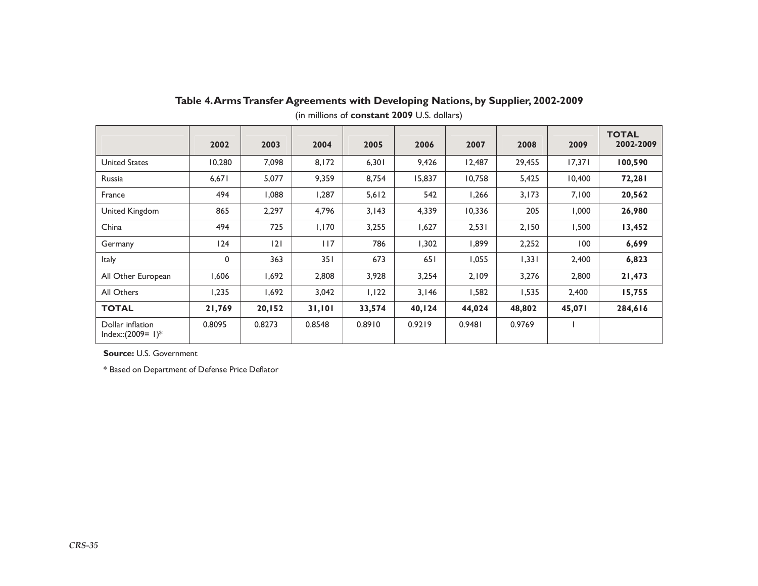**Table 4. Arms Transfer Agreements with Developing Nations, by Supplier, 2002-2009**

(in millions of **constant 2009** U.S. dollars)

| | 2002 | 2003 | 2004 | 2005 | 2006 | 2007 | 2008 | 2009 | TOTAL 2002-2009 |
|---|---|---|---|---|---|---|---|---|---|
| United States | 10,280 | 7,098 | 8,172 | 6,301 | 9,426 | 12,487 | 29,455 | 17,371 | **100,590** |
| Russia | 6,671 | 5,077 | 9,359 | 8,754 | 15,837 | 10,758 | 5,425 | 10,400 | **72,281** |
| France | 494 | 1,088 | 1,287 | 5,612 | 542 | 1,266 | 3,173 | 7,100 | **20,562** |
| United Kingdom | 865 | 2,297 | 4,796 | 3,143 | 4,339 | 10,336 | 205 | 1,000 | **26,980** |
| China | 494 | 725 | 1,170 | 3,255 | 1,627 | 2,531 | 2,150 | 1,500 | **13,452** |
| Germany | 124 | 121 | 117 | 786 | 1,302 | 1,899 | 2,252 | 100 | **6,699** |
| Italy | 0 | 363 | 351 | 673 | 651 | 1,055 | 1,331 | 2,400 | **6,823** |
| All Other European | 1,606 | 1,692 | 2,808 | 3,928 | 3,254 | 2,109 | 3,276 | 2,800 | **21,473** |
| All Others | 1,235 | 1,692 | 3,042 | 1,122 | 3,146 | 1,582 | 1,535 | 2,400 | **15,755** |
| **TOTAL** | **21,769** | **20,152** | **31,101** | **33,574** | **40,124** | **44,024** | **48,802** | **45,071** | **284,616** |
| Dollar inflation Index::(2009= 1)* | 0.8095 | 0.8273 | 0.8548 | 0.8910 | 0.9219 | 0.9481 | 0.9769 | 1 | |

**Source:** U.S. Government

* Based on Department of Defense Price Deflator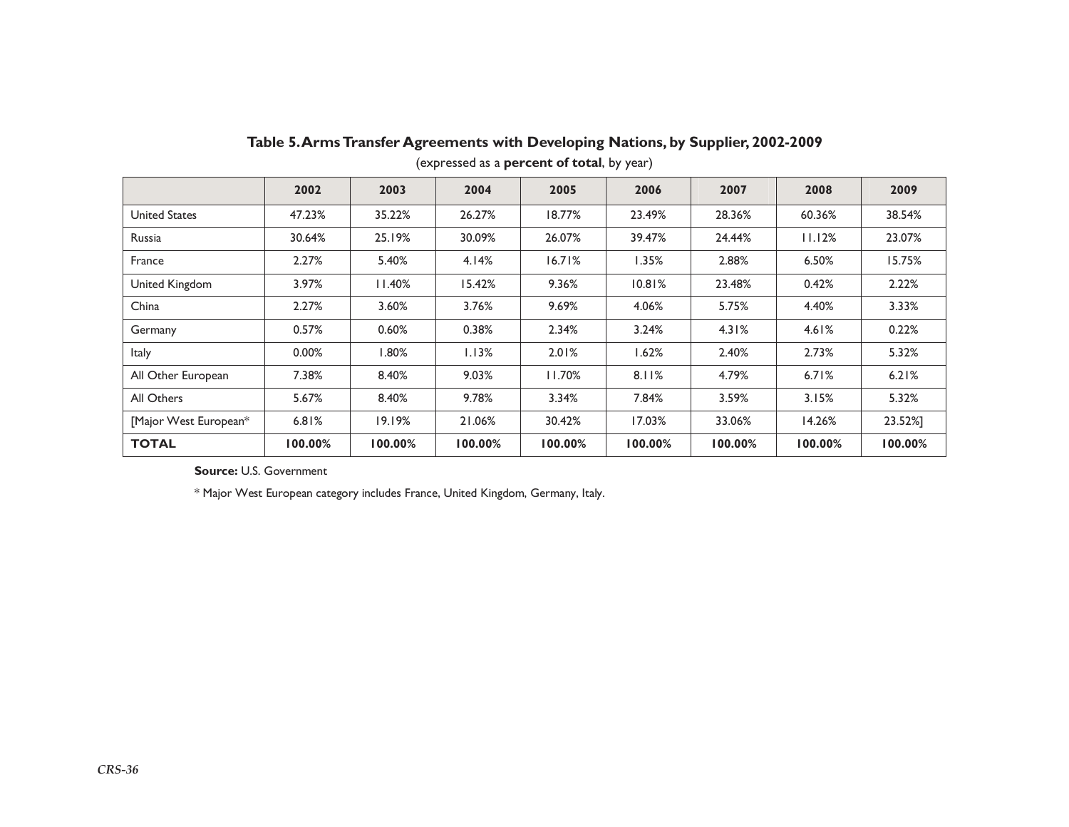### Table 5. Arms Transfer Agreements with Developing Nations, by Supplier, 2002-2009

(expressed as a **percent of total**, by year)

| | 2002 | 2003 | 2004 | 2005 | 2006 | 2007 | 2008 | 2009 |
|---|---|---|---|---|---|---|---|---|
| United States | 47.23% | 35.22% | 26.27% | 18.77% | 23.49% | 28.36% | 60.36% | 38.54% |
| Russia | 30.64% | 25.19% | 30.09% | 26.07% | 39.47% | 24.44% | 11.12% | 23.07% |
| France | 2.27% | 5.40% | 4.14% | 16.71% | 1.35% | 2.88% | 6.50% | 15.75% |
| United Kingdom | 3.97% | 11.40% | 15.42% | 9.36% | 10.81% | 23.48% | 0.42% | 2.22% |
| China | 2.27% | 3.60% | 3.76% | 9.69% | 4.06% | 5.75% | 4.40% | 3.33% |
| Germany | 0.57% | 0.60% | 0.38% | 2.34% | 3.24% | 4.31% | 4.61% | 0.22% |
| Italy | 0.00% | 1.80% | 1.13% | 2.01% | 1.62% | 2.40% | 2.73% | 5.32% |
| All Other European | 7.38% | 8.40% | 9.03% | 11.70% | 8.11% | 4.79% | 6.71% | 6.21% |
| All Others | 5.67% | 8.40% | 9.78% | 3.34% | 7.84% | 3.59% | 3.15% | 5.32% |
| [Major West European* | 6.81% | 19.19% | 21.06% | 30.42% | 17.03% | 33.06% | 14.26% | 23.52%] |
| **TOTAL** | **100.00%** | **100.00%** | **100.00%** | **100.00%** | **100.00%** | **100.00%** | **100.00%** | **100.00%** |

**Source:** U.S. Government

* Major West European category includes France, United Kingdom, Germany, Italy.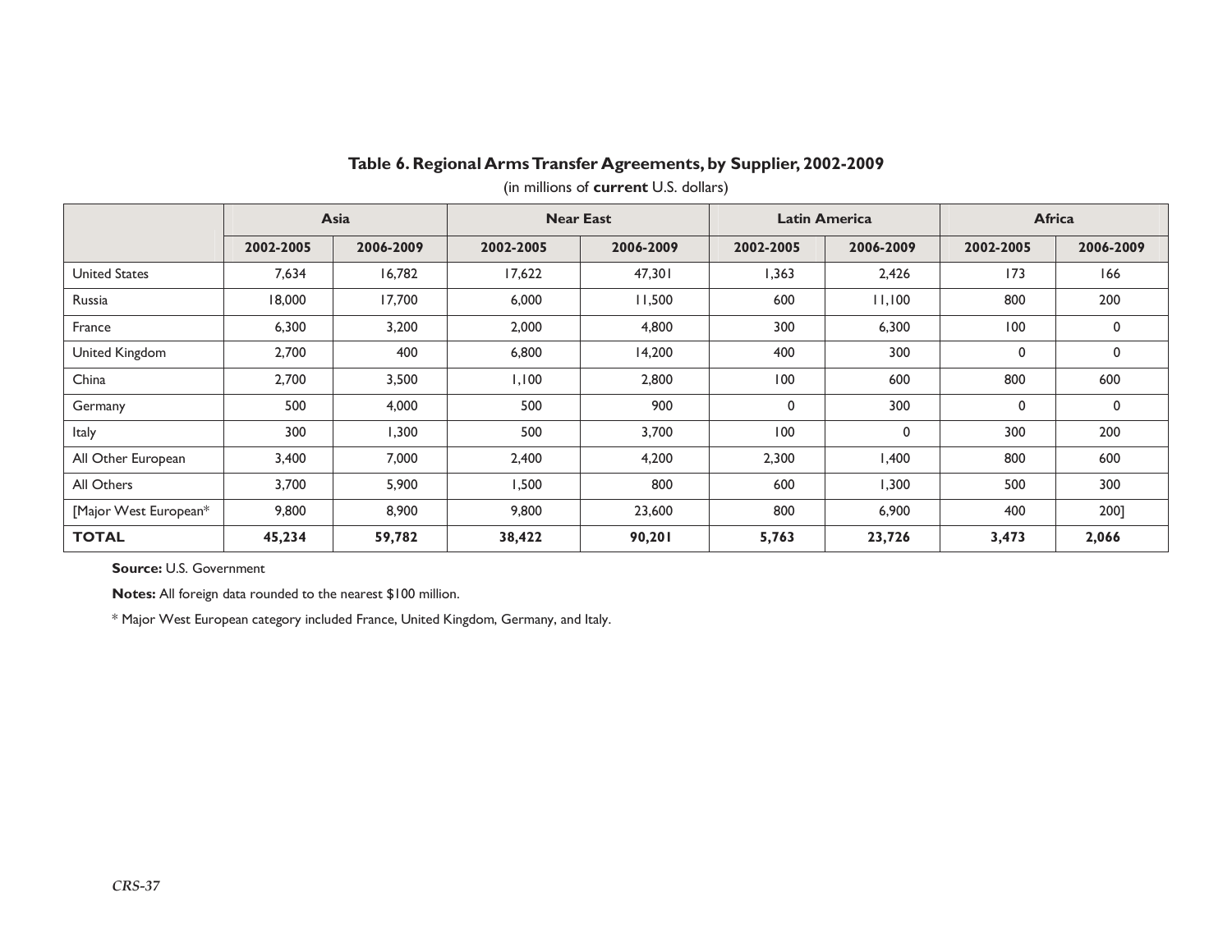## Table 6. Regional Arms Transfer Agreements, by Supplier, 2002-2009

(in millions of **current** U.S. dollars)

| | Asia | | Near East | | Latin America | | Africa | |
|---|---|---|---|---|---|---|---|---|
| | 2002-2005 | 2006-2009 | 2002-2005 | 2006-2009 | 2002-2005 | 2006-2009 | 2002-2005 | 2006-2009 |
| United States | 7,634 | 16,782 | 17,622 | 47,301 | 1,363 | 2,426 | 173 | 166 |
| Russia | 18,000 | 17,700 | 6,000 | 11,500 | 600 | 11,100 | 800 | 200 |
| France | 6,300 | 3,200 | 2,000 | 4,800 | 300 | 6,300 | 100 | 0 |
| United Kingdom | 2,700 | 400 | 6,800 | 14,200 | 400 | 300 | 0 | 0 |
| China | 2,700 | 3,500 | 1,100 | 2,800 | 100 | 600 | 800 | 600 |
| Germany | 500 | 4,000 | 500 | 900 | 0 | 300 | 0 | 0 |
| Italy | 300 | 1,300 | 500 | 3,700 | 100 | 0 | 300 | 200 |
| All Other European | 3,400 | 7,000 | 2,400 | 4,200 | 2,300 | 1,400 | 800 | 600 |
| All Others | 3,700 | 5,900 | 1,500 | 800 | 600 | 1,300 | 500 | 300 |
| [Major West European* | 9,800 | 8,900 | 9,800 | 23,600 | 800 | 6,900 | 400 | 200] |
| **TOTAL** | **45,234** | **59,782** | **38,422** | **90,201** | **5,763** | **23,726** | **3,473** | **2,066** |

**Source:** U.S. Government

**Notes:** All foreign data rounded to the nearest $100 million.

* Major West European category included France, United Kingdom, Germany, and Italy.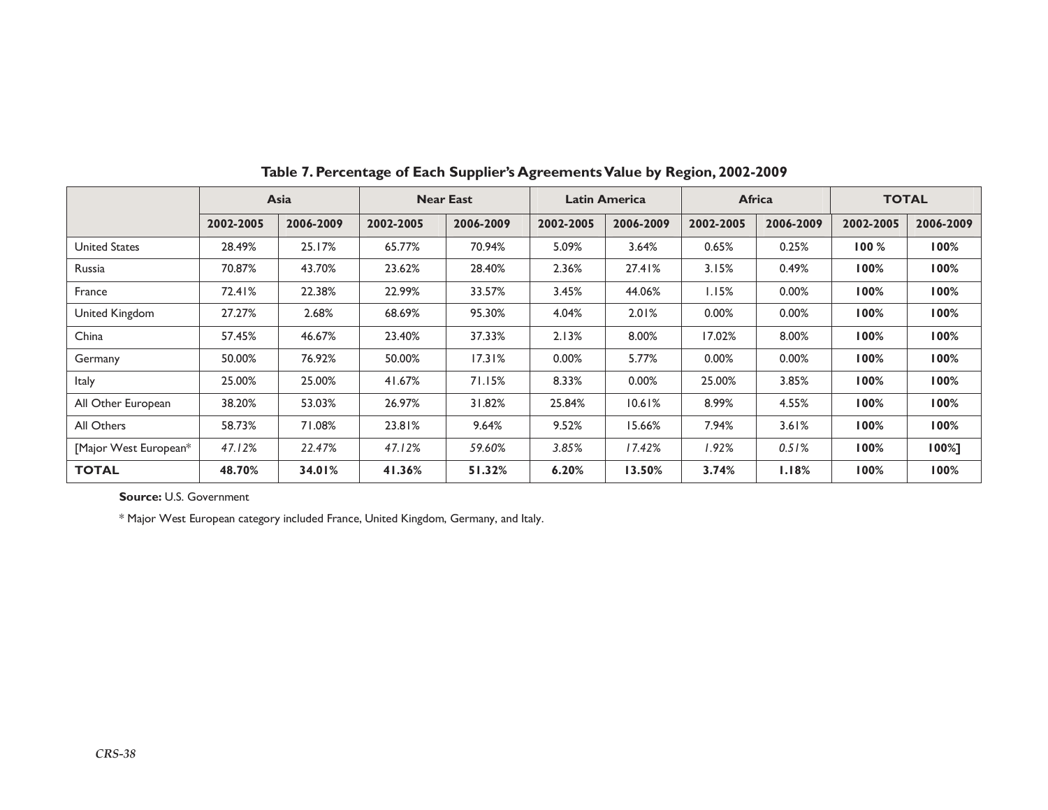**Table 7. Percentage of Each Supplier's Agreements Value by Region, 2002-2009**

| | Asia | | Near East | | Latin America | | Africa | | TOTAL | |
|---|---|---|---|---|---|---|---|---|---|---|
| | 2002-2005 | 2006-2009 | 2002-2005 | 2006-2009 | 2002-2005 | 2006-2009 | 2002-2005 | 2006-2009 | 2002-2005 | 2006-2009 |
| United States | 28.49% | 25.17% | 65.77% | 70.94% | 5.09% | 3.64% | 0.65% | 0.25% | **100 %** | **100%** |
| Russia | 70.87% | 43.70% | 23.62% | 28.40% | 2.36% | 27.41% | 3.15% | 0.49% | **100%** | **100%** |
| France | 72.41% | 22.38% | 22.99% | 33.57% | 3.45% | 44.06% | 1.15% | 0.00% | **100%** | **100%** |
| United Kingdom | 27.27% | 2.68% | 68.69% | 95.30% | 4.04% | 2.01% | 0.00% | 0.00% | **100%** | **100%** |
| China | 57.45% | 46.67% | 23.40% | 37.33% | 2.13% | 8.00% | 17.02% | 8.00% | **100%** | **100%** |
| Germany | 50.00% | 76.92% | 50.00% | 17.31% | 0.00% | 5.77% | 0.00% | 0.00% | **100%** | **100%** |
| Italy | 25.00% | 25.00% | 41.67% | 71.15% | 8.33% | 0.00% | 25.00% | 3.85% | **100%** | **100%** |
| All Other European | 38.20% | 53.03% | 26.97% | 31.82% | 25.84% | 10.61% | 8.99% | 4.55% | **100%** | **100%** |
| All Others | 58.73% | 71.08% | 23.81% | 9.64% | 9.52% | 15.66% | 7.94% | 3.61% | **100%** | **100%** |
| [Major West European* | *47.12%* | *22.47%* | *47.12%* | *59.60%* | *3.85%* | *17.42%* | *1.92%* | *0.51%* | **100%** | **100%]** |
| **TOTAL** | **48.70%** | **34.01%** | **41.36%** | **51.32%** | **6.20%** | **13.50%** | **3.74%** | **1.18%** | **100%** | **100%** |

**Source:** U.S. Government

* Major West European category included France, United Kingdom, Germany, and Italy.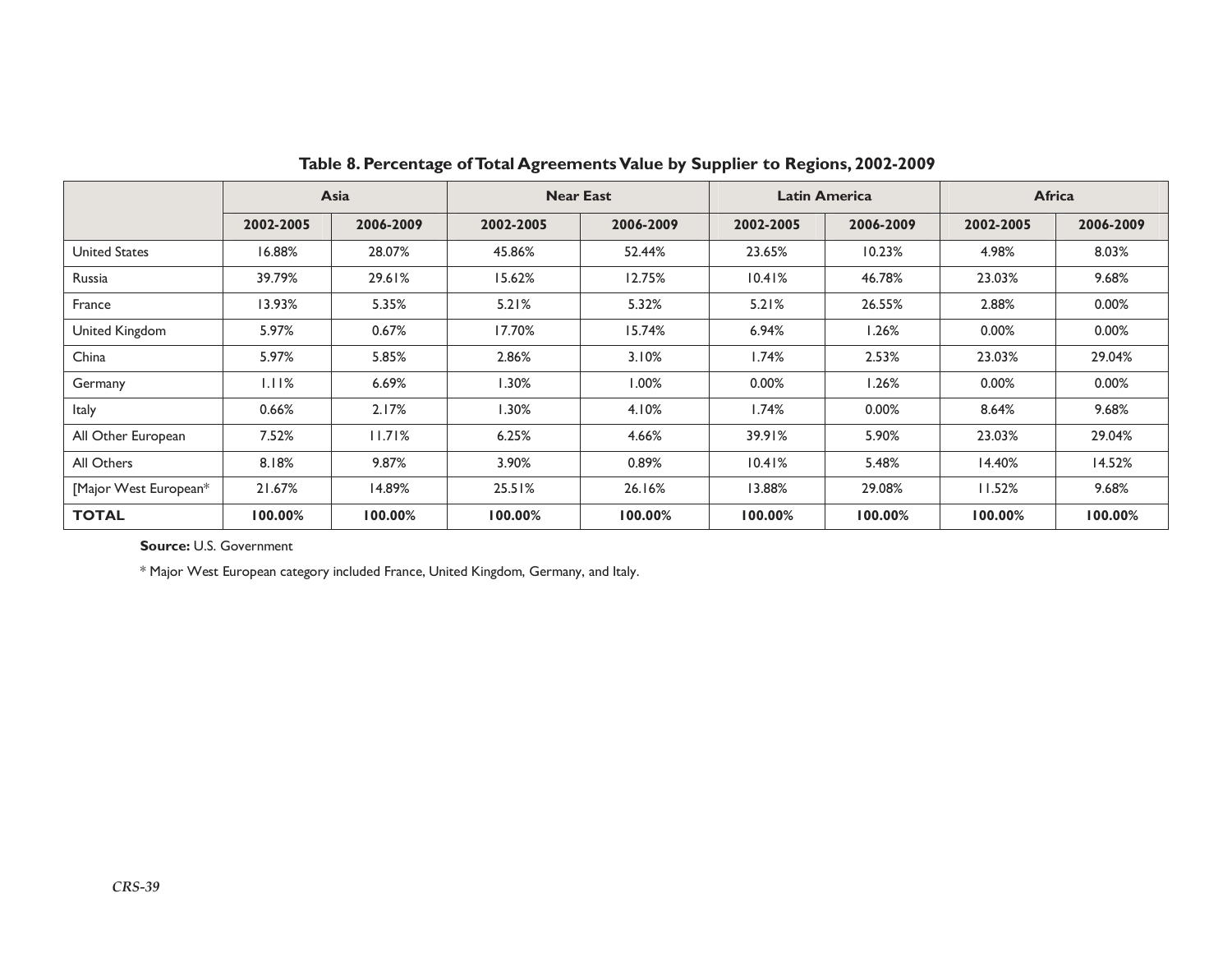**Table 8. Percentage of Total Agreements Value by Supplier to Regions, 2002-2009**

| | Asia | | Near East | | Latin America | | Africa | |
|---|---|---|---|---|---|---|---|---|
| | 2002-2005 | 2006-2009 | 2002-2005 | 2006-2009 | 2002-2005 | 2006-2009 | 2002-2005 | 2006-2009 |
| United States | 16.88% | 28.07% | 45.86% | 52.44% | 23.65% | 10.23% | 4.98% | 8.03% |
| Russia | 39.79% | 29.61% | 15.62% | 12.75% | 10.41% | 46.78% | 23.03% | 9.68% |
| France | 13.93% | 5.35% | 5.21% | 5.32% | 5.21% | 26.55% | 2.88% | 0.00% |
| United Kingdom | 5.97% | 0.67% | 17.70% | 15.74% | 6.94% | 1.26% | 0.00% | 0.00% |
| China | 5.97% | 5.85% | 2.86% | 3.10% | 1.74% | 2.53% | 23.03% | 29.04% |
| Germany | 1.11% | 6.69% | 1.30% | 1.00% | 0.00% | 1.26% | 0.00% | 0.00% |
| Italy | 0.66% | 2.17% | 1.30% | 4.10% | 1.74% | 0.00% | 8.64% | 9.68% |
| All Other European | 7.52% | 11.71% | 6.25% | 4.66% | 39.91% | 5.90% | 23.03% | 29.04% |
| All Others | 8.18% | 9.87% | 3.90% | 0.89% | 10.41% | 5.48% | 14.40% | 14.52% |
| [Major West European* | 21.67% | 14.89% | 25.51% | 26.16% | 13.88% | 29.08% | 11.52% | 9.68% |
| **TOTAL** | **100.00%** | **100.00%** | **100.00%** | **100.00%** | **100.00%** | **100.00%** | **100.00%** | **100.00%** |

**Source:** U.S. Government

* Major West European category included France, United Kingdom, Germany, and Italy.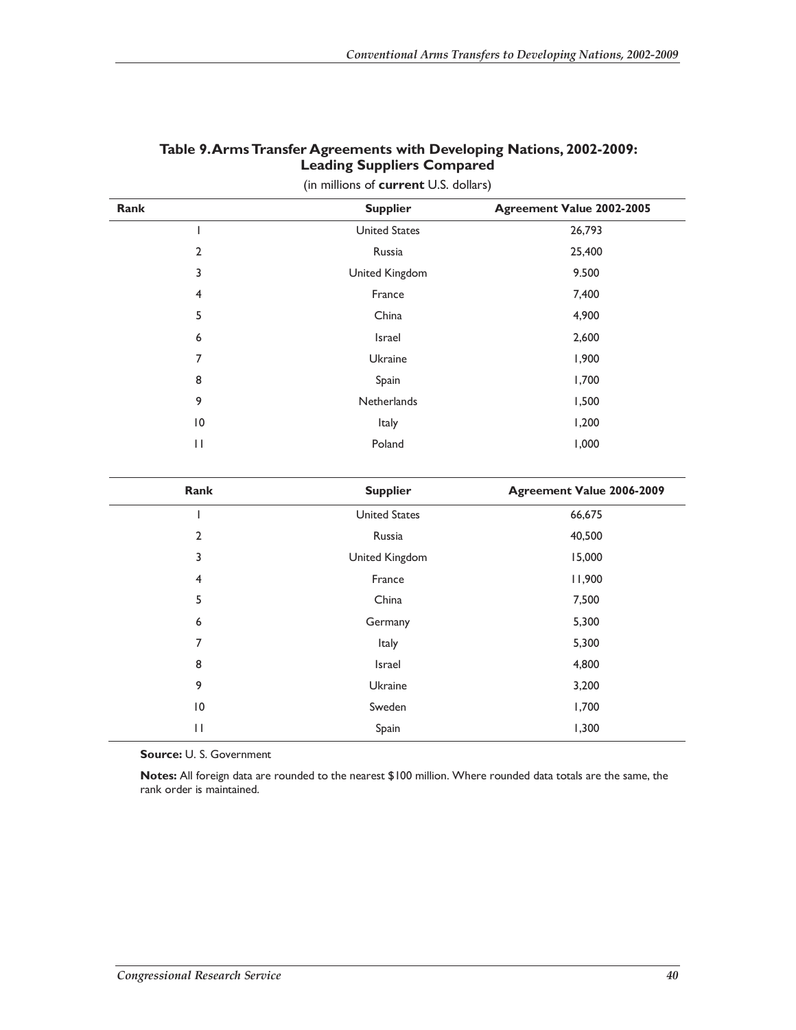## Table 9. Arms Transfer Agreements with Developing Nations, 2002-2009: Leading Suppliers Compared

(in millions of **current** U.S. dollars)

| Rank | Supplier | Agreement Value 2002-2005 |
|---|---|---|
| 1 | United States | 26,793 |
| 2 | Russia | 25,400 |
| 3 | United Kingdom | 9.500 |
| 4 | France | 7,400 |
| 5 | China | 4,900 |
| 6 | Israel | 2,600 |
| 7 | Ukraine | 1,900 |
| 8 | Spain | 1,700 |
| 9 | Netherlands | 1,500 |
| 10 | Italy | 1,200 |
| 11 | Poland | 1,000 |

| Rank | Supplier | Agreement Value 2006-2009 |
|---|---|---|
| 1 | United States | 66,675 |
| 2 | Russia | 40,500 |
| 3 | United Kingdom | 15,000 |
| 4 | France | 11,900 |
| 5 | China | 7,500 |
| 6 | Germany | 5,300 |
| 7 | Italy | 5,300 |
| 8 | Israel | 4,800 |
| 9 | Ukraine | 3,200 |
| 10 | Sweden | 1,700 |
| 11 | Spain | 1,300 |

**Source:** U. S. Government

**Notes:** All foreign data are rounded to the nearest $100 million. Where rounded data totals are the same, the rank order is maintained.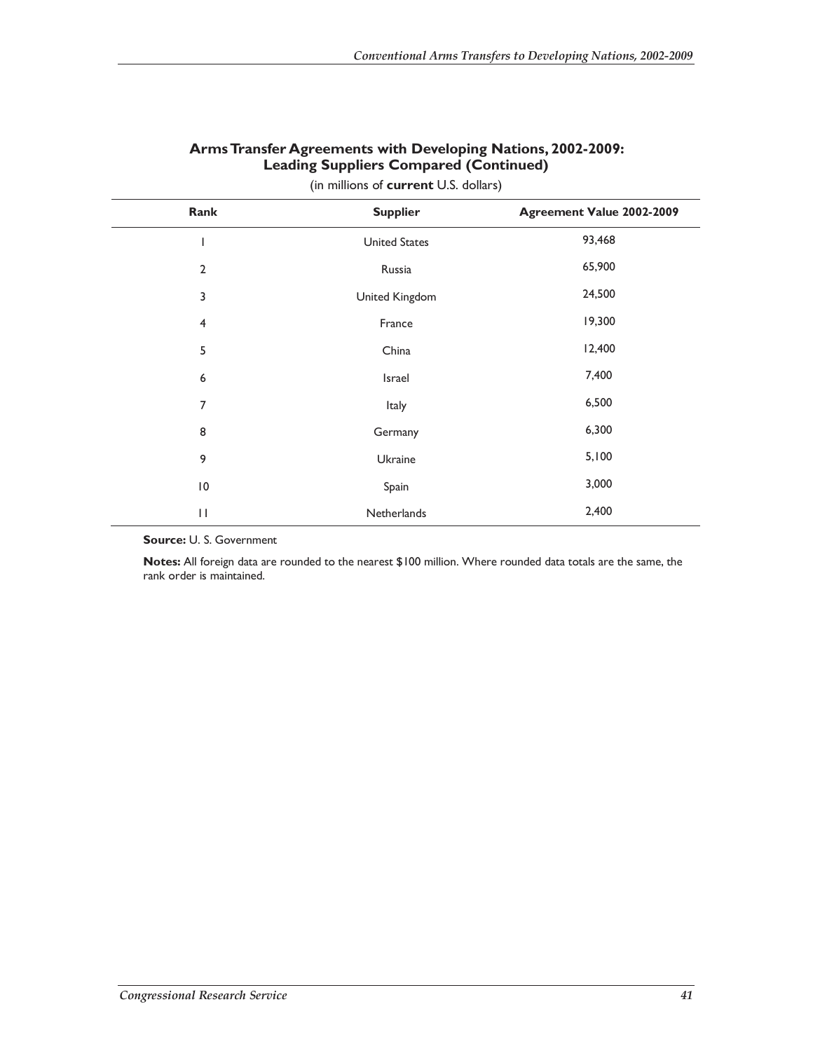## Arms Transfer Agreements with Developing Nations, 2002-2009: Leading Suppliers Compared (Continued)

(in millions of **current** U.S. dollars)

| Rank | Supplier | Agreement Value 2002-2009 |
|---|---|---|
| 1 | United States | 93,468 |
| 2 | Russia | 65,900 |
| 3 | United Kingdom | 24,500 |
| 4 | France | 19,300 |
| 5 | China | 12,400 |
| 6 | Israel | 7,400 |
| 7 | Italy | 6,500 |
| 8 | Germany | 6,300 |
| 9 | Ukraine | 5,100 |
| 10 | Spain | 3,000 |
| 11 | Netherlands | 2,400 |

**Source:** U. S. Government

**Notes:** All foreign data are rounded to the nearest $100 million. Where rounded data totals are the same, the rank order is maintained.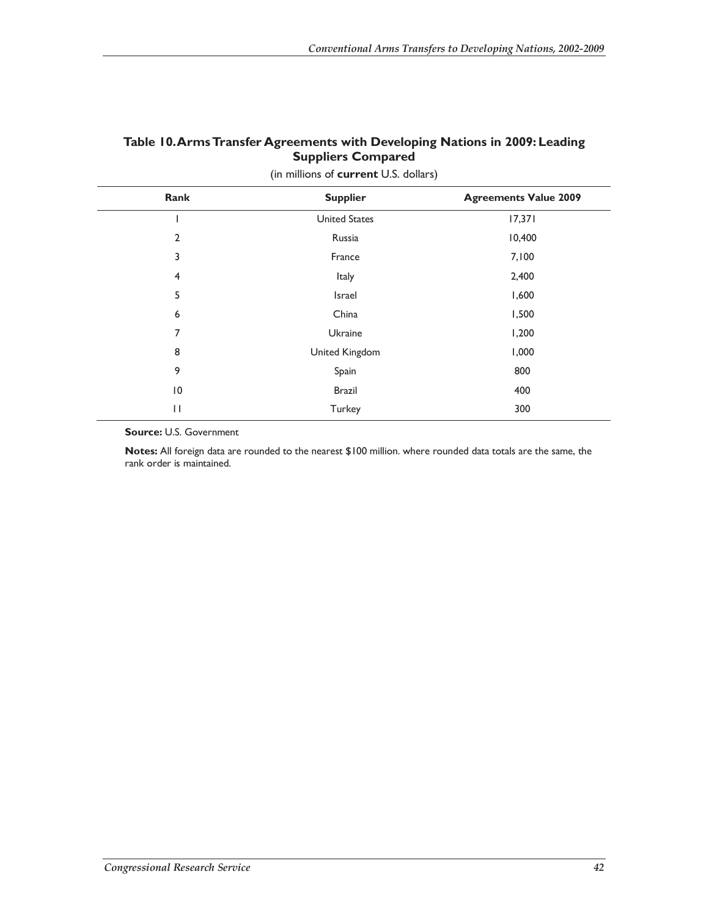## Table 10. Arms Transfer Agreements with Developing Nations in 2009: Leading Suppliers Compared

(in millions of **current** U.S. dollars)

| Rank | Supplier | Agreements Value 2009 |
|---|---|---|
| 1 | United States | 17,371 |
| 2 | Russia | 10,400 |
| 3 | France | 7,100 |
| 4 | Italy | 2,400 |
| 5 | Israel | 1,600 |
| 6 | China | 1,500 |
| 7 | Ukraine | 1,200 |
| 8 | United Kingdom | 1,000 |
| 9 | Spain | 800 |
| 10 | Brazil | 400 |
| 11 | Turkey | 300 |

**Source:** U.S. Government

**Notes:** All foreign data are rounded to the nearest $100 million. where rounded data totals are the same, the rank order is maintained.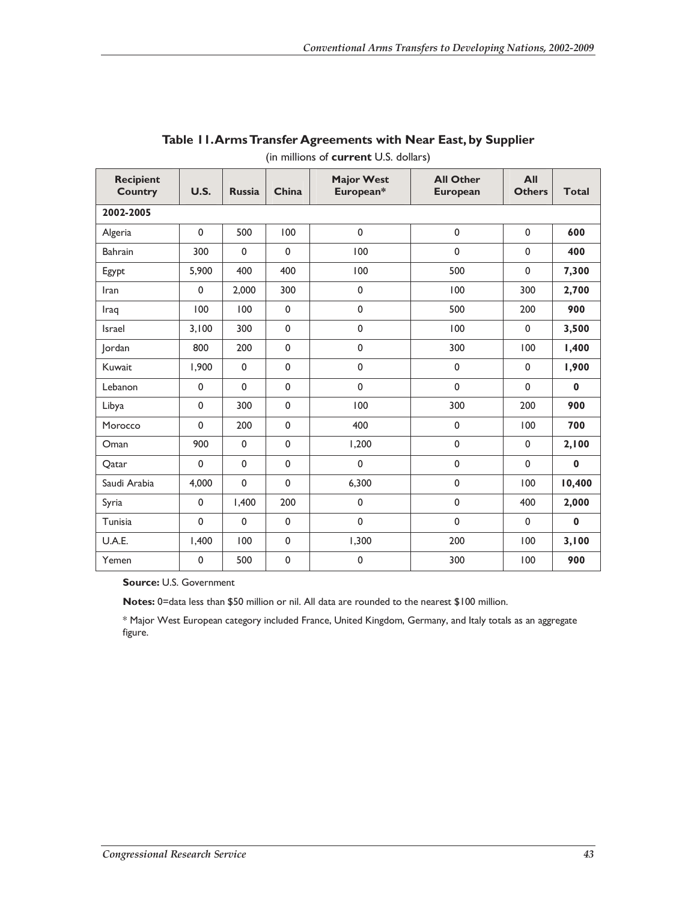## Table 11. Arms Transfer Agreements with Near East, by Supplier

(in millions of **current** U.S. dollars)

| Recipient Country | U.S. | Russia | China | Major West European* | All Other European | All Others | Total |
|---|---|---|---|---|---|---|---|
| **2002-2005** | | | | | | | |
| Algeria | 0 | 500 | 100 | 0 | 0 | 0 | **600** |
| Bahrain | 300 | 0 | 0 | 100 | 0 | 0 | **400** |
| Egypt | 5,900 | 400 | 400 | 100 | 500 | 0 | **7,300** |
| Iran | 0 | 2,000 | 300 | 0 | 100 | 300 | **2,700** |
| Iraq | 100 | 100 | 0 | 0 | 500 | 200 | **900** |
| Israel | 3,100 | 300 | 0 | 0 | 100 | 0 | **3,500** |
| Jordan | 800 | 200 | 0 | 0 | 300 | 100 | **1,400** |
| Kuwait | 1,900 | 0 | 0 | 0 | 0 | 0 | **1,900** |
| Lebanon | 0 | 0 | 0 | 0 | 0 | 0 | **0** |
| Libya | 0 | 300 | 0 | 100 | 300 | 200 | **900** |
| Morocco | 0 | 200 | 0 | 400 | 0 | 100 | **700** |
| Oman | 900 | 0 | 0 | 1,200 | 0 | 0 | **2,100** |
| Qatar | 0 | 0 | 0 | 0 | 0 | 0 | **0** |
| Saudi Arabia | 4,000 | 0 | 0 | 6,300 | 0 | 100 | **10,400** |
| Syria | 0 | 1,400 | 200 | 0 | 0 | 400 | **2,000** |
| Tunisia | 0 | 0 | 0 | 0 | 0 | 0 | **0** |
| U.A.E. | 1,400 | 100 | 0 | 1,300 | 200 | 100 | **3,100** |
| Yemen | 0 | 500 | 0 | 0 | 300 | 100 | **900** |

**Source:** U.S. Government

**Notes:** 0=data less than $50 million or nil. All data are rounded to the nearest $100 million.

* Major West European category included France, United Kingdom, Germany, and Italy totals as an aggregate figure.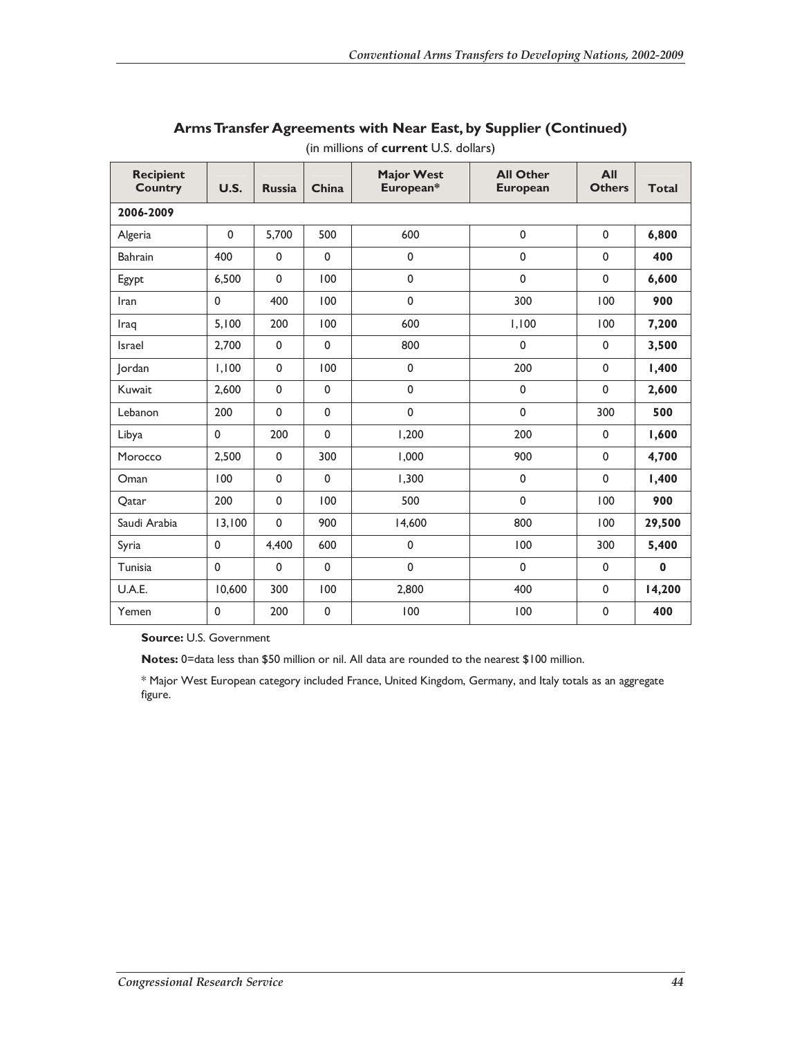## Arms Transfer Agreements with Near East, by Supplier (Continued)

(in millions of **current** U.S. dollars)

| Recipient Country | U.S. | Russia | China | Major West European* | All Other European | All Others | Total |
|---|---|---|---|---|---|---|---|
| **2006-2009** | | | | | | | |
| Algeria | 0 | 5,700 | 500 | 600 | 0 | 0 | **6,800** |
| Bahrain | 400 | 0 | 0 | 0 | 0 | 0 | **400** |
| Egypt | 6,500 | 0 | 100 | 0 | 0 | 0 | **6,600** |
| Iran | 0 | 400 | 100 | 0 | 300 | 100 | **900** |
| Iraq | 5,100 | 200 | 100 | 600 | 1,100 | 100 | **7,200** |
| Israel | 2,700 | 0 | 0 | 800 | 0 | 0 | **3,500** |
| Jordan | 1,100 | 0 | 100 | 0 | 200 | 0 | **1,400** |
| Kuwait | 2,600 | 0 | 0 | 0 | 0 | 0 | **2,600** |
| Lebanon | 200 | 0 | 0 | 0 | 0 | 300 | **500** |
| Libya | 0 | 200 | 0 | 1,200 | 200 | 0 | **1,600** |
| Morocco | 2,500 | 0 | 300 | 1,000 | 900 | 0 | **4,700** |
| Oman | 100 | 0 | 0 | 1,300 | 0 | 0 | **1,400** |
| Qatar | 200 | 0 | 100 | 500 | 0 | 100 | **900** |
| Saudi Arabia | 13,100 | 0 | 900 | 14,600 | 800 | 100 | **29,500** |
| Syria | 0 | 4,400 | 600 | 0 | 100 | 300 | **5,400** |
| Tunisia | 0 | 0 | 0 | 0 | 0 | 0 | **0** |
| U.A.E. | 10,600 | 300 | 100 | 2,800 | 400 | 0 | **14,200** |
| Yemen | 0 | 200 | 0 | 100 | 100 | 0 | **400** |

**Source:** U.S. Government

**Notes:** 0=data less than $50 million or nil. All data are rounded to the nearest $100 million.

* Major West European category included France, United Kingdom, Germany, and Italy totals as an aggregate figure.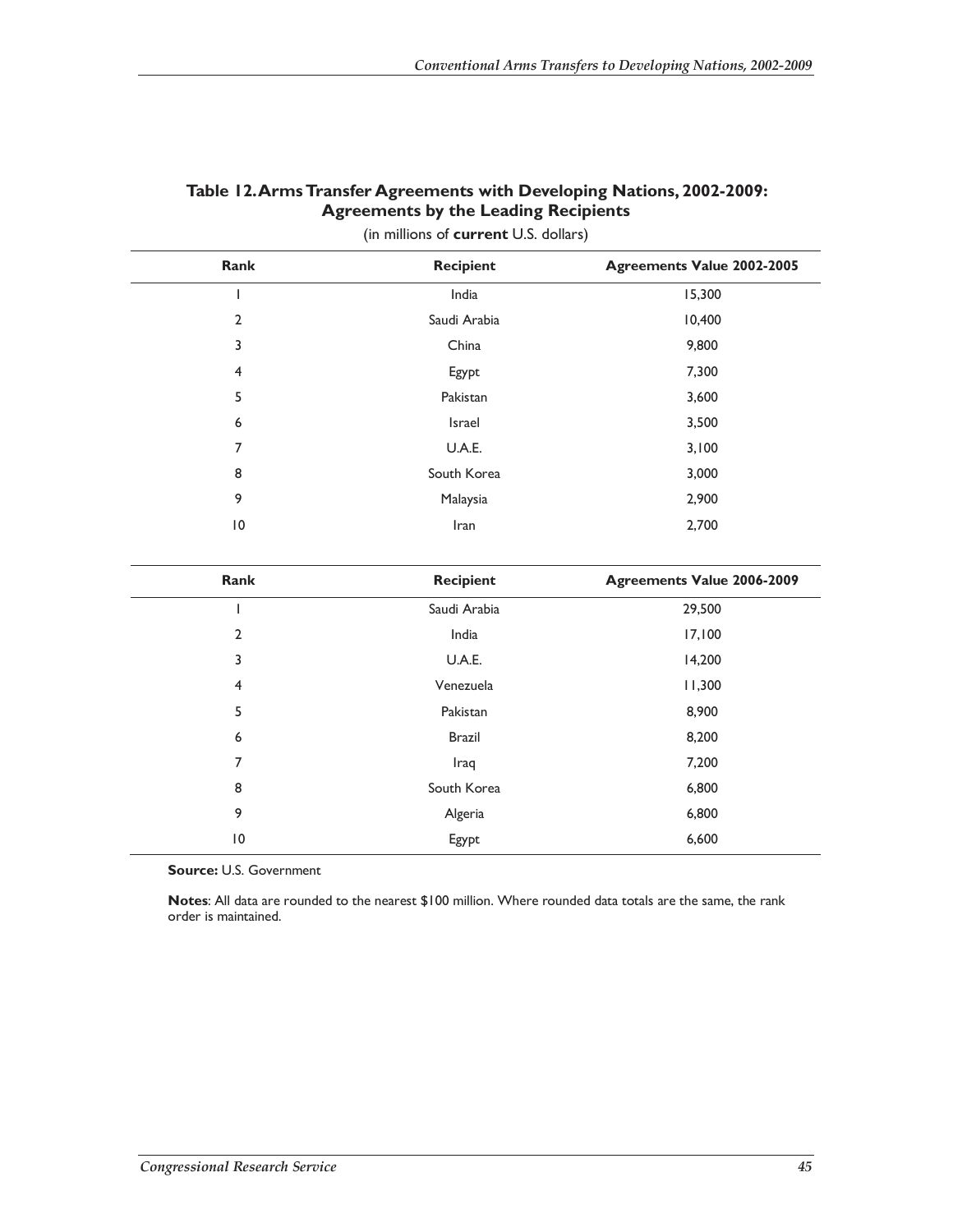**Table 12. Arms Transfer Agreements with Developing Nations, 2002-2009: Agreements by the Leading Recipients**

(in millions of **current** U.S. dollars)

| Rank | Recipient | Agreements Value 2002-2005 |
|---|---|---|
| 1 | India | 15,300 |
| 2 | Saudi Arabia | 10,400 |
| 3 | China | 9,800 |
| 4 | Egypt | 7,300 |
| 5 | Pakistan | 3,600 |
| 6 | Israel | 3,500 |
| 7 | U.A.E. | 3,100 |
| 8 | South Korea | 3,000 |
| 9 | Malaysia | 2,900 |
| 10 | Iran | 2,700 |

| Rank | Recipient | Agreements Value 2006-2009 |
|---|---|---|
| 1 | Saudi Arabia | 29,500 |
| 2 | India | 17,100 |
| 3 | U.A.E. | 14,200 |
| 4 | Venezuela | 11,300 |
| 5 | Pakistan | 8,900 |
| 6 | Brazil | 8,200 |
| 7 | Iraq | 7,200 |
| 8 | South Korea | 6,800 |
| 9 | Algeria | 6,800 |
| 10 | Egypt | 6,600 |

**Source:** U.S. Government

**Notes**: All data are rounded to the nearest $100 million. Where rounded data totals are the same, the rank order is maintained.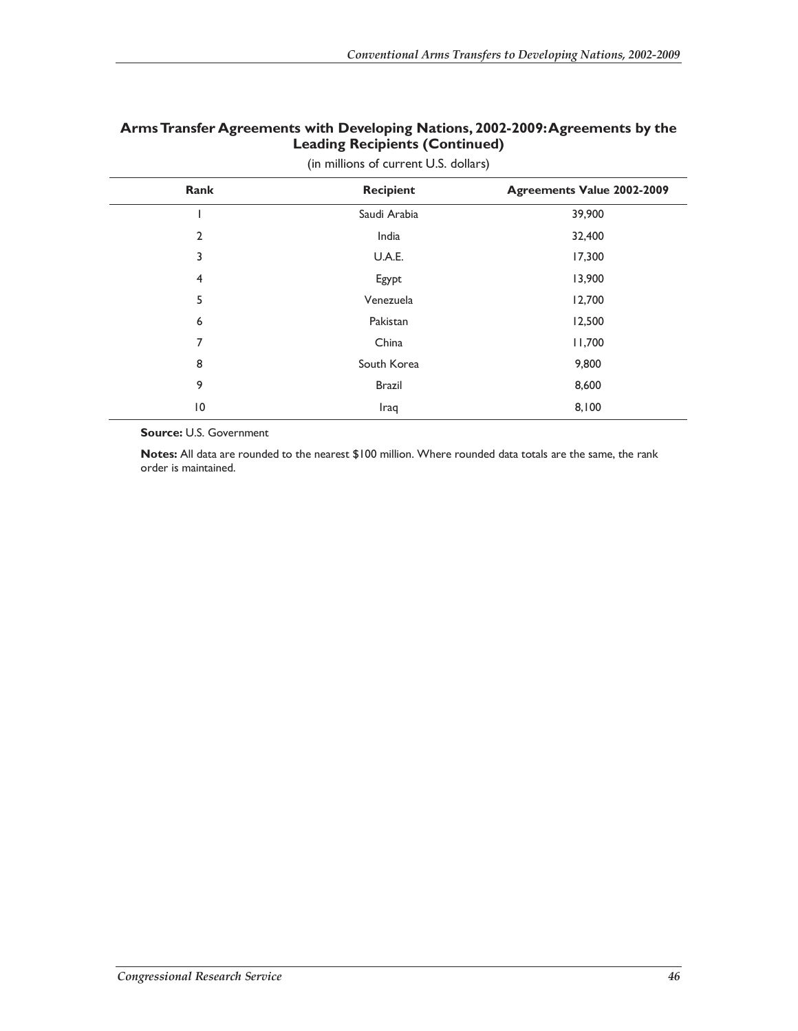### Arms Transfer Agreements with Developing Nations, 2002-2009: Agreements by the Leading Recipients (Continued)

(in millions of current U.S. dollars)

| Rank | Recipient | Agreements Value 2002-2009 |
|---|---|---|
| 1 | Saudi Arabia | 39,900 |
| 2 | India | 32,400 |
| 3 | U.A.E. | 17,300 |
| 4 | Egypt | 13,900 |
| 5 | Venezuela | 12,700 |
| 6 | Pakistan | 12,500 |
| 7 | China | 11,700 |
| 8 | South Korea | 9,800 |
| 9 | Brazil | 8,600 |
| 10 | Iraq | 8,100 |

**Source:** U.S. Government

**Notes:** All data are rounded to the nearest $100 million. Where rounded data totals are the same, the rank order is maintained.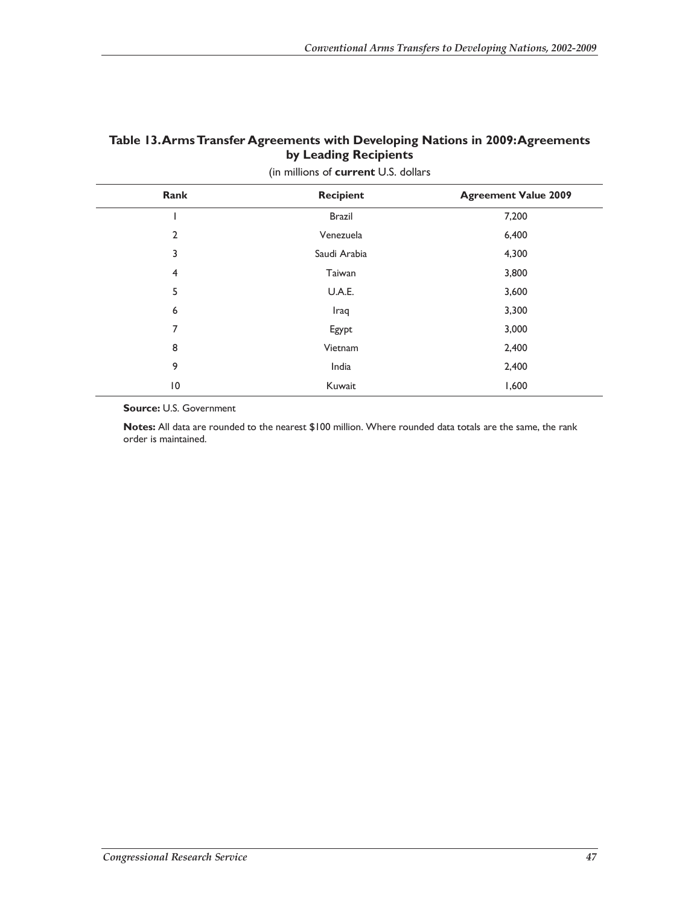**Table 13. Arms Transfer Agreements with Developing Nations in 2009: Agreements by Leading Recipients**

(in millions of **current** U.S. dollars

| Rank | Recipient | Agreement Value 2009 |
|---|---|---|
| 1 | Brazil | 7,200 |
| 2 | Venezuela | 6,400 |
| 3 | Saudi Arabia | 4,300 |
| 4 | Taiwan | 3,800 |
| 5 | U.A.E. | 3,600 |
| 6 | Iraq | 3,300 |
| 7 | Egypt | 3,000 |
| 8 | Vietnam | 2,400 |
| 9 | India | 2,400 |
| 10 | Kuwait | 1,600 |

**Source:** U.S. Government

**Notes:** All data are rounded to the nearest $100 million. Where rounded data totals are the same, the rank order is maintained.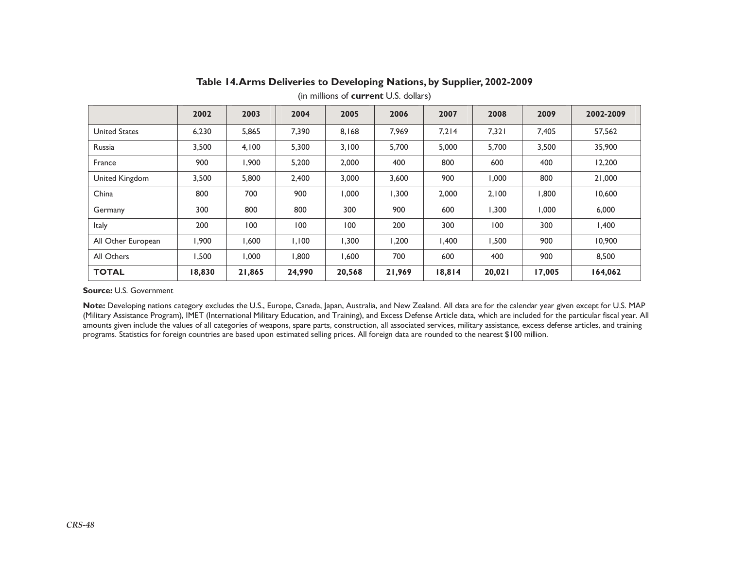## Table 14. Arms Deliveries to Developing Nations, by Supplier, 2002-2009

(in millions of **current** U.S. dollars)

| | 2002 | 2003 | 2004 | 2005 | 2006 | 2007 | 2008 | 2009 | 2002-2009 |
|---|---|---|---|---|---|---|---|---|---|
| United States | 6,230 | 5,865 | 7,390 | 8,168 | 7,969 | 7,214 | 7,321 | 7,405 | 57,562 |
| Russia | 3,500 | 4,100 | 5,300 | 3,100 | 5,700 | 5,000 | 5,700 | 3,500 | 35,900 |
| France | 900 | 1,900 | 5,200 | 2,000 | 400 | 800 | 600 | 400 | 12,200 |
| United Kingdom | 3,500 | 5,800 | 2,400 | 3,000 | 3,600 | 900 | 1,000 | 800 | 21,000 |
| China | 800 | 700 | 900 | 1,000 | 1,300 | 2,000 | 2,100 | 1,800 | 10,600 |
| Germany | 300 | 800 | 800 | 300 | 900 | 600 | 1,300 | 1,000 | 6,000 |
| Italy | 200 | 100 | 100 | 100 | 200 | 300 | 100 | 300 | 1,400 |
| All Other European | 1,900 | 1,600 | 1,100 | 1,300 | 1,200 | 1,400 | 1,500 | 900 | 10,900 |
| All Others | 1,500 | 1,000 | 1,800 | 1,600 | 700 | 600 | 400 | 900 | 8,500 |
| **TOTAL** | **18,830** | **21,865** | **24,990** | **20,568** | **21,969** | **18,814** | **20,021** | **17,005** | **164,062** |

**Source:** U.S. Government

**Note:** Developing nations category excludes the U.S., Europe, Canada, Japan, Australia, and New Zealand. All data are for the calendar year given except for U.S. MAP (Military Assistance Program), IMET (International Military Education, and Training), and Excess Defense Article data, which are included for the particular fiscal year. All amounts given include the values of all categories of weapons, spare parts, construction, all associated services, military assistance, excess defense articles, and training programs. Statistics for foreign countries are based upon estimated selling prices. All foreign data are rounded to the nearest $100 million.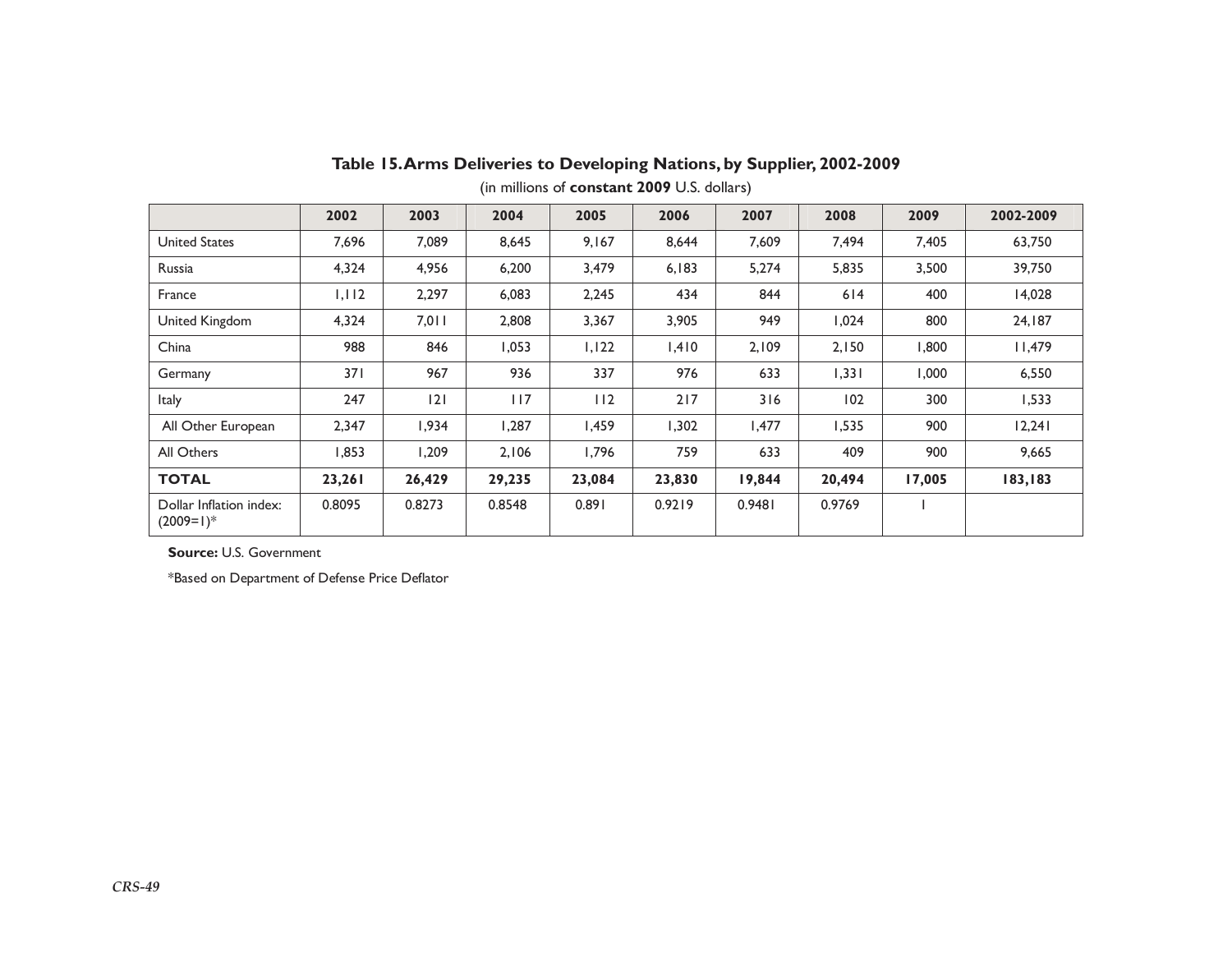**Table 15. Arms Deliveries to Developing Nations, by Supplier, 2002-2009**

(in millions of **constant 2009** U.S. dollars)

| | 2002 | 2003 | 2004 | 2005 | 2006 | 2007 | 2008 | 2009 | 2002-2009 |
|---|---|---|---|---|---|---|---|---|---|
| United States | 7,696 | 7,089 | 8,645 | 9,167 | 8,644 | 7,609 | 7,494 | 7,405 | 63,750 |
| Russia | 4,324 | 4,956 | 6,200 | 3,479 | 6,183 | 5,274 | 5,835 | 3,500 | 39,750 |
| France | 1,112 | 2,297 | 6,083 | 2,245 | 434 | 844 | 614 | 400 | 14,028 |
| United Kingdom | 4,324 | 7,011 | 2,808 | 3,367 | 3,905 | 949 | 1,024 | 800 | 24,187 |
| China | 988 | 846 | 1,053 | 1,122 | 1,410 | 2,109 | 2,150 | 1,800 | 11,479 |
| Germany | 371 | 967 | 936 | 337 | 976 | 633 | 1,331 | 1,000 | 6,550 |
| Italy | 247 | 121 | 117 | 112 | 217 | 316 | 102 | 300 | 1,533 |
| All Other European | 2,347 | 1,934 | 1,287 | 1,459 | 1,302 | 1,477 | 1,535 | 900 | 12,241 |
| All Others | 1,853 | 1,209 | 2,106 | 1,796 | 759 | 633 | 409 | 900 | 9,665 |
| **TOTAL** | **23,261** | **26,429** | **29,235** | **23,084** | **23,830** | **19,844** | **20,494** | **17,005** | **183,183** |
| Dollar Inflation index: (2009=1)* | 0.8095 | 0.8273 | 0.8548 | 0.891 | 0.9219 | 0.9481 | 0.9769 | 1 | |

**Source:** U.S. Government

*Based on Department of Defense Price Deflator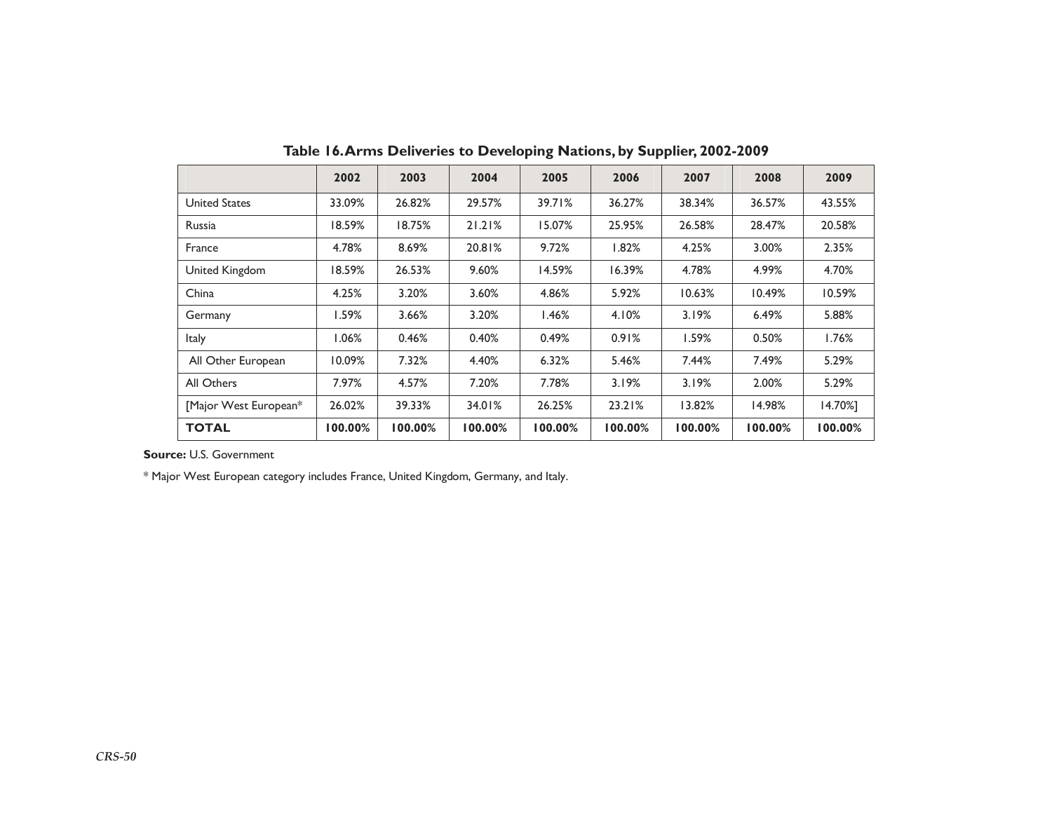**Table 16. Arms Deliveries to Developing Nations, by Supplier, 2002-2009**

| | 2002 | 2003 | 2004 | 2005 | 2006 | 2007 | 2008 | 2009 |
|---|---|---|---|---|---|---|---|---|
| United States | 33.09% | 26.82% | 29.57% | 39.71% | 36.27% | 38.34% | 36.57% | 43.55% |
| Russia | 18.59% | 18.75% | 21.21% | 15.07% | 25.95% | 26.58% | 28.47% | 20.58% |
| France | 4.78% | 8.69% | 20.81% | 9.72% | 1.82% | 4.25% | 3.00% | 2.35% |
| United Kingdom | 18.59% | 26.53% | 9.60% | 14.59% | 16.39% | 4.78% | 4.99% | 4.70% |
| China | 4.25% | 3.20% | 3.60% | 4.86% | 5.92% | 10.63% | 10.49% | 10.59% |
| Germany | 1.59% | 3.66% | 3.20% | 1.46% | 4.10% | 3.19% | 6.49% | 5.88% |
| Italy | 1.06% | 0.46% | 0.40% | 0.49% | 0.91% | 1.59% | 0.50% | 1.76% |
| All Other European | 10.09% | 7.32% | 4.40% | 6.32% | 5.46% | 7.44% | 7.49% | 5.29% |
| All Others | 7.97% | 4.57% | 7.20% | 7.78% | 3.19% | 3.19% | 2.00% | 5.29% |
| [Major West European* | 26.02% | 39.33% | 34.01% | 26.25% | 23.21% | 13.82% | 14.98% | 14.70%] |
| **TOTAL** | **100.00%** | **100.00%** | **100.00%** | **100.00%** | **100.00%** | **100.00%** | **100.00%** | **100.00%** |

**Source:** U.S. Government

* Major West European category includes France, United Kingdom, Germany, and Italy.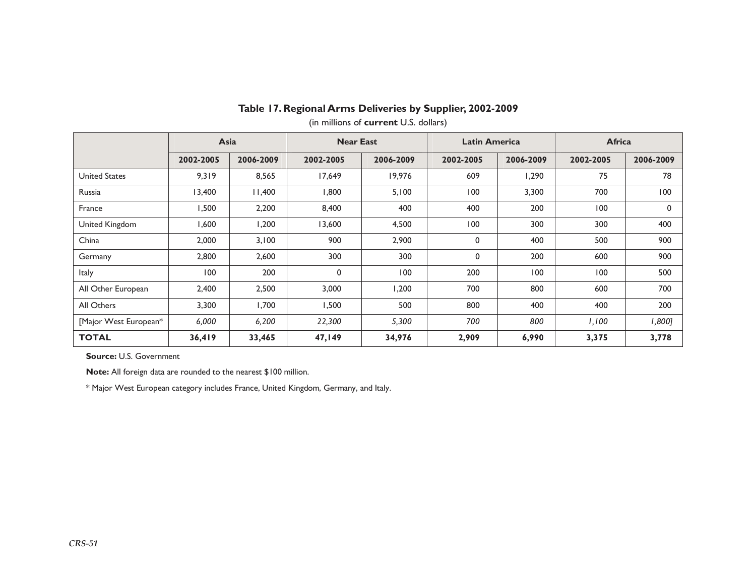### Table 17. Regional Arms Deliveries by Supplier, 2002-2009

(in millions of **current** U.S. dollars)

| | Asia | | Near East | | Latin America | | Africa | |
|---|---|---|---|---|---|---|---|---|
| | **2002-2005** | **2006-2009** | **2002-2005** | **2006-2009** | **2002-2005** | **2006-2009** | **2002-2005** | **2006-2009** |
| United States | 9,319 | 8,565 | 17,649 | 19,976 | 609 | 1,290 | 75 | 78 |
| Russia | 13,400 | 11,400 | 1,800 | 5,100 | 100 | 3,300 | 700 | 100 |
| France | 1,500 | 2,200 | 8,400 | 400 | 400 | 200 | 100 | 0 |
| United Kingdom | 1,600 | 1,200 | 13,600 | 4,500 | 100 | 300 | 300 | 400 |
| China | 2,000 | 3,100 | 900 | 2,900 | 0 | 400 | 500 | 900 |
| Germany | 2,800 | 2,600 | 300 | 300 | 0 | 200 | 600 | 900 |
| Italy | 100 | 200 | 0 | 100 | 200 | 100 | 100 | 500 |
| All Other European | 2,400 | 2,500 | 3,000 | 1,200 | 700 | 800 | 600 | 700 |
| All Others | 3,300 | 1,700 | 1,500 | 500 | 800 | 400 | 400 | 200 |
| [Major West European* | *6,000* | *6,200* | *22,300* | *5,300* | *700* | *800* | *1,100* | *1,800]* |
| **TOTAL** | **36,419** | **33,465** | **47,149** | **34,976** | **2,909** | **6,990** | **3,375** | **3,778** |

**Source:** U.S. Government

**Note:** All foreign data are rounded to the nearest $100 million.

* Major West European category includes France, United Kingdom, Germany, and Italy.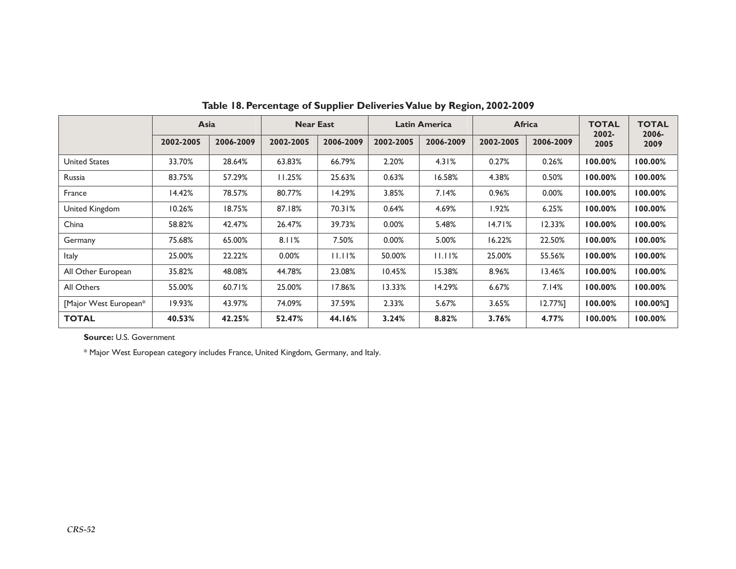**Table 18. Percentage of Supplier Deliveries Value by Region, 2002-2009**

| | Asia | | Near East | | Latin America | | Africa | | TOTAL 2002-2005 | TOTAL 2006-2009 |
|---|---|---|---|---|---|---|---|---|---|---|
| | 2002-2005 | 2006-2009 | 2002-2005 | 2006-2009 | 2002-2005 | 2006-2009 | 2002-2005 | 2006-2009 | | |
| United States | 33.70% | 28.64% | 63.83% | 66.79% | 2.20% | 4.31% | 0.27% | 0.26% | **100.00%** | **100.00%** |
| Russia | 83.75% | 57.29% | 11.25% | 25.63% | 0.63% | 16.58% | 4.38% | 0.50% | **100.00%** | **100.00%** |
| France | 14.42% | 78.57% | 80.77% | 14.29% | 3.85% | 7.14% | 0.96% | 0.00% | **100.00%** | **100.00%** |
| United Kingdom | 10.26% | 18.75% | 87.18% | 70.31% | 0.64% | 4.69% | 1.92% | 6.25% | **100.00%** | **100.00%** |
| China | 58.82% | 42.47% | 26.47% | 39.73% | 0.00% | 5.48% | 14.71% | 12.33% | **100.00%** | **100.00%** |
| Germany | 75.68% | 65.00% | 8.11% | 7.50% | 0.00% | 5.00% | 16.22% | 22.50% | **100.00%** | **100.00%** |
| Italy | 25.00% | 22.22% | 0.00% | 11.11% | 50.00% | 11.11% | 25.00% | 55.56% | **100.00%** | **100.00%** |
| All Other European | 35.82% | 48.08% | 44.78% | 23.08% | 10.45% | 15.38% | 8.96% | 13.46% | **100.00%** | **100.00%** |
| All Others | 55.00% | 60.71% | 25.00% | 17.86% | 13.33% | 14.29% | 6.67% | 7.14% | **100.00%** | **100.00%** |
| [Major West European* | 19.93% | 43.97% | 74.09% | 37.59% | 2.33% | 5.67% | 3.65% | 12.77%] | **100.00%** | **100.00%]** |
| **TOTAL** | **40.53%** | **42.25%** | **52.47%** | **44.16%** | **3.24%** | **8.82%** | **3.76%** | **4.77%** | **100.00%** | **100.00%** |

**Source:** U.S. Government

* Major West European category includes France, United Kingdom, Germany, and Italy.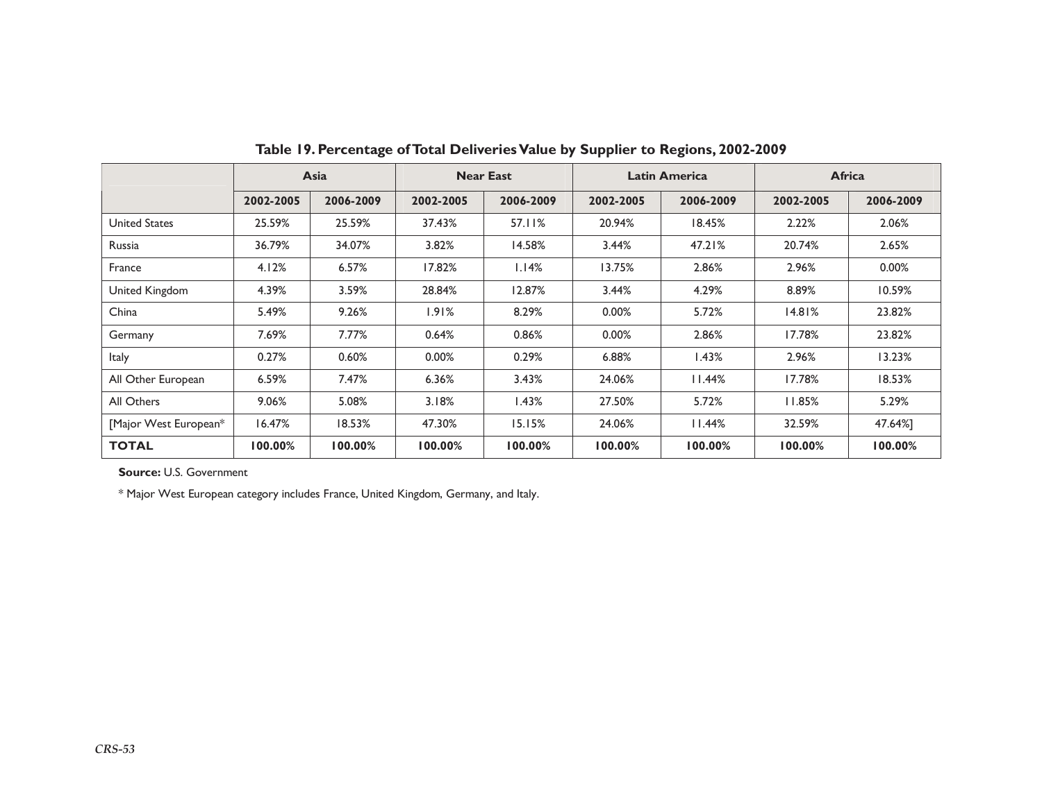**Table 19. Percentage of Total Deliveries Value by Supplier to Regions, 2002-2009**

| | Asia | | Near East | | Latin America | | Africa | |
|---|---|---|---|---|---|---|---|---|
| | 2002-2005 | 2006-2009 | 2002-2005 | 2006-2009 | 2002-2005 | 2006-2009 | 2002-2005 | 2006-2009 |
| United States | 25.59% | 25.59% | 37.43% | 57.11% | 20.94% | 18.45% | 2.22% | 2.06% |
| Russia | 36.79% | 34.07% | 3.82% | 14.58% | 3.44% | 47.21% | 20.74% | 2.65% |
| France | 4.12% | 6.57% | 17.82% | 1.14% | 13.75% | 2.86% | 2.96% | 0.00% |
| United Kingdom | 4.39% | 3.59% | 28.84% | 12.87% | 3.44% | 4.29% | 8.89% | 10.59% |
| China | 5.49% | 9.26% | 1.91% | 8.29% | 0.00% | 5.72% | 14.81% | 23.82% |
| Germany | 7.69% | 7.77% | 0.64% | 0.86% | 0.00% | 2.86% | 17.78% | 23.82% |
| Italy | 0.27% | 0.60% | 0.00% | 0.29% | 6.88% | 1.43% | 2.96% | 13.23% |
| All Other European | 6.59% | 7.47% | 6.36% | 3.43% | 24.06% | 11.44% | 17.78% | 18.53% |
| All Others | 9.06% | 5.08% | 3.18% | 1.43% | 27.50% | 5.72% | 11.85% | 5.29% |
| [Major West European* | 16.47% | 18.53% | 47.30% | 15.15% | 24.06% | 11.44% | 32.59% | 47.64%] |
| **TOTAL** | **100.00%** | **100.00%** | **100.00%** | **100.00%** | **100.00%** | **100.00%** | **100.00%** | **100.00%** |

**Source:** U.S. Government

* Major West European category includes France, United Kingdom, Germany, and Italy.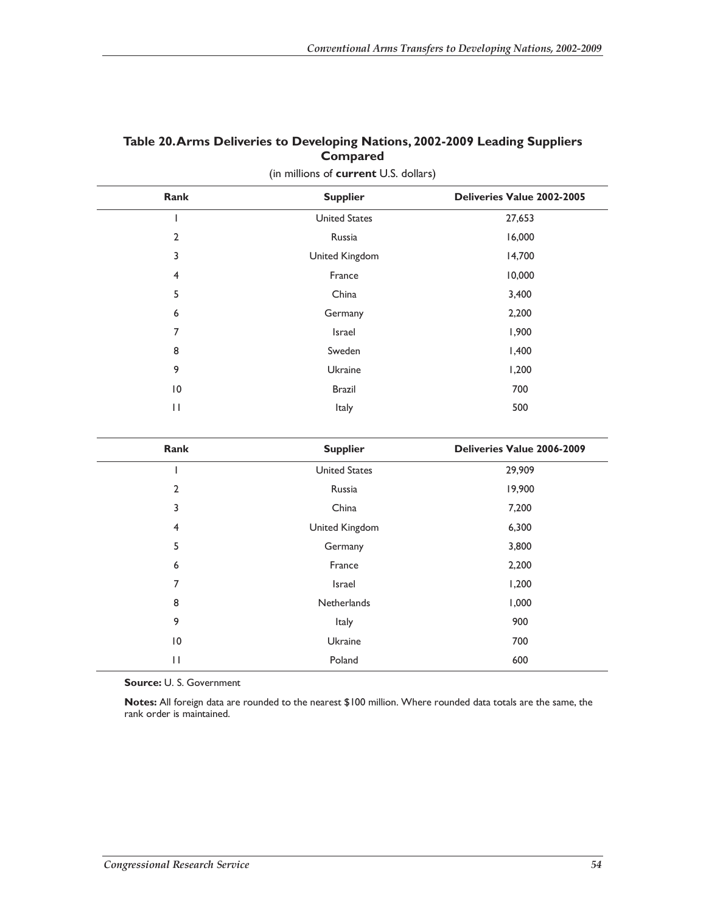## Table 20. Arms Deliveries to Developing Nations, 2002-2009 Leading Suppliers Compared

(in millions of **current** U.S. dollars)

| Rank | Supplier | Deliveries Value 2002-2005 |
|---|---|---|
| 1 | United States | 27,653 |
| 2 | Russia | 16,000 |
| 3 | United Kingdom | 14,700 |
| 4 | France | 10,000 |
| 5 | China | 3,400 |
| 6 | Germany | 2,200 |
| 7 | Israel | 1,900 |
| 8 | Sweden | 1,400 |
| 9 | Ukraine | 1,200 |
| 10 | Brazil | 700 |
| 11 | Italy | 500 |

| Rank | Supplier | Deliveries Value 2006-2009 |
|---|---|---|
| 1 | United States | 29,909 |
| 2 | Russia | 19,900 |
| 3 | China | 7,200 |
| 4 | United Kingdom | 6,300 |
| 5 | Germany | 3,800 |
| 6 | France | 2,200 |
| 7 | Israel | 1,200 |
| 8 | Netherlands | 1,000 |
| 9 | Italy | 900 |
| 10 | Ukraine | 700 |
| 11 | Poland | 600 |

**Source:** U. S. Government

**Notes:** All foreign data are rounded to the nearest $100 million. Where rounded data totals are the same, the rank order is maintained.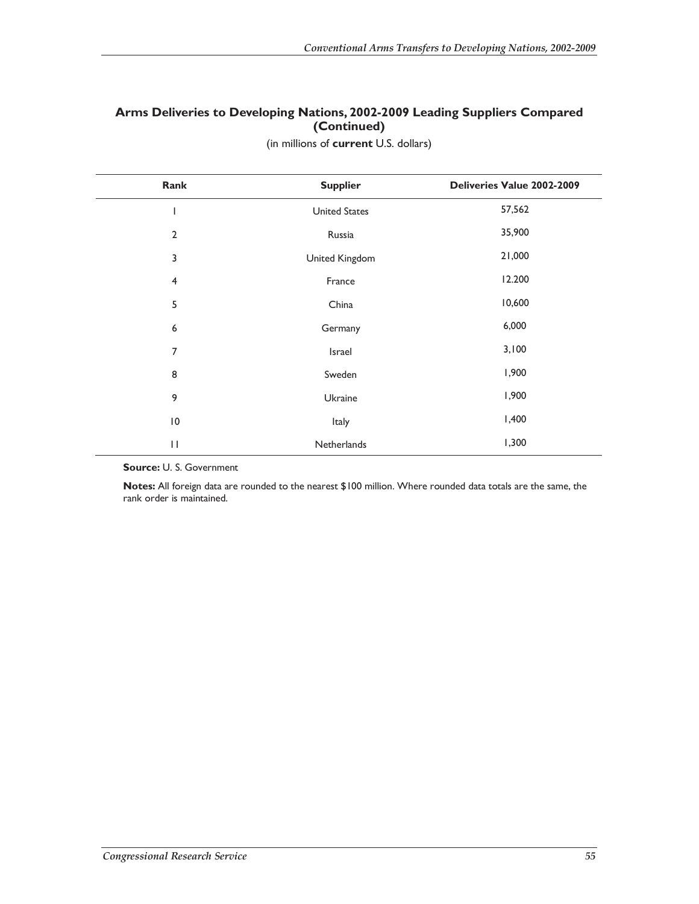### Arms Deliveries to Developing Nations, 2002-2009 Leading Suppliers Compared (Continued)

(in millions of **current** U.S. dollars)

| Rank | Supplier | Deliveries Value 2002-2009 |
|---|---|---|
| 1 | United States | 57,562 |
| 2 | Russia | 35,900 |
| 3 | United Kingdom | 21,000 |
| 4 | France | 12.200 |
| 5 | China | 10,600 |
| 6 | Germany | 6,000 |
| 7 | Israel | 3,100 |
| 8 | Sweden | 1,900 |
| 9 | Ukraine | 1,900 |
| 10 | Italy | 1,400 |
| 11 | Netherlands | 1,300 |

**Source:** U. S. Government

**Notes:** All foreign data are rounded to the nearest $100 million. Where rounded data totals are the same, the rank order is maintained.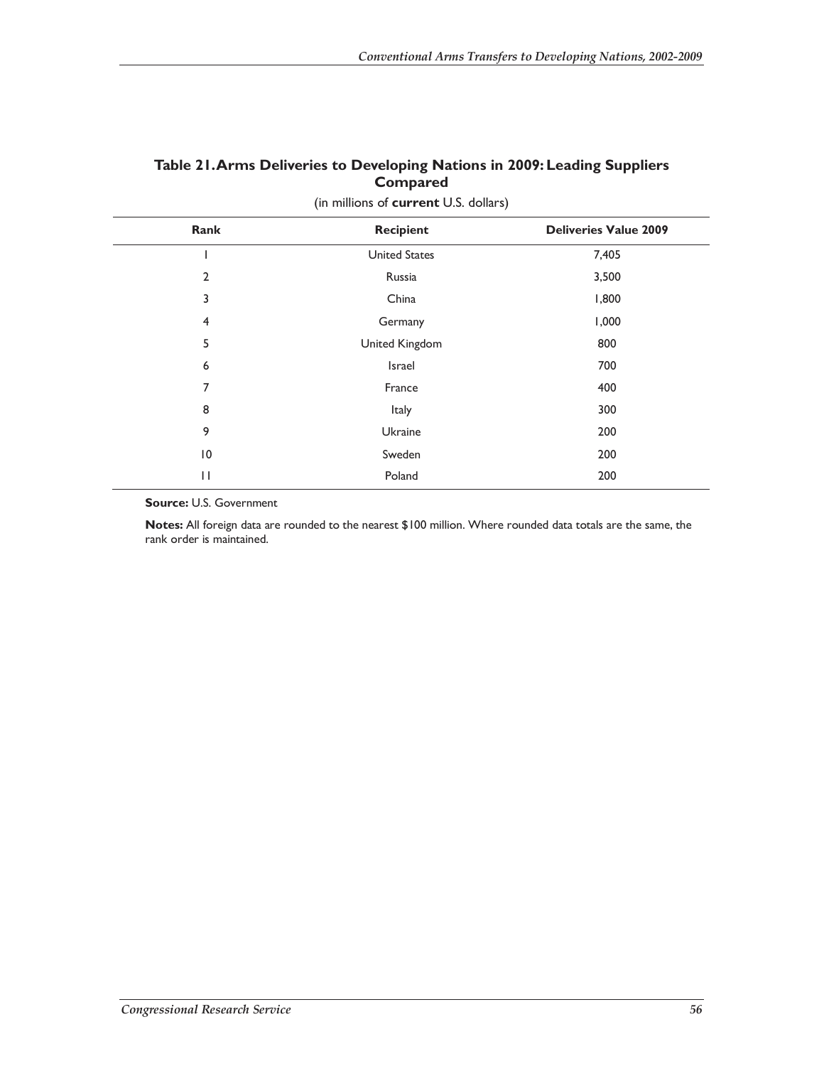**Table 21. Arms Deliveries to Developing Nations in 2009: Leading Suppliers Compared**

(in millions of **current** U.S. dollars)

| Rank | Recipient | Deliveries Value 2009 |
|---|---|---|
| 1 | United States | 7,405 |
| 2 | Russia | 3,500 |
| 3 | China | 1,800 |
| 4 | Germany | 1,000 |
| 5 | United Kingdom | 800 |
| 6 | Israel | 700 |
| 7 | France | 400 |
| 8 | Italy | 300 |
| 9 | Ukraine | 200 |
| 10 | Sweden | 200 |
| 11 | Poland | 200 |

**Source:** U.S. Government

**Notes:** All foreign data are rounded to the nearest $100 million. Where rounded data totals are the same, the rank order is maintained.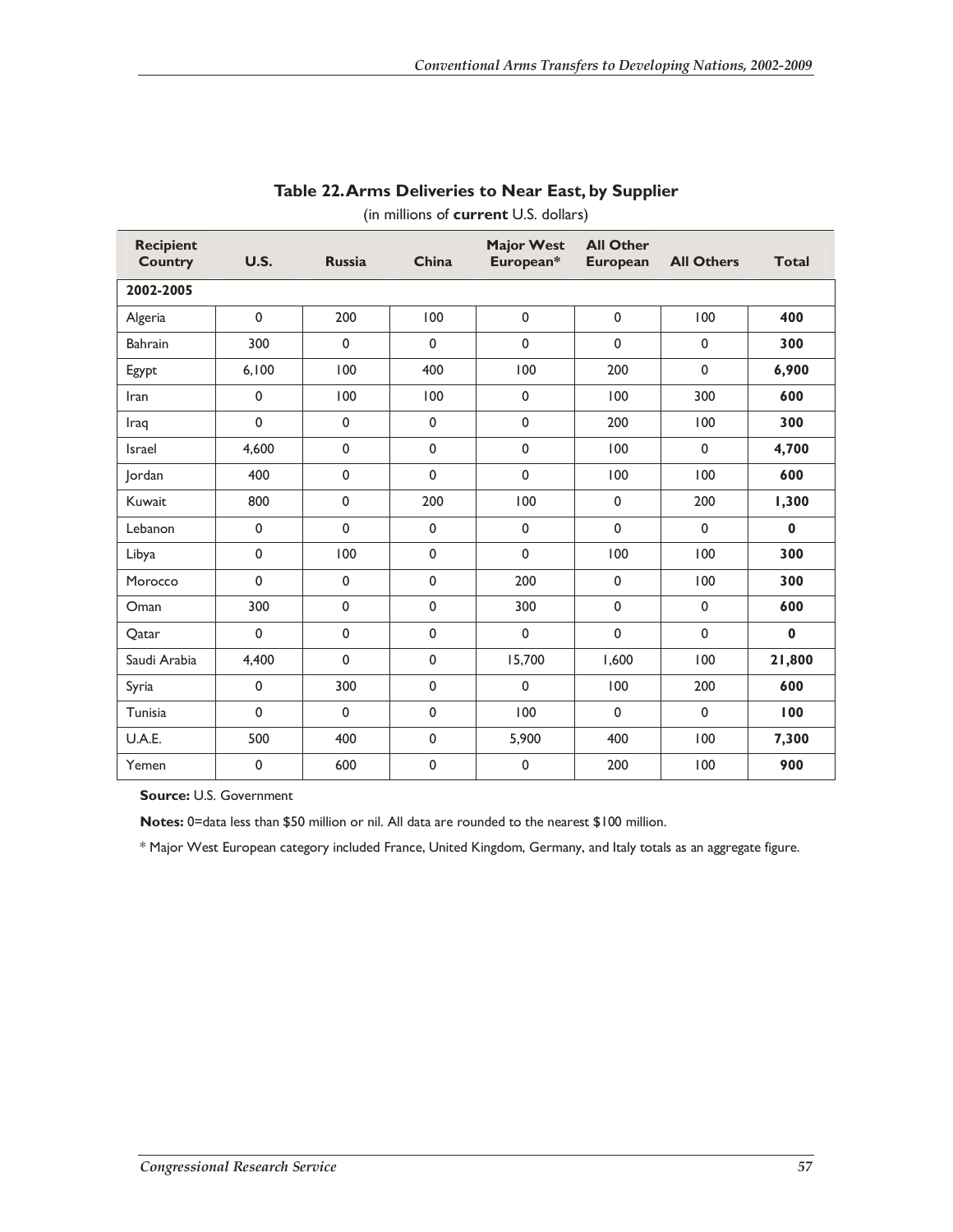## Table 22. Arms Deliveries to Near East, by Supplier

(in millions of **current** U.S. dollars)

| Recipient Country | U.S. | Russia | China | Major West European* | All Other European | All Others | Total |
|---|---|---|---|---|---|---|---|
| **2002-2005** | | | | | | | |
| Algeria | 0 | 200 | 100 | 0 | 0 | 100 | **400** |
| Bahrain | 300 | 0 | 0 | 0 | 0 | 0 | **300** |
| Egypt | 6,100 | 100 | 400 | 100 | 200 | 0 | **6,900** |
| Iran | 0 | 100 | 100 | 0 | 100 | 300 | **600** |
| Iraq | 0 | 0 | 0 | 0 | 200 | 100 | **300** |
| Israel | 4,600 | 0 | 0 | 0 | 100 | 0 | **4,700** |
| Jordan | 400 | 0 | 0 | 0 | 100 | 100 | **600** |
| Kuwait | 800 | 0 | 200 | 100 | 0 | 200 | **1,300** |
| Lebanon | 0 | 0 | 0 | 0 | 0 | 0 | **0** |
| Libya | 0 | 100 | 0 | 0 | 100 | 100 | **300** |
| Morocco | 0 | 0 | 0 | 200 | 0 | 100 | **300** |
| Oman | 300 | 0 | 0 | 300 | 0 | 0 | **600** |
| Qatar | 0 | 0 | 0 | 0 | 0 | 0 | **0** |
| Saudi Arabia | 4,400 | 0 | 0 | 15,700 | 1,600 | 100 | **21,800** |
| Syria | 0 | 300 | 0 | 0 | 100 | 200 | **600** |
| Tunisia | 0 | 0 | 0 | 100 | 0 | 0 | **100** |
| U.A.E. | 500 | 400 | 0 | 5,900 | 400 | 100 | **7,300** |
| Yemen | 0 | 600 | 0 | 0 | 200 | 100 | **900** |

**Source:** U.S. Government

**Notes:** 0=data less than $50 million or nil. All data are rounded to the nearest $100 million.

* Major West European category included France, United Kingdom, Germany, and Italy totals as an aggregate figure.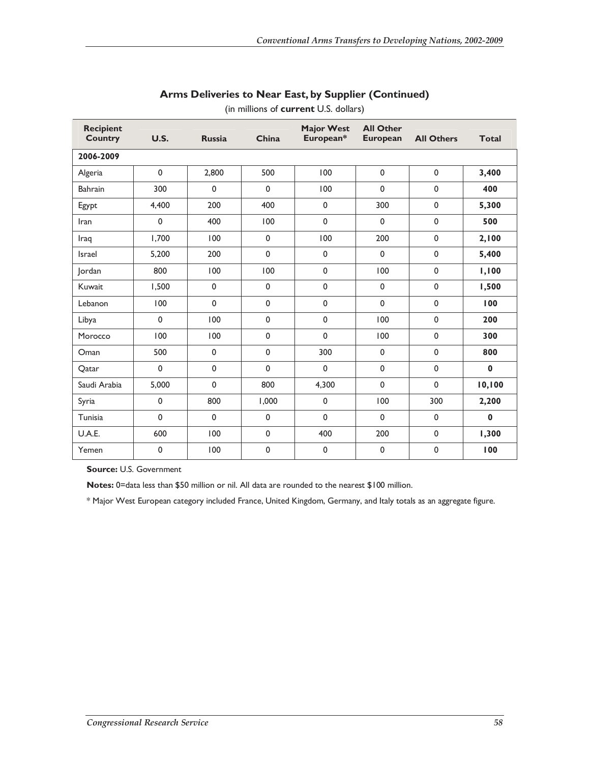## Arms Deliveries to Near East, by Supplier (Continued)

(in millions of **current** U.S. dollars)

| Recipient Country | U.S. | Russia | China | Major West European* | All Other European | All Others | Total |
|---|---|---|---|---|---|---|---|
| **2006-2009** | | | | | | | |
| Algeria | 0 | 2,800 | 500 | 100 | 0 | 0 | **3,400** |
| Bahrain | 300 | 0 | 0 | 100 | 0 | 0 | **400** |
| Egypt | 4,400 | 200 | 400 | 0 | 300 | 0 | **5,300** |
| Iran | 0 | 400 | 100 | 0 | 0 | 0 | **500** |
| Iraq | 1,700 | 100 | 0 | 100 | 200 | 0 | **2,100** |
| Israel | 5,200 | 200 | 0 | 0 | 0 | 0 | **5,400** |
| Jordan | 800 | 100 | 100 | 0 | 100 | 0 | **1,100** |
| Kuwait | 1,500 | 0 | 0 | 0 | 0 | 0 | **1,500** |
| Lebanon | 100 | 0 | 0 | 0 | 0 | 0 | **100** |
| Libya | 0 | 100 | 0 | 0 | 100 | 0 | **200** |
| Morocco | 100 | 100 | 0 | 0 | 100 | 0 | **300** |
| Oman | 500 | 0 | 0 | 300 | 0 | 0 | **800** |
| Qatar | 0 | 0 | 0 | 0 | 0 | 0 | **0** |
| Saudi Arabia | 5,000 | 0 | 800 | 4,300 | 0 | 0 | **10,100** |
| Syria | 0 | 800 | 1,000 | 0 | 100 | 300 | **2,200** |
| Tunisia | 0 | 0 | 0 | 0 | 0 | 0 | **0** |
| U.A.E. | 600 | 100 | 0 | 400 | 200 | 0 | **1,300** |
| Yemen | 0 | 100 | 0 | 0 | 0 | 0 | **100** |

**Source:** U.S. Government

**Notes:** 0=data less than $50 million or nil. All data are rounded to the nearest $100 million.

* Major West European category included France, United Kingdom, Germany, and Italy totals as an aggregate figure.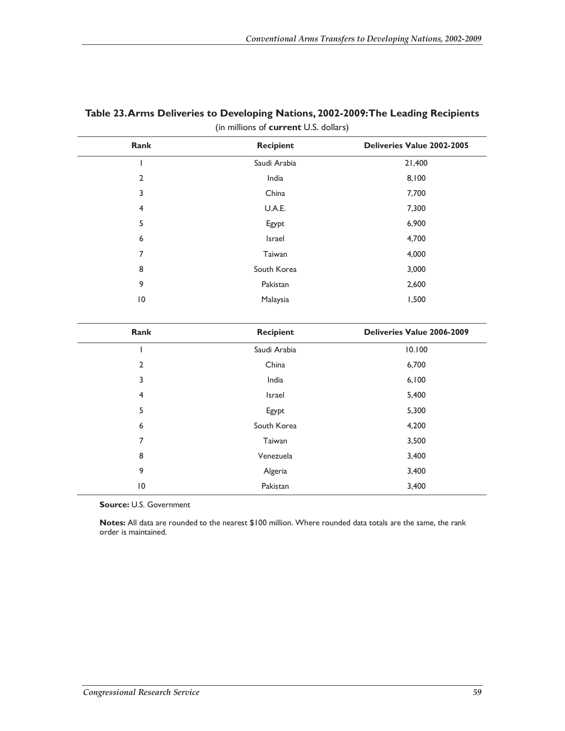**Table 23. Arms Deliveries to Developing Nations, 2002-2009: The Leading Recipients**

(in millions of **current** U.S. dollars)

| Rank | Recipient | Deliveries Value 2002-2005 |
|---|---|---|
| 1 | Saudi Arabia | 21,400 |
| 2 | India | 8,100 |
| 3 | China | 7,700 |
| 4 | U.A.E. | 7,300 |
| 5 | Egypt | 6,900 |
| 6 | Israel | 4,700 |
| 7 | Taiwan | 4,000 |
| 8 | South Korea | 3,000 |
| 9 | Pakistan | 2,600 |
| 10 | Malaysia | 1,500 |

| Rank | Recipient | Deliveries Value 2006-2009 |
|---|---|---|
| 1 | Saudi Arabia | 10.100 |
| 2 | China | 6,700 |
| 3 | India | 6,100 |
| 4 | Israel | 5,400 |
| 5 | Egypt | 5,300 |
| 6 | South Korea | 4,200 |
| 7 | Taiwan | 3,500 |
| 8 | Venezuela | 3,400 |
| 9 | Algeria | 3,400 |
| 10 | Pakistan | 3,400 |

**Source:** U.S. Government

**Notes:** All data are rounded to the nearest $100 million. Where rounded data totals are the same, the rank order is maintained.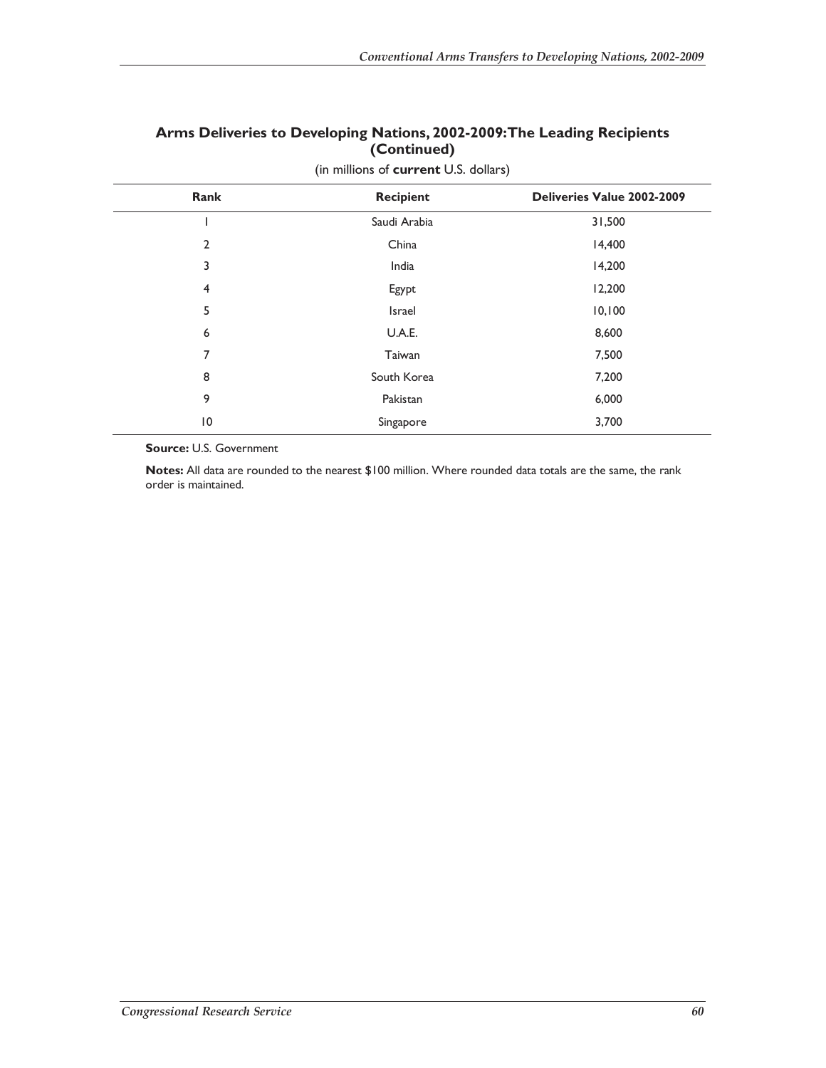## Arms Deliveries to Developing Nations, 2002-2009: The Leading Recipients (Continued)

(in millions of **current** U.S. dollars)

| Rank | Recipient | Deliveries Value 2002-2009 |
|---|---|---|
| 1 | Saudi Arabia | 31,500 |
| 2 | China | 14,400 |
| 3 | India | 14,200 |
| 4 | Egypt | 12,200 |
| 5 | Israel | 10,100 |
| 6 | U.A.E. | 8,600 |
| 7 | Taiwan | 7,500 |
| 8 | South Korea | 7,200 |
| 9 | Pakistan | 6,000 |
| 10 | Singapore | 3,700 |

**Source:** U.S. Government

**Notes:** All data are rounded to the nearest $100 million. Where rounded data totals are the same, the rank order is maintained.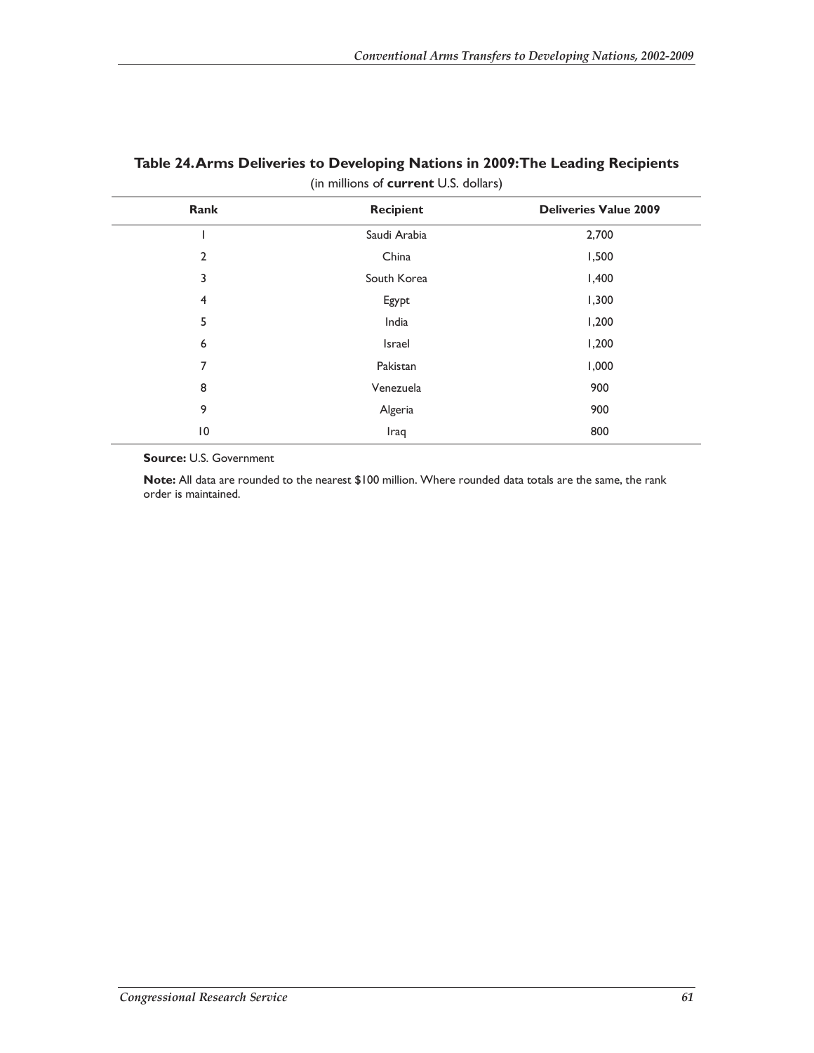### Table 24. Arms Deliveries to Developing Nations in 2009: The Leading Recipients

(in millions of **current** U.S. dollars)

| Rank | Recipient | Deliveries Value 2009 |
| --- | --- | --- |
| 1 | Saudi Arabia | 2,700 |
| 2 | China | 1,500 |
| 3 | South Korea | 1,400 |
| 4 | Egypt | 1,300 |
| 5 | India | 1,200 |
| 6 | Israel | 1,200 |
| 7 | Pakistan | 1,000 |
| 8 | Venezuela | 900 |
| 9 | Algeria | 900 |
| 10 | Iraq | 800 |

**Source:** U.S. Government

**Note:** All data are rounded to the nearest $100 million. Where rounded data totals are the same, the rank order is maintained.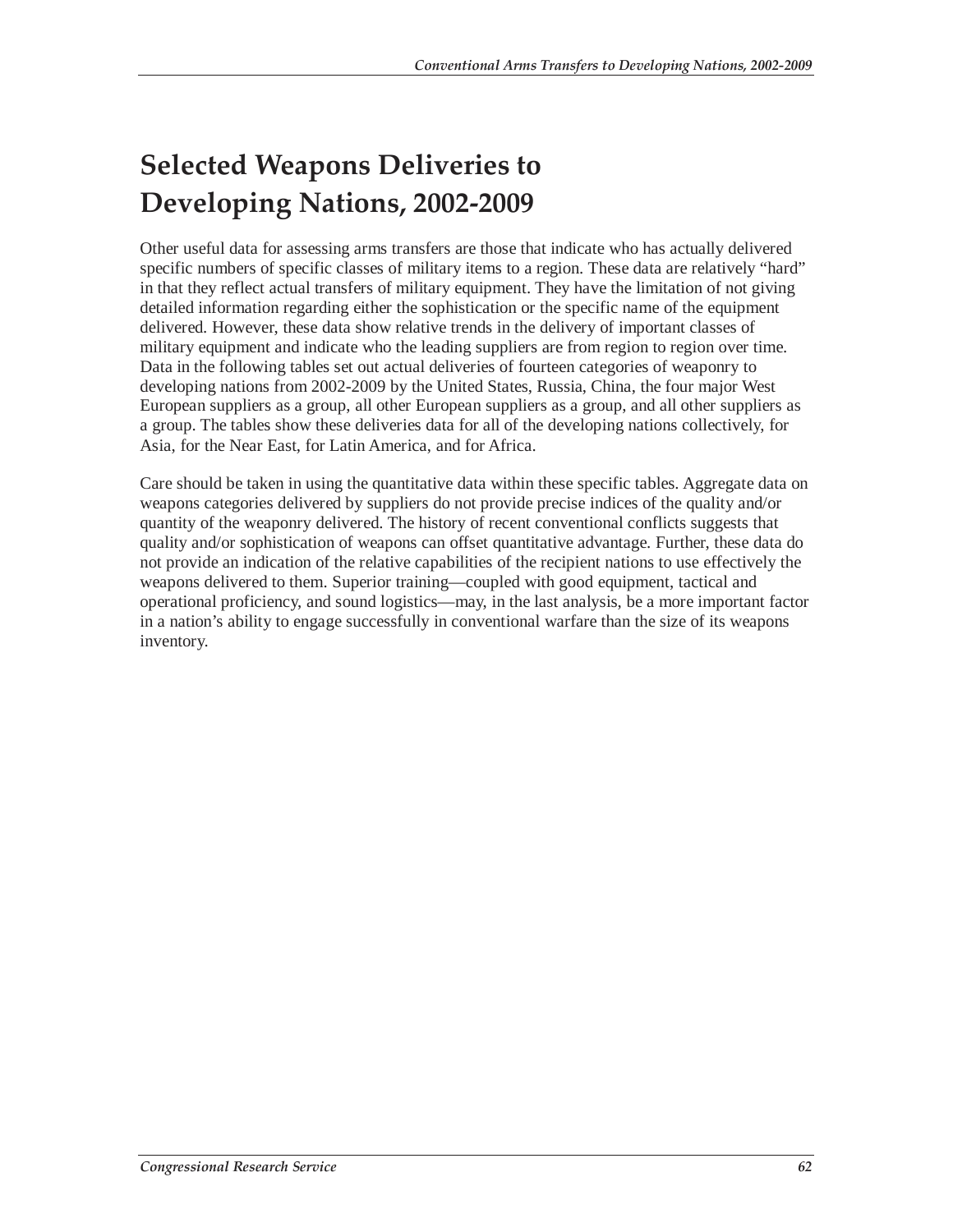# Selected Weapons Deliveries to Developing Nations, 2002-2009

Other useful data for assessing arms transfers are those that indicate who has actually delivered specific numbers of specific classes of military items to a region. These data are relatively "hard" in that they reflect actual transfers of military equipment. They have the limitation of not giving detailed information regarding either the sophistication or the specific name of the equipment delivered. However, these data show relative trends in the delivery of important classes of military equipment and indicate who the leading suppliers are from region to region over time. Data in the following tables set out actual deliveries of fourteen categories of weaponry to developing nations from 2002-2009 by the United States, Russia, China, the four major West European suppliers as a group, all other European suppliers as a group, and all other suppliers as a group. The tables show these deliveries data for all of the developing nations collectively, for Asia, for the Near East, for Latin America, and for Africa.

Care should be taken in using the quantitative data within these specific tables. Aggregate data on weapons categories delivered by suppliers do not provide precise indices of the quality and/or quantity of the weaponry delivered. The history of recent conventional conflicts suggests that quality and/or sophistication of weapons can offset quantitative advantage. Further, these data do not provide an indication of the relative capabilities of the recipient nations to use effectively the weapons delivered to them. Superior training—coupled with good equipment, tactical and operational proficiency, and sound logistics—may, in the last analysis, be a more important factor in a nation's ability to engage successfully in conventional warfare than the size of its weapons inventory.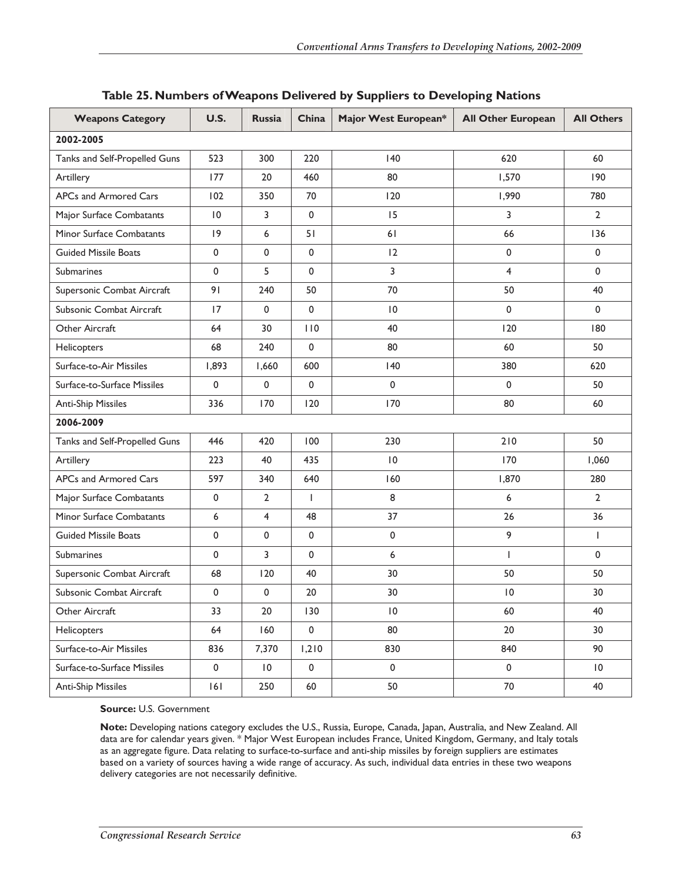**Table 25. Numbers of Weapons Delivered by Suppliers to Developing Nations**

| Weapons Category | U.S. | Russia | China | Major West European* | All Other European | All Others |
|---|---|---|---|---|---|---|
| **2002-2005** | | | | | | |
| Tanks and Self-Propelled Guns | 523 | 300 | 220 | 140 | 620 | 60 |
| Artillery | 177 | 20 | 460 | 80 | 1,570 | 190 |
| APCs and Armored Cars | 102 | 350 | 70 | 120 | 1,990 | 780 |
| Major Surface Combatants | 10 | 3 | 0 | 15 | 3 | 2 |
| Minor Surface Combatants | 19 | 6 | 51 | 61 | 66 | 136 |
| Guided Missile Boats | 0 | 0 | 0 | 12 | 0 | 0 |
| Submarines | 0 | 5 | 0 | 3 | 4 | 0 |
| Supersonic Combat Aircraft | 91 | 240 | 50 | 70 | 50 | 40 |
| Subsonic Combat Aircraft | 17 | 0 | 0 | 10 | 0 | 0 |
| Other Aircraft | 64 | 30 | 110 | 40 | 120 | 180 |
| Helicopters | 68 | 240 | 0 | 80 | 60 | 50 |
| Surface-to-Air Missiles | 1,893 | 1,660 | 600 | 140 | 380 | 620 |
| Surface-to-Surface Missiles | 0 | 0 | 0 | 0 | 0 | 50 |
| Anti-Ship Missiles | 336 | 170 | 120 | 170 | 80 | 60 |
| **2006-2009** | | | | | | |
| Tanks and Self-Propelled Guns | 446 | 420 | 100 | 230 | 210 | 50 |
| Artillery | 223 | 40 | 435 | 10 | 170 | 1,060 |
| APCs and Armored Cars | 597 | 340 | 640 | 160 | 1,870 | 280 |
| Major Surface Combatants | 0 | 2 | 1 | 8 | 6 | 2 |
| Minor Surface Combatants | 6 | 4 | 48 | 37 | 26 | 36 |
| Guided Missile Boats | 0 | 0 | 0 | 0 | 9 | 1 |
| Submarines | 0 | 3 | 0 | 6 | 1 | 0 |
| Supersonic Combat Aircraft | 68 | 120 | 40 | 30 | 50 | 50 |
| Subsonic Combat Aircraft | 0 | 0 | 20 | 30 | 10 | 30 |
| Other Aircraft | 33 | 20 | 130 | 10 | 60 | 40 |
| Helicopters | 64 | 160 | 0 | 80 | 20 | 30 |
| Surface-to-Air Missiles | 836 | 7,370 | 1,210 | 830 | 840 | 90 |
| Surface-to-Surface Missiles | 0 | 10 | 0 | 0 | 0 | 10 |
| Anti-Ship Missiles | 161 | 250 | 60 | 50 | 70 | 40 |

**Source:** U.S. Government

**Note:** Developing nations category excludes the U.S., Russia, Europe, Canada, Japan, Australia, and New Zealand. All data are for calendar years given. * Major West European includes France, United Kingdom, Germany, and Italy totals as an aggregate figure. Data relating to surface-to-surface and anti-ship missiles by foreign suppliers are estimates based on a variety of sources having a wide range of accuracy. As such, individual data entries in these two weapons delivery categories are not necessarily definitive.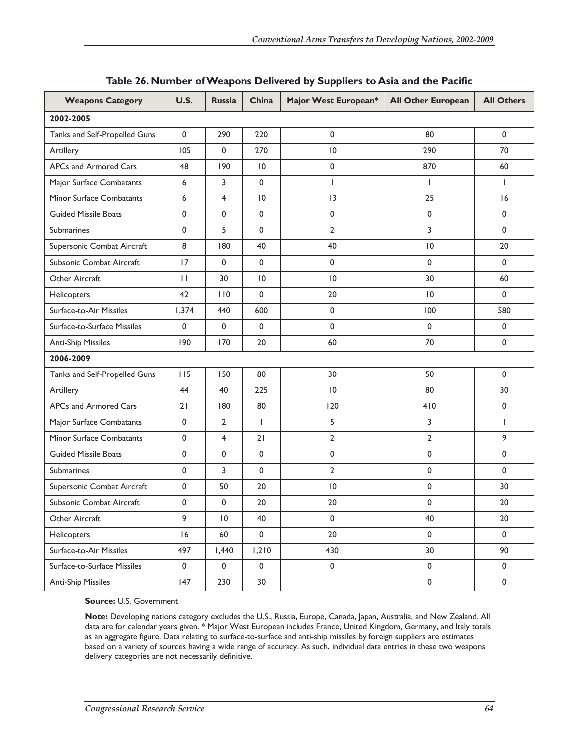## Table 26. Number of Weapons Delivered by Suppliers to Asia and the Pacific

| Weapons Category | U.S. | Russia | China | Major West European* | All Other European | All Others |
|---|---|---|---|---|---|---|
| **2002-2005** | | | | | | |
| Tanks and Self-Propelled Guns | 0 | 290 | 220 | 0 | 80 | 0 |
| Artillery | 105 | 0 | 270 | 10 | 290 | 70 |
| APCs and Armored Cars | 48 | 190 | 10 | 0 | 870 | 60 |
| Major Surface Combatants | 6 | 3 | 0 | 1 | 1 | 1 |
| Minor Surface Combatants | 6 | 4 | 10 | 13 | 25 | 16 |
| Guided Missile Boats | 0 | 0 | 0 | 0 | 0 | 0 |
| Submarines | 0 | 5 | 0 | 2 | 3 | 0 |
| Supersonic Combat Aircraft | 8 | 180 | 40 | 40 | 10 | 20 |
| Subsonic Combat Aircraft | 17 | 0 | 0 | 0 | 0 | 0 |
| Other Aircraft | 11 | 30 | 10 | 10 | 30 | 60 |
| Helicopters | 42 | 110 | 0 | 20 | 10 | 0 |
| Surface-to-Air Missiles | 1,374 | 440 | 600 | 0 | 100 | 580 |
| Surface-to-Surface Missiles | 0 | 0 | 0 | 0 | 0 | 0 |
| Anti-Ship Missiles | 190 | 170 | 20 | 60 | 70 | 0 |
| **2006-2009** | | | | | | |
| Tanks and Self-Propelled Guns | 115 | 150 | 80 | 30 | 50 | 0 |
| Artillery | 44 | 40 | 225 | 10 | 80 | 30 |
| APCs and Armored Cars | 21 | 180 | 80 | 120 | 410 | 0 |
| Major Surface Combatants | 0 | 2 | 1 | 5 | 3 | 1 |
| Minor Surface Combatants | 0 | 4 | 21 | 2 | 2 | 9 |
| Guided Missile Boats | 0 | 0 | 0 | 0 | 0 | 0 |
| Submarines | 0 | 3 | 0 | 2 | 0 | 0 |
| Supersonic Combat Aircraft | 0 | 50 | 20 | 10 | 0 | 30 |
| Subsonic Combat Aircraft | 0 | 0 | 20 | 20 | 0 | 20 |
| Other Aircraft | 9 | 10 | 40 | 0 | 40 | 20 |
| Helicopters | 16 | 60 | 0 | 20 | 0 | 0 |
| Surface-to-Air Missiles | 497 | 1,440 | 1,210 | 430 | 30 | 90 |
| Surface-to-Surface Missiles | 0 | 0 | 0 | 0 | 0 | 0 |
| Anti-Ship Missiles | 147 | 230 | 30 | | 0 | 0 |

**Source:** U.S. Government

**Note:** Developing nations category excludes the U.S., Russia, Europe, Canada, Japan, Australia, and New Zealand. All data are for calendar years given. * Major West European includes France, United Kingdom, Germany, and Italy totals as an aggregate figure. Data relating to surface-to-surface and anti-ship missiles by foreign suppliers are estimates based on a variety of sources having a wide range of accuracy. As such, individual data entries in these two weapons delivery categories are not necessarily definitive.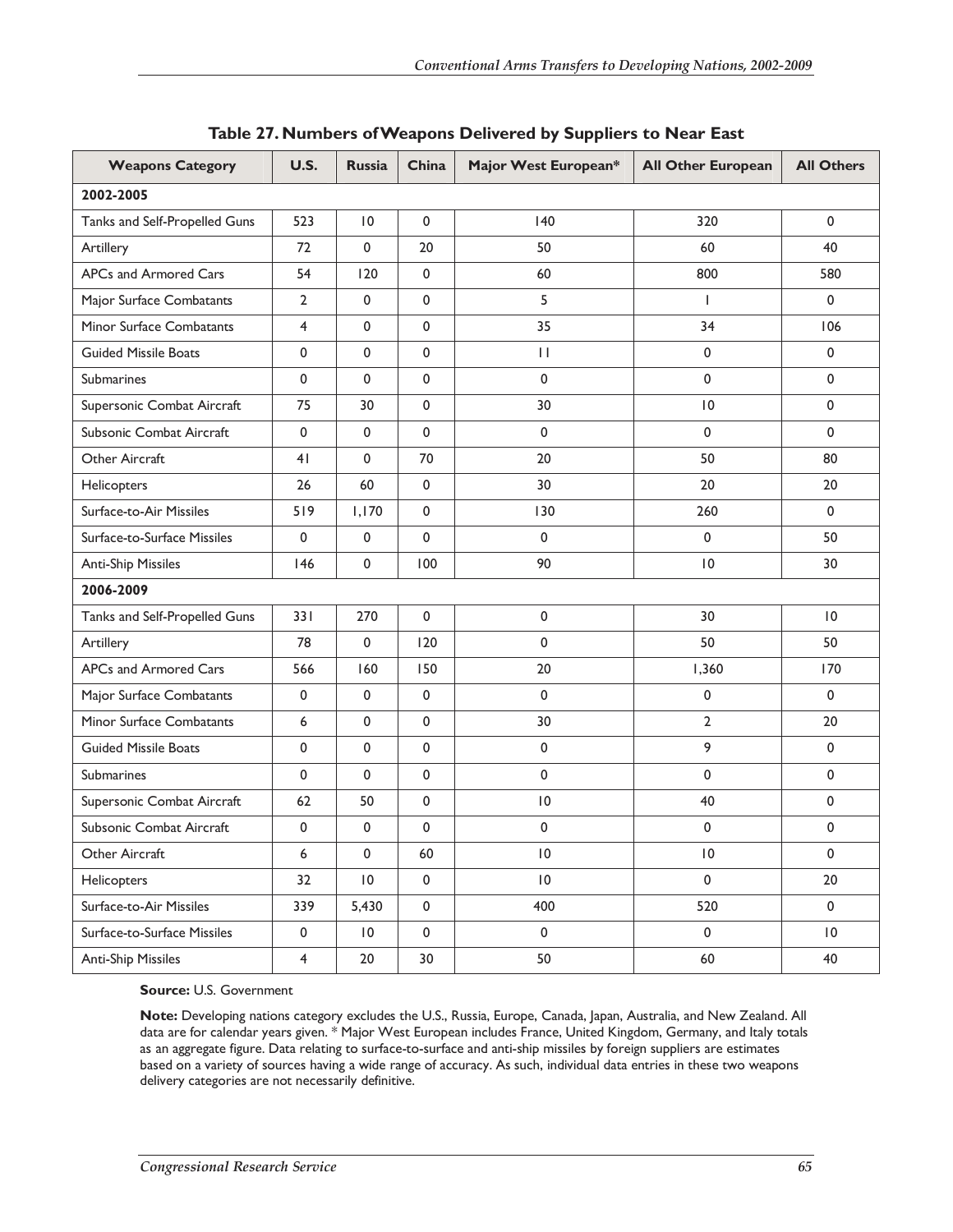### Table 27. Numbers of Weapons Delivered by Suppliers to Near East

| Weapons Category | U.S. | Russia | China | Major West European* | All Other European | All Others |
|---|---|---|---|---|---|---|
| **2002-2005** | | | | | | |
| Tanks and Self-Propelled Guns | 523 | 10 | 0 | 140 | 320 | 0 |
| Artillery | 72 | 0 | 20 | 50 | 60 | 40 |
| APCs and Armored Cars | 54 | 120 | 0 | 60 | 800 | 580 |
| Major Surface Combatants | 2 | 0 | 0 | 5 | 1 | 0 |
| Minor Surface Combatants | 4 | 0 | 0 | 35 | 34 | 106 |
| Guided Missile Boats | 0 | 0 | 0 | 11 | 0 | 0 |
| Submarines | 0 | 0 | 0 | 0 | 0 | 0 |
| Supersonic Combat Aircraft | 75 | 30 | 0 | 30 | 10 | 0 |
| Subsonic Combat Aircraft | 0 | 0 | 0 | 0 | 0 | 0 |
| Other Aircraft | 41 | 0 | 70 | 20 | 50 | 80 |
| Helicopters | 26 | 60 | 0 | 30 | 20 | 20 |
| Surface-to-Air Missiles | 519 | 1,170 | 0 | 130 | 260 | 0 |
| Surface-to-Surface Missiles | 0 | 0 | 0 | 0 | 0 | 50 |
| Anti-Ship Missiles | 146 | 0 | 100 | 90 | 10 | 30 |
| **2006-2009** | | | | | | |
| Tanks and Self-Propelled Guns | 331 | 270 | 0 | 0 | 30 | 10 |
| Artillery | 78 | 0 | 120 | 0 | 50 | 50 |
| APCs and Armored Cars | 566 | 160 | 150 | 20 | 1,360 | 170 |
| Major Surface Combatants | 0 | 0 | 0 | 0 | 0 | 0 |
| Minor Surface Combatants | 6 | 0 | 0 | 30 | 2 | 20 |
| Guided Missile Boats | 0 | 0 | 0 | 0 | 9 | 0 |
| Submarines | 0 | 0 | 0 | 0 | 0 | 0 |
| Supersonic Combat Aircraft | 62 | 50 | 0 | 10 | 40 | 0 |
| Subsonic Combat Aircraft | 0 | 0 | 0 | 0 | 0 | 0 |
| Other Aircraft | 6 | 0 | 60 | 10 | 10 | 0 |
| Helicopters | 32 | 10 | 0 | 10 | 0 | 20 |
| Surface-to-Air Missiles | 339 | 5,430 | 0 | 400 | 520 | 0 |
| Surface-to-Surface Missiles | 0 | 10 | 0 | 0 | 0 | 10 |
| Anti-Ship Missiles | 4 | 20 | 30 | 50 | 60 | 40 |

**Source:** U.S. Government

**Note:** Developing nations category excludes the U.S., Russia, Europe, Canada, Japan, Australia, and New Zealand. All data are for calendar years given. * Major West European includes France, United Kingdom, Germany, and Italy totals as an aggregate figure. Data relating to surface-to-surface and anti-ship missiles by foreign suppliers are estimates based on a variety of sources having a wide range of accuracy. As such, individual data entries in these two weapons delivery categories are not necessarily definitive.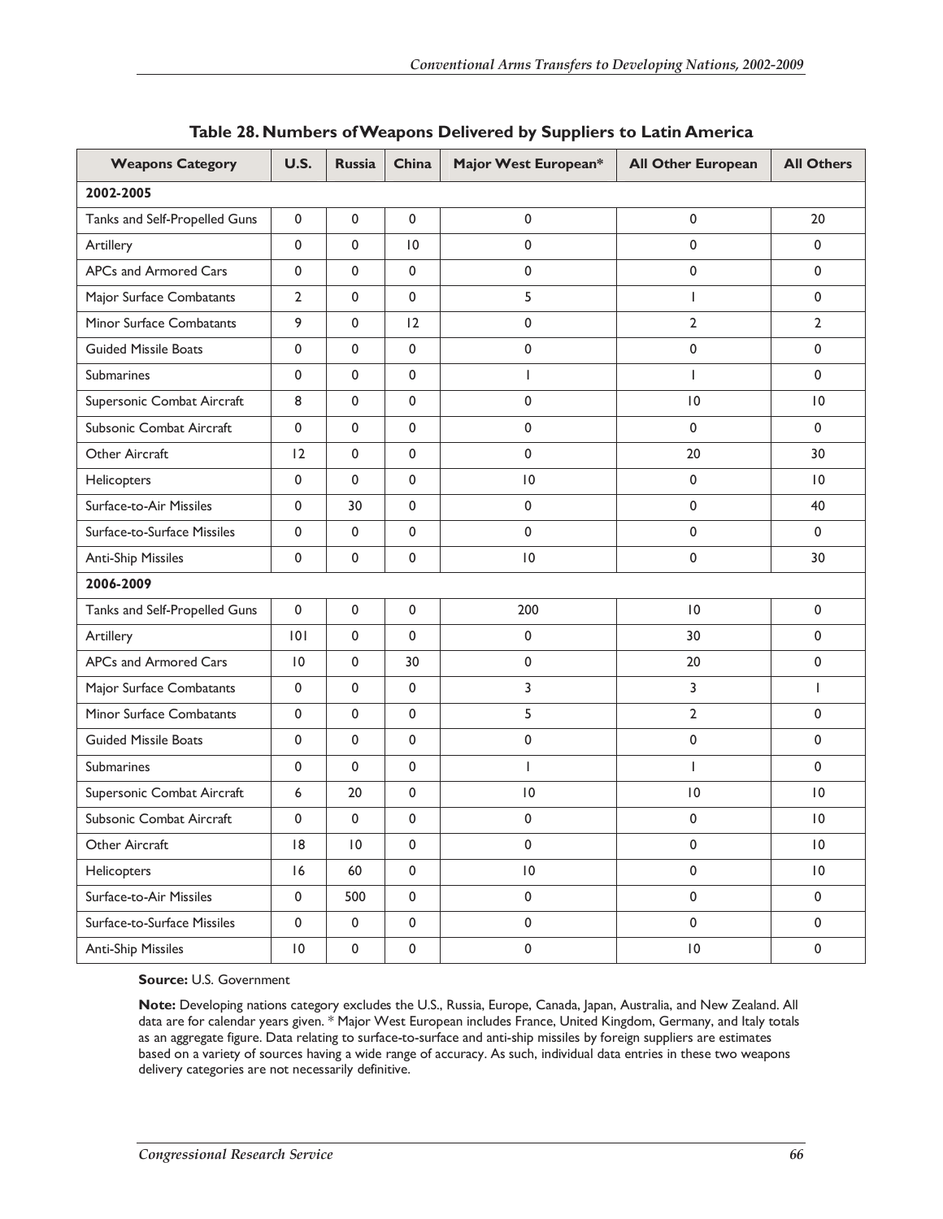## Table 28. Numbers of Weapons Delivered by Suppliers to Latin America

| Weapons Category | U.S. | Russia | China | Major West European* | All Other European | All Others |
|---|---|---|---|---|---|---|
| **2002-2005** | | | | | | |
| Tanks and Self-Propelled Guns | 0 | 0 | 0 | 0 | 0 | 20 |
| Artillery | 0 | 0 | 10 | 0 | 0 | 0 |
| APCs and Armored Cars | 0 | 0 | 0 | 0 | 0 | 0 |
| Major Surface Combatants | 2 | 0 | 0 | 5 | 1 | 0 |
| Minor Surface Combatants | 9 | 0 | 12 | 0 | 2 | 2 |
| Guided Missile Boats | 0 | 0 | 0 | 0 | 0 | 0 |
| Submarines | 0 | 0 | 0 | 1 | 1 | 0 |
| Supersonic Combat Aircraft | 8 | 0 | 0 | 0 | 10 | 10 |
| Subsonic Combat Aircraft | 0 | 0 | 0 | 0 | 0 | 0 |
| Other Aircraft | 12 | 0 | 0 | 0 | 20 | 30 |
| Helicopters | 0 | 0 | 0 | 10 | 0 | 10 |
| Surface-to-Air Missiles | 0 | 30 | 0 | 0 | 0 | 40 |
| Surface-to-Surface Missiles | 0 | 0 | 0 | 0 | 0 | 0 |
| Anti-Ship Missiles | 0 | 0 | 0 | 10 | 0 | 30 |
| **2006-2009** | | | | | | |
| Tanks and Self-Propelled Guns | 0 | 0 | 0 | 200 | 10 | 0 |
| Artillery | 101 | 0 | 0 | 0 | 30 | 0 |
| APCs and Armored Cars | 10 | 0 | 30 | 0 | 20 | 0 |
| Major Surface Combatants | 0 | 0 | 0 | 3 | 3 | 1 |
| Minor Surface Combatants | 0 | 0 | 0 | 5 | 2 | 0 |
| Guided Missile Boats | 0 | 0 | 0 | 0 | 0 | 0 |
| Submarines | 0 | 0 | 0 | 1 | 1 | 0 |
| Supersonic Combat Aircraft | 6 | 20 | 0 | 10 | 10 | 10 |
| Subsonic Combat Aircraft | 0 | 0 | 0 | 0 | 0 | 10 |
| Other Aircraft | 18 | 10 | 0 | 0 | 0 | 10 |
| Helicopters | 16 | 60 | 0 | 10 | 0 | 10 |
| Surface-to-Air Missiles | 0 | 500 | 0 | 0 | 0 | 0 |
| Surface-to-Surface Missiles | 0 | 0 | 0 | 0 | 0 | 0 |
| Anti-Ship Missiles | 10 | 0 | 0 | 0 | 10 | 0 |

**Source:** U.S. Government

**Note:** Developing nations category excludes the U.S., Russia, Europe, Canada, Japan, Australia, and New Zealand. All data are for calendar years given. * Major West European includes France, United Kingdom, Germany, and Italy totals as an aggregate figure. Data relating to surface-to-surface and anti-ship missiles by foreign suppliers are estimates based on a variety of sources having a wide range of accuracy. As such, individual data entries in these two weapons delivery categories are not necessarily definitive.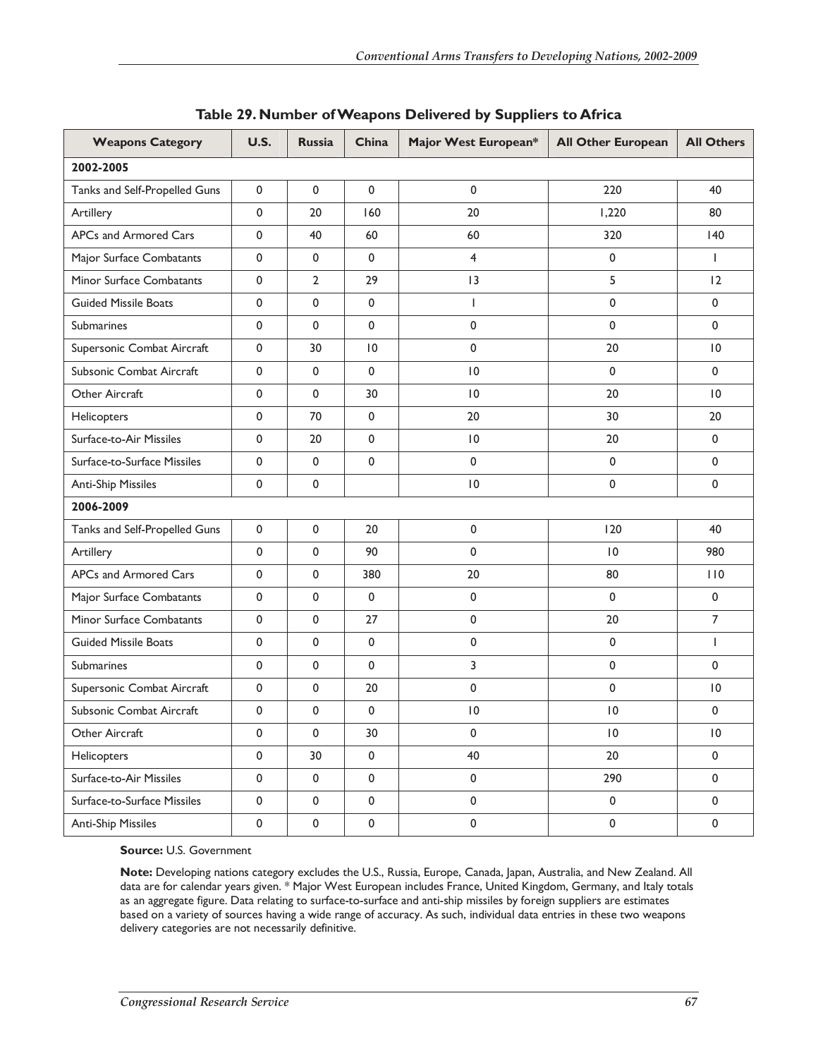### Table 29. Number of Weapons Delivered by Suppliers to Africa

| Weapons Category | U.S. | Russia | China | Major West European* | All Other European | All Others |
|---|---|---|---|---|---|---|
| **2002-2005** | | | | | | |
| Tanks and Self-Propelled Guns | 0 | 0 | 0 | 0 | 220 | 40 |
| Artillery | 0 | 20 | 160 | 20 | 1,220 | 80 |
| APCs and Armored Cars | 0 | 40 | 60 | 60 | 320 | 140 |
| Major Surface Combatants | 0 | 0 | 0 | 4 | 0 | 1 |
| Minor Surface Combatants | 0 | 2 | 29 | 13 | 5 | 12 |
| Guided Missile Boats | 0 | 0 | 0 | 1 | 0 | 0 |
| Submarines | 0 | 0 | 0 | 0 | 0 | 0 |
| Supersonic Combat Aircraft | 0 | 30 | 10 | 0 | 20 | 10 |
| Subsonic Combat Aircraft | 0 | 0 | 0 | 10 | 0 | 0 |
| Other Aircraft | 0 | 0 | 30 | 10 | 20 | 10 |
| Helicopters | 0 | 70 | 0 | 20 | 30 | 20 |
| Surface-to-Air Missiles | 0 | 20 | 0 | 10 | 20 | 0 |
| Surface-to-Surface Missiles | 0 | 0 | 0 | 0 | 0 | 0 |
| Anti-Ship Missiles | 0 | 0 | | 10 | 0 | 0 |
| **2006-2009** | | | | | | |
| Tanks and Self-Propelled Guns | 0 | 0 | 20 | 0 | 120 | 40 |
| Artillery | 0 | 0 | 90 | 0 | 10 | 980 |
| APCs and Armored Cars | 0 | 0 | 380 | 20 | 80 | 110 |
| Major Surface Combatants | 0 | 0 | 0 | 0 | 0 | 0 |
| Minor Surface Combatants | 0 | 0 | 27 | 0 | 20 | 7 |
| Guided Missile Boats | 0 | 0 | 0 | 0 | 0 | 1 |
| Submarines | 0 | 0 | 0 | 3 | 0 | 0 |
| Supersonic Combat Aircraft | 0 | 0 | 20 | 0 | 0 | 10 |
| Subsonic Combat Aircraft | 0 | 0 | 0 | 10 | 10 | 0 |
| Other Aircraft | 0 | 0 | 30 | 0 | 10 | 10 |
| Helicopters | 0 | 30 | 0 | 40 | 20 | 0 |
| Surface-to-Air Missiles | 0 | 0 | 0 | 0 | 290 | 0 |
| Surface-to-Surface Missiles | 0 | 0 | 0 | 0 | 0 | 0 |
| Anti-Ship Missiles | 0 | 0 | 0 | 0 | 0 | 0 |

**Source:** U.S. Government

**Note:** Developing nations category excludes the U.S., Russia, Europe, Canada, Japan, Australia, and New Zealand. All data are for calendar years given. * Major West European includes France, United Kingdom, Germany, and Italy totals as an aggregate figure. Data relating to surface-to-surface and anti-ship missiles by foreign suppliers are estimates based on a variety of sources having a wide range of accuracy. As such, individual data entries in these two weapons delivery categories are not necessarily definitive.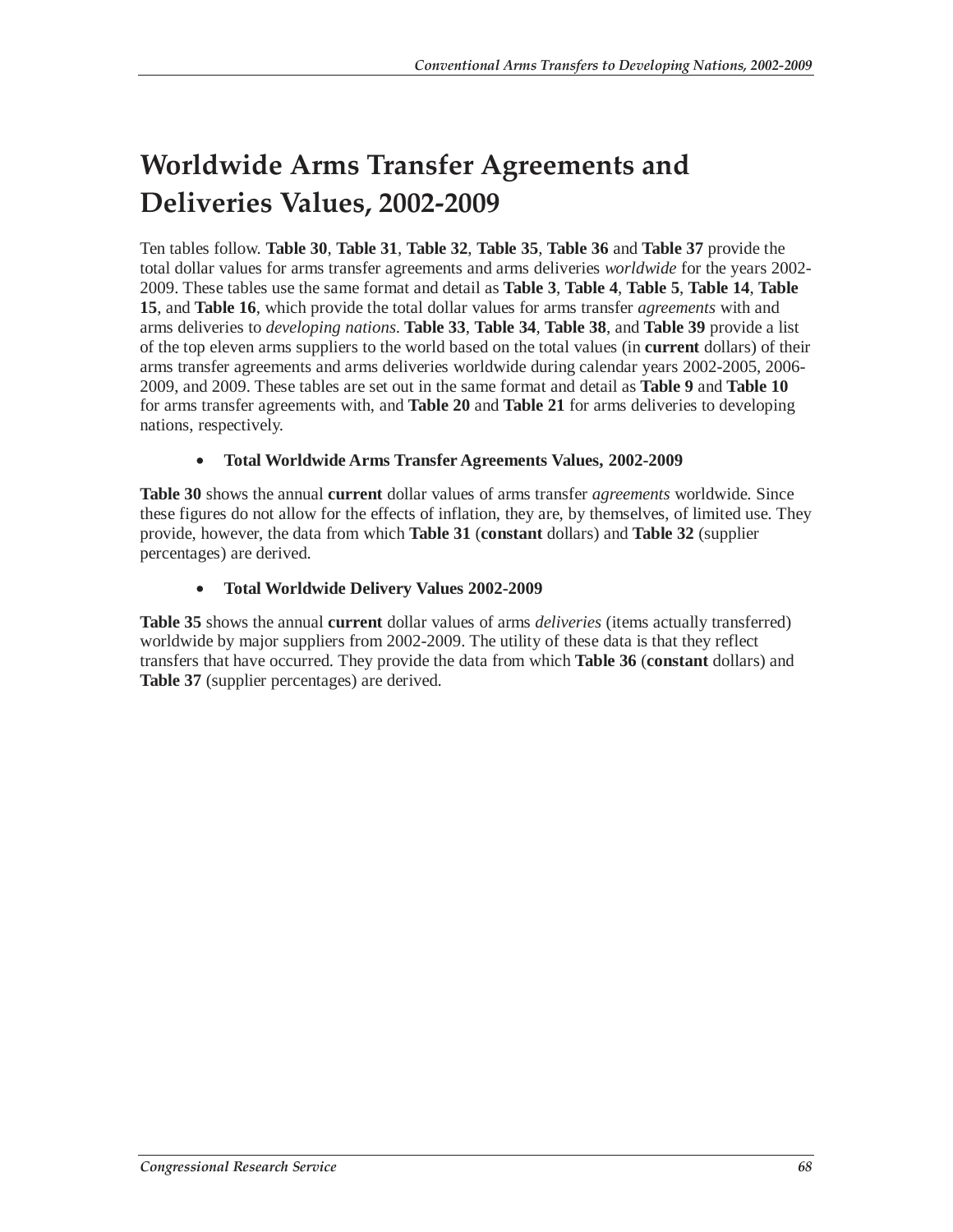# Worldwide Arms Transfer Agreements and Deliveries Values, 2002-2009

Ten tables follow. **Table 30**, **Table 31**, **Table 32**, **Table 35**, **Table 36** and **Table 37** provide the total dollar values for arms transfer agreements and arms deliveries *worldwide* for the years 2002-2009. These tables use the same format and detail as **Table 3**, **Table 4**, **Table 5**, **Table 14**, **Table 15**, and **Table 16**, which provide the total dollar values for arms transfer *agreements* with and arms deliveries to *developing nations*. **Table 33**, **Table 34**, **Table 38**, and **Table 39** provide a list of the top eleven arms suppliers to the world based on the total values (in **current** dollars) of their arms transfer agreements and arms deliveries worldwide during calendar years 2002-2005, 2006-2009, and 2009. These tables are set out in the same format and detail as **Table 9** and **Table 10** for arms transfer agreements with, and **Table 20** and **Table 21** for arms deliveries to developing nations, respectively.

- **Total Worldwide Arms Transfer Agreements Values, 2002-2009**

**Table 30** shows the annual **current** dollar values of arms transfer *agreements* worldwide. Since these figures do not allow for the effects of inflation, they are, by themselves, of limited use. They provide, however, the data from which **Table 31** (**constant** dollars) and **Table 32** (supplier percentages) are derived.

- **Total Worldwide Delivery Values 2002-2009**

**Table 35** shows the annual **current** dollar values of arms *deliveries* (items actually transferred) worldwide by major suppliers from 2002-2009. The utility of these data is that they reflect transfers that have occurred. They provide the data from which **Table 36** (**constant** dollars) and **Table 37** (supplier percentages) are derived.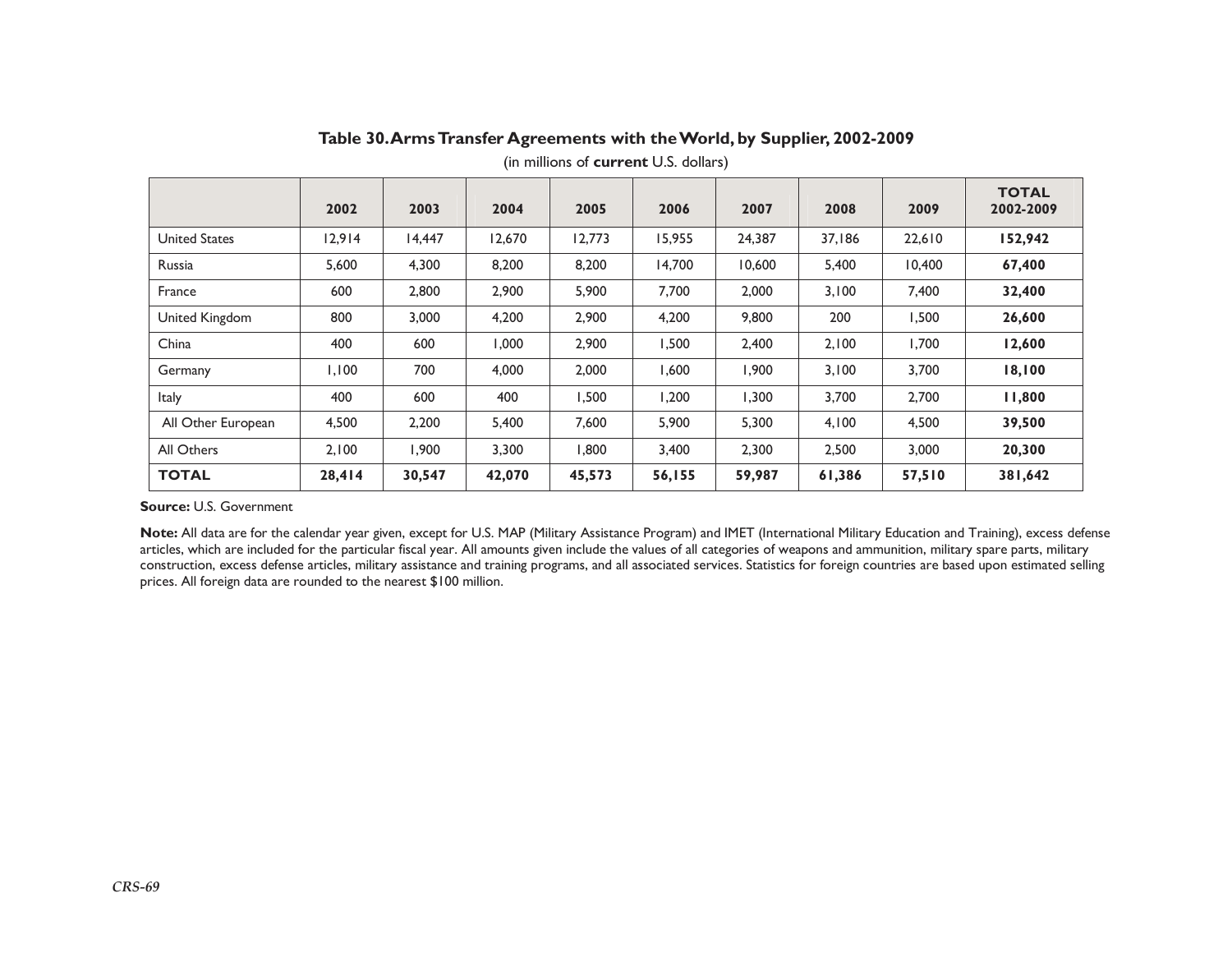### Table 30. Arms Transfer Agreements with the World, by Supplier, 2002-2009

(in millions of **current** U.S. dollars)

| | 2002 | 2003 | 2004 | 2005 | 2006 | 2007 | 2008 | 2009 | TOTAL 2002-2009 |
|---|---|---|---|---|---|---|---|---|---|
| United States | 12,914 | 14,447 | 12,670 | 12,773 | 15,955 | 24,387 | 37,186 | 22,610 | **152,942** |
| Russia | 5,600 | 4,300 | 8,200 | 8,200 | 14,700 | 10,600 | 5,400 | 10,400 | **67,400** |
| France | 600 | 2,800 | 2,900 | 5,900 | 7,700 | 2,000 | 3,100 | 7,400 | **32,400** |
| United Kingdom | 800 | 3,000 | 4,200 | 2,900 | 4,200 | 9,800 | 200 | 1,500 | **26,600** |
| China | 400 | 600 | 1,000 | 2,900 | 1,500 | 2,400 | 2,100 | 1,700 | **12,600** |
| Germany | 1,100 | 700 | 4,000 | 2,000 | 1,600 | 1,900 | 3,100 | 3,700 | **18,100** |
| Italy | 400 | 600 | 400 | 1,500 | 1,200 | 1,300 | 3,700 | 2,700 | **11,800** |
| All Other European | 4,500 | 2,200 | 5,400 | 7,600 | 5,900 | 5,300 | 4,100 | 4,500 | **39,500** |
| All Others | 2,100 | 1,900 | 3,300 | 1,800 | 3,400 | 2,300 | 2,500 | 3,000 | **20,300** |
| **TOTAL** | **28,414** | **30,547** | **42,070** | **45,573** | **56,155** | **59,987** | **61,386** | **57,510** | **381,642** |

**Source:** U.S. Government

**Note:** All data are for the calendar year given, except for U.S. MAP (Military Assistance Program) and IMET (International Military Education and Training), excess defense articles, which are included for the particular fiscal year. All amounts given include the values of all categories of weapons and ammunition, military spare parts, military construction, excess defense articles, military assistance and training programs, and all associated services. Statistics for foreign countries are based upon estimated selling prices. All foreign data are rounded to the nearest $100 million.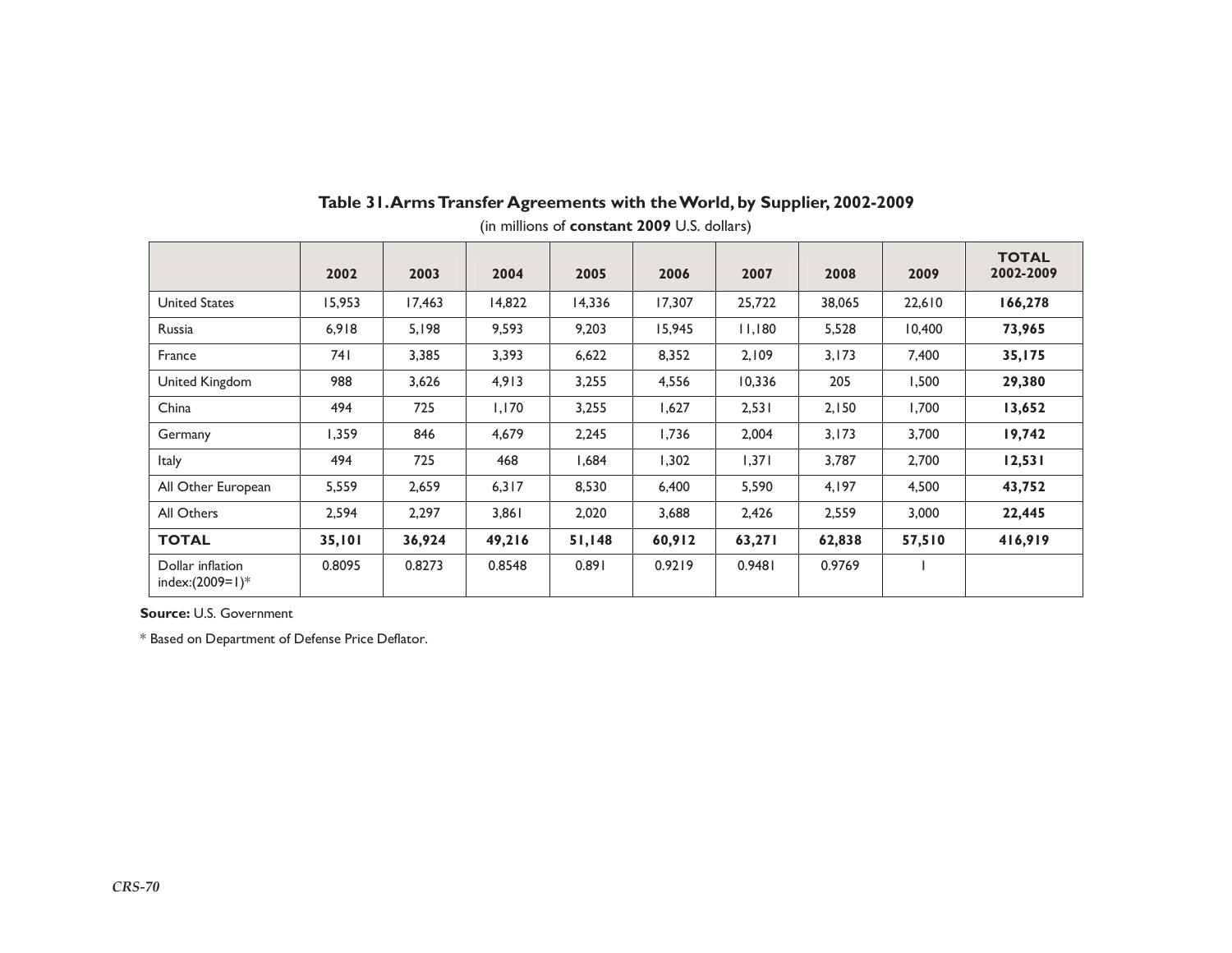**Table 31. Arms Transfer Agreements with the World, by Supplier, 2002-2009**

(in millions of **constant 2009** U.S. dollars)

| | 2002 | 2003 | 2004 | 2005 | 2006 | 2007 | 2008 | 2009 | TOTAL 2002-2009 |
|---|---|---|---|---|---|---|---|---|---|
| United States | 15,953 | 17,463 | 14,822 | 14,336 | 17,307 | 25,722 | 38,065 | 22,610 | **166,278** |
| Russia | 6,918 | 5,198 | 9,593 | 9,203 | 15,945 | 11,180 | 5,528 | 10,400 | **73,965** |
| France | 741 | 3,385 | 3,393 | 6,622 | 8,352 | 2,109 | 3,173 | 7,400 | **35,175** |
| United Kingdom | 988 | 3,626 | 4,913 | 3,255 | 4,556 | 10,336 | 205 | 1,500 | **29,380** |
| China | 494 | 725 | 1,170 | 3,255 | 1,627 | 2,531 | 2,150 | 1,700 | **13,652** |
| Germany | 1,359 | 846 | 4,679 | 2,245 | 1,736 | 2,004 | 3,173 | 3,700 | **19,742** |
| Italy | 494 | 725 | 468 | 1,684 | 1,302 | 1,371 | 3,787 | 2,700 | **12,531** |
| All Other European | 5,559 | 2,659 | 6,317 | 8,530 | 6,400 | 5,590 | 4,197 | 4,500 | **43,752** |
| All Others | 2,594 | 2,297 | 3,861 | 2,020 | 3,688 | 2,426 | 2,559 | 3,000 | **22,445** |
| **TOTAL** | **35,101** | **36,924** | **49,216** | **51,148** | **60,912** | **63,271** | **62,838** | **57,510** | **416,919** |
| Dollar inflation index:(2009=1)* | 0.8095 | 0.8273 | 0.8548 | 0.891 | 0.9219 | 0.9481 | 0.9769 | 1 | |

**Source:** U.S. Government

* Based on Department of Defense Price Deflator.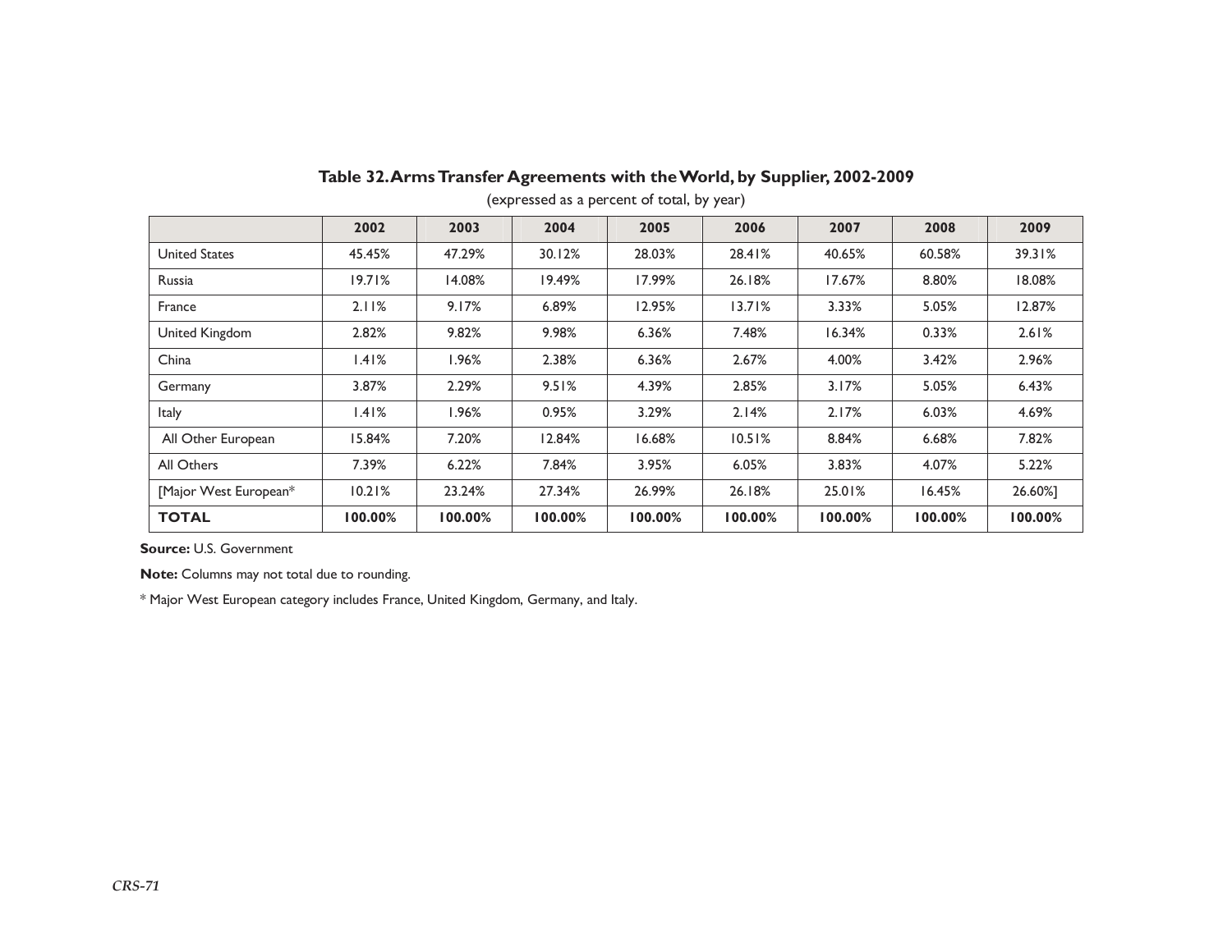## Table 32. Arms Transfer Agreements with the World, by Supplier, 2002-2009

(expressed as a percent of total, by year)

| | 2002 | 2003 | 2004 | 2005 | 2006 | 2007 | 2008 | 2009 |
|---|---|---|---|---|---|---|---|---|
| United States | 45.45% | 47.29% | 30.12% | 28.03% | 28.41% | 40.65% | 60.58% | 39.31% |
| Russia | 19.71% | 14.08% | 19.49% | 17.99% | 26.18% | 17.67% | 8.80% | 18.08% |
| France | 2.11% | 9.17% | 6.89% | 12.95% | 13.71% | 3.33% | 5.05% | 12.87% |
| United Kingdom | 2.82% | 9.82% | 9.98% | 6.36% | 7.48% | 16.34% | 0.33% | 2.61% |
| China | 1.41% | 1.96% | 2.38% | 6.36% | 2.67% | 4.00% | 3.42% | 2.96% |
| Germany | 3.87% | 2.29% | 9.51% | 4.39% | 2.85% | 3.17% | 5.05% | 6.43% |
| Italy | 1.41% | 1.96% | 0.95% | 3.29% | 2.14% | 2.17% | 6.03% | 4.69% |
| All Other European | 15.84% | 7.20% | 12.84% | 16.68% | 10.51% | 8.84% | 6.68% | 7.82% |
| All Others | 7.39% | 6.22% | 7.84% | 3.95% | 6.05% | 3.83% | 4.07% | 5.22% |
| [Major West European* | 10.21% | 23.24% | 27.34% | 26.99% | 26.18% | 25.01% | 16.45% | 26.60%] |
| **TOTAL** | **100.00%** | **100.00%** | **100.00%** | **100.00%** | **100.00%** | **100.00%** | **100.00%** | **100.00%** |

**Source:** U.S. Government

**Note:** Columns may not total due to rounding.

* Major West European category includes France, United Kingdom, Germany, and Italy.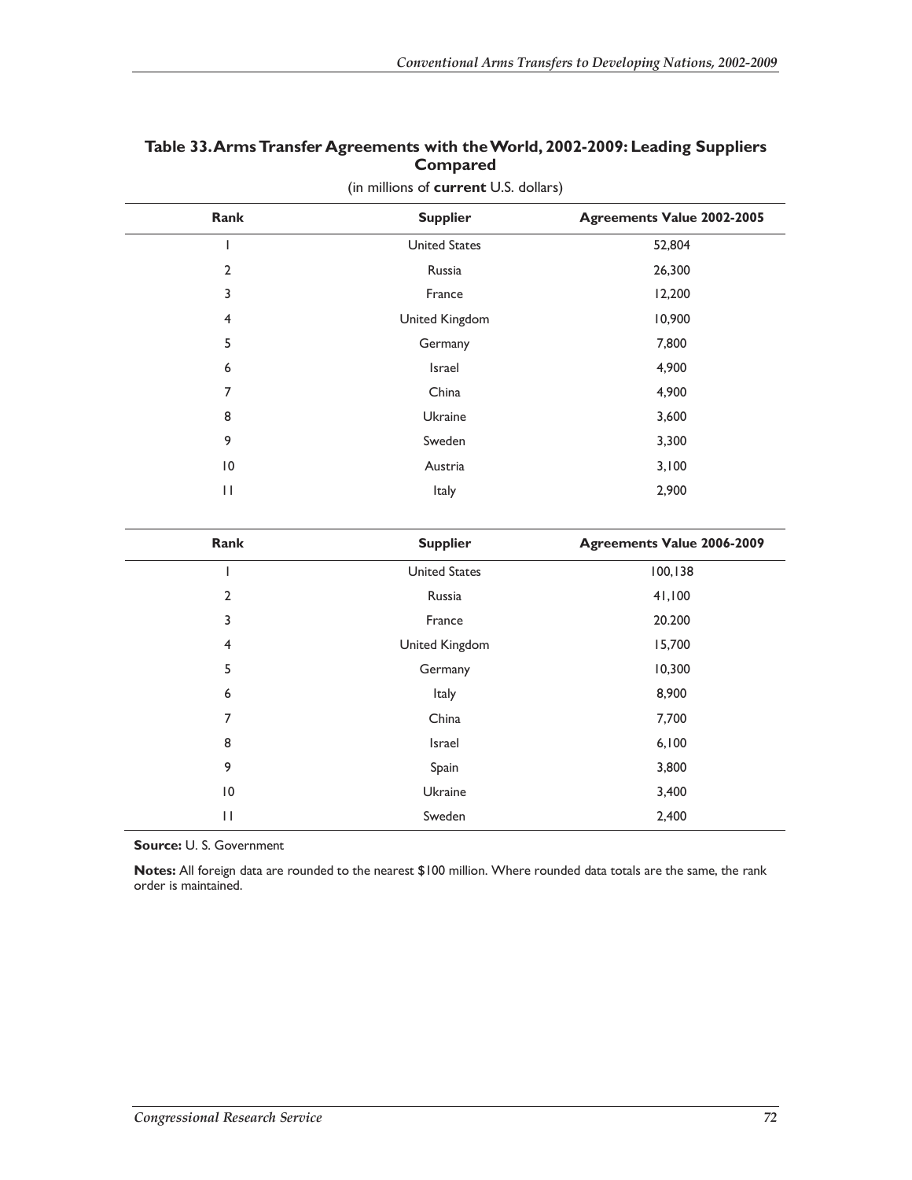## Table 33. Arms Transfer Agreements with the World, 2002-2009: Leading Suppliers Compared

(in millions of **current** U.S. dollars)

| Rank | Supplier | Agreements Value 2002-2005 |
|---|---|---|
| 1 | United States | 52,804 |
| 2 | Russia | 26,300 |
| 3 | France | 12,200 |
| 4 | United Kingdom | 10,900 |
| 5 | Germany | 7,800 |
| 6 | Israel | 4,900 |
| 7 | China | 4,900 |
| 8 | Ukraine | 3,600 |
| 9 | Sweden | 3,300 |
| 10 | Austria | 3,100 |
| 11 | Italy | 2,900 |

| Rank | Supplier | Agreements Value 2006-2009 |
|---|---|---|
| 1 | United States | 100,138 |
| 2 | Russia | 41,100 |
| 3 | France | 20.200 |
| 4 | United Kingdom | 15,700 |
| 5 | Germany | 10,300 |
| 6 | Italy | 8,900 |
| 7 | China | 7,700 |
| 8 | Israel | 6,100 |
| 9 | Spain | 3,800 |
| 10 | Ukraine | 3,400 |
| 11 | Sweden | 2,400 |

**Source:** U. S. Government

**Notes:** All foreign data are rounded to the nearest $100 million. Where rounded data totals are the same, the rank order is maintained.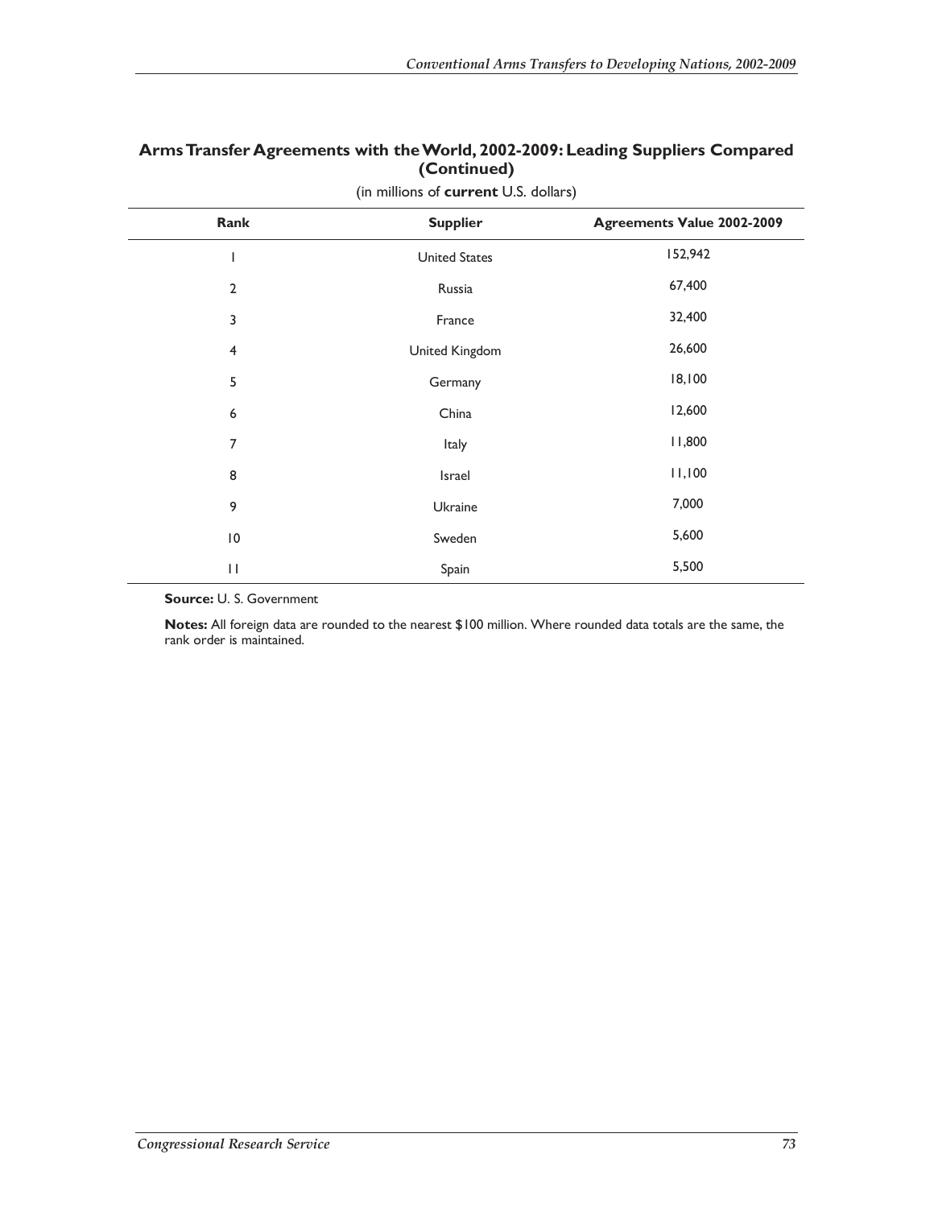### Arms Transfer Agreements with the World, 2002-2009: Leading Suppliers Compared (Continued)

(in millions of **current** U.S. dollars)

| Rank | Supplier | Agreements Value 2002-2009 |
| --- | --- | --- |
| 1 | United States | 152,942 |
| 2 | Russia | 67,400 |
| 3 | France | 32,400 |
| 4 | United Kingdom | 26,600 |
| 5 | Germany | 18,100 |
| 6 | China | 12,600 |
| 7 | Italy | 11,800 |
| 8 | Israel | 11,100 |
| 9 | Ukraine | 7,000 |
| 10 | Sweden | 5,600 |
| 11 | Spain | 5,500 |

**Source:** U. S. Government

**Notes:** All foreign data are rounded to the nearest $100 million. Where rounded data totals are the same, the rank order is maintained.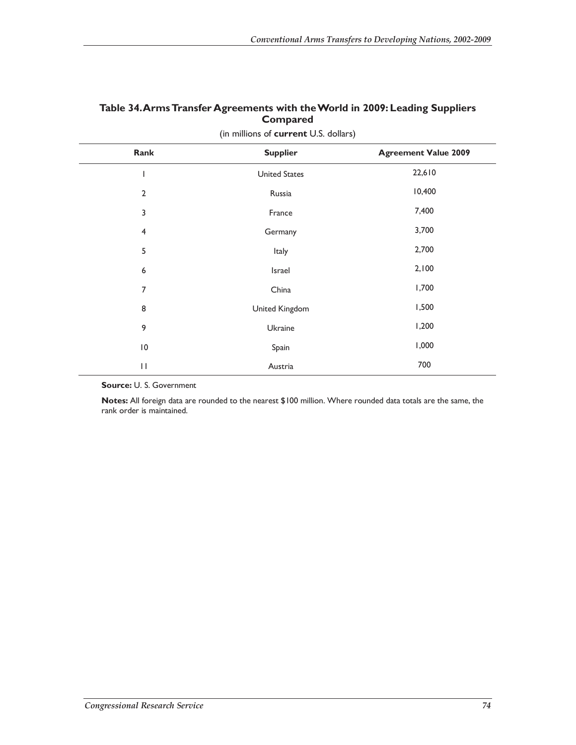**Table 34. Arms Transfer Agreements with the World in 2009: Leading Suppliers Compared**

(in millions of **current** U.S. dollars)

| Rank | Supplier | Agreement Value 2009 |
|---|---|---|
| 1 | United States | 22,610 |
| 2 | Russia | 10,400 |
| 3 | France | 7,400 |
| 4 | Germany | 3,700 |
| 5 | Italy | 2,700 |
| 6 | Israel | 2,100 |
| 7 | China | 1,700 |
| 8 | United Kingdom | 1,500 |
| 9 | Ukraine | 1,200 |
| 10 | Spain | 1,000 |
| 11 | Austria | 700 |

**Source:** U. S. Government

**Notes:** All foreign data are rounded to the nearest $100 million. Where rounded data totals are the same, the rank order is maintained.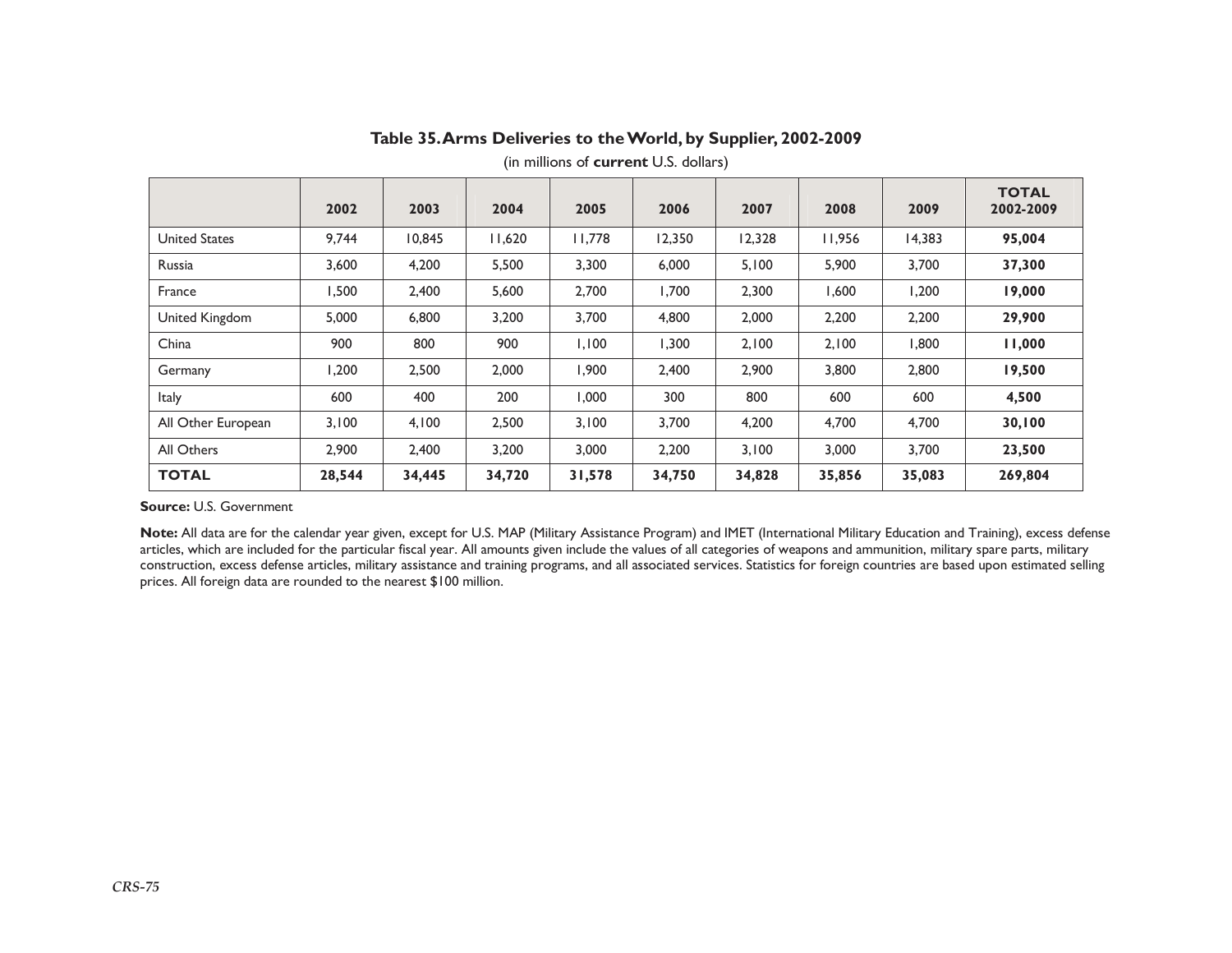**Table 35. Arms Deliveries to the World, by Supplier, 2002-2009**

(in millions of **current** U.S. dollars)

| | 2002 | 2003 | 2004 | 2005 | 2006 | 2007 | 2008 | 2009 | TOTAL 2002-2009 |
|---|---|---|---|---|---|---|---|---|---|
| United States | 9,744 | 10,845 | 11,620 | 11,778 | 12,350 | 12,328 | 11,956 | 14,383 | **95,004** |
| Russia | 3,600 | 4,200 | 5,500 | 3,300 | 6,000 | 5,100 | 5,900 | 3,700 | **37,300** |
| France | 1,500 | 2,400 | 5,600 | 2,700 | 1,700 | 2,300 | 1,600 | 1,200 | **19,000** |
| United Kingdom | 5,000 | 6,800 | 3,200 | 3,700 | 4,800 | 2,000 | 2,200 | 2,200 | **29,900** |
| China | 900 | 800 | 900 | 1,100 | 1,300 | 2,100 | 2,100 | 1,800 | **11,000** |
| Germany | 1,200 | 2,500 | 2,000 | 1,900 | 2,400 | 2,900 | 3,800 | 2,800 | **19,500** |
| Italy | 600 | 400 | 200 | 1,000 | 300 | 800 | 600 | 600 | **4,500** |
| All Other European | 3,100 | 4,100 | 2,500 | 3,100 | 3,700 | 4,200 | 4,700 | 4,700 | **30,100** |
| All Others | 2,900 | 2,400 | 3,200 | 3,000 | 2,200 | 3,100 | 3,000 | 3,700 | **23,500** |
| **TOTAL** | **28,544** | **34,445** | **34,720** | **31,578** | **34,750** | **34,828** | **35,856** | **35,083** | **269,804** |

**Source:** U.S. Government

**Note:** All data are for the calendar year given, except for U.S. MAP (Military Assistance Program) and IMET (International Military Education and Training), excess defense articles, which are included for the particular fiscal year. All amounts given include the values of all categories of weapons and ammunition, military spare parts, military construction, excess defense articles, military assistance and training programs, and all associated services. Statistics for foreign countries are based upon estimated selling prices. All foreign data are rounded to the nearest $100 million.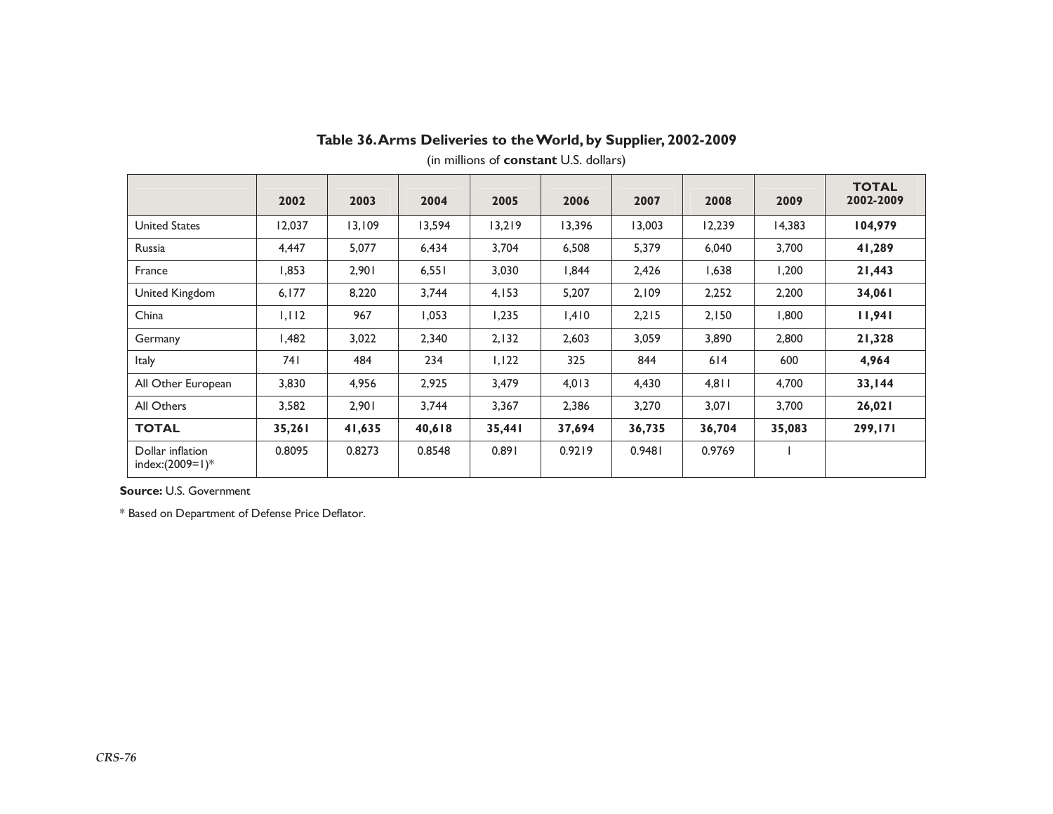# Table 36. Arms Deliveries to the World, by Supplier, 2002-2009

(in millions of **constant** U.S. dollars)

| | 2002 | 2003 | 2004 | 2005 | 2006 | 2007 | 2008 | 2009 | TOTAL 2002-2009 |
|---|---|---|---|---|---|---|---|---|---|
| United States | 12,037 | 13,109 | 13,594 | 13,219 | 13,396 | 13,003 | 12,239 | 14,383 | **104,979** |
| Russia | 4,447 | 5,077 | 6,434 | 3,704 | 6,508 | 5,379 | 6,040 | 3,700 | **41,289** |
| France | 1,853 | 2,901 | 6,551 | 3,030 | 1,844 | 2,426 | 1,638 | 1,200 | **21,443** |
| United Kingdom | 6,177 | 8,220 | 3,744 | 4,153 | 5,207 | 2,109 | 2,252 | 2,200 | **34,061** |
| China | 1,112 | 967 | 1,053 | 1,235 | 1,410 | 2,215 | 2,150 | 1,800 | **11,941** |
| Germany | 1,482 | 3,022 | 2,340 | 2,132 | 2,603 | 3,059 | 3,890 | 2,800 | **21,328** |
| Italy | 741 | 484 | 234 | 1,122 | 325 | 844 | 614 | 600 | **4,964** |
| All Other European | 3,830 | 4,956 | 2,925 | 3,479 | 4,013 | 4,430 | 4,811 | 4,700 | **33,144** |
| All Others | 3,582 | 2,901 | 3,744 | 3,367 | 2,386 | 3,270 | 3,071 | 3,700 | **26,021** |
| **TOTAL** | **35,261** | **41,635** | **40,618** | **35,441** | **37,694** | **36,735** | **36,704** | **35,083** | **299,171** |
| Dollar inflation index:(2009=1)* | 0.8095 | 0.8273 | 0.8548 | 0.891 | 0.9219 | 0.9481 | 0.9769 | 1 | |

**Source:** U.S. Government

* Based on Department of Defense Price Deflator.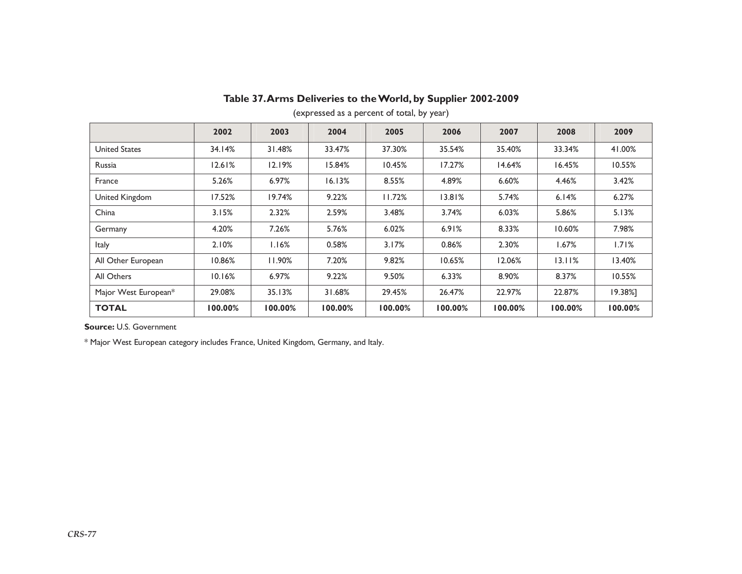## Table 37. Arms Deliveries to the World, by Supplier 2002-2009

(expressed as a percent of total, by year)

| | 2002 | 2003 | 2004 | 2005 | 2006 | 2007 | 2008 | 2009 |
|---|---|---|---|---|---|---|---|---|
| United States | 34.14% | 31.48% | 33.47% | 37.30% | 35.54% | 35.40% | 33.34% | 41.00% |
| Russia | 12.61% | 12.19% | 15.84% | 10.45% | 17.27% | 14.64% | 16.45% | 10.55% |
| France | 5.26% | 6.97% | 16.13% | 8.55% | 4.89% | 6.60% | 4.46% | 3.42% |
| United Kingdom | 17.52% | 19.74% | 9.22% | 11.72% | 13.81% | 5.74% | 6.14% | 6.27% |
| China | 3.15% | 2.32% | 2.59% | 3.48% | 3.74% | 6.03% | 5.86% | 5.13% |
| Germany | 4.20% | 7.26% | 5.76% | 6.02% | 6.91% | 8.33% | 10.60% | 7.98% |
| Italy | 2.10% | 1.16% | 0.58% | 3.17% | 0.86% | 2.30% | 1.67% | 1.71% |
| All Other European | 10.86% | 11.90% | 7.20% | 9.82% | 10.65% | 12.06% | 13.11% | 13.40% |
| All Others | 10.16% | 6.97% | 9.22% | 9.50% | 6.33% | 8.90% | 8.37% | 10.55% |
| Major West European* | 29.08% | 35.13% | 31.68% | 29.45% | 26.47% | 22.97% | 22.87% | 19.38%] |
| **TOTAL** | **100.00%** | **100.00%** | **100.00%** | **100.00%** | **100.00%** | **100.00%** | **100.00%** | **100.00%** |

**Source:** U.S. Government

* Major West European category includes France, United Kingdom, Germany, and Italy.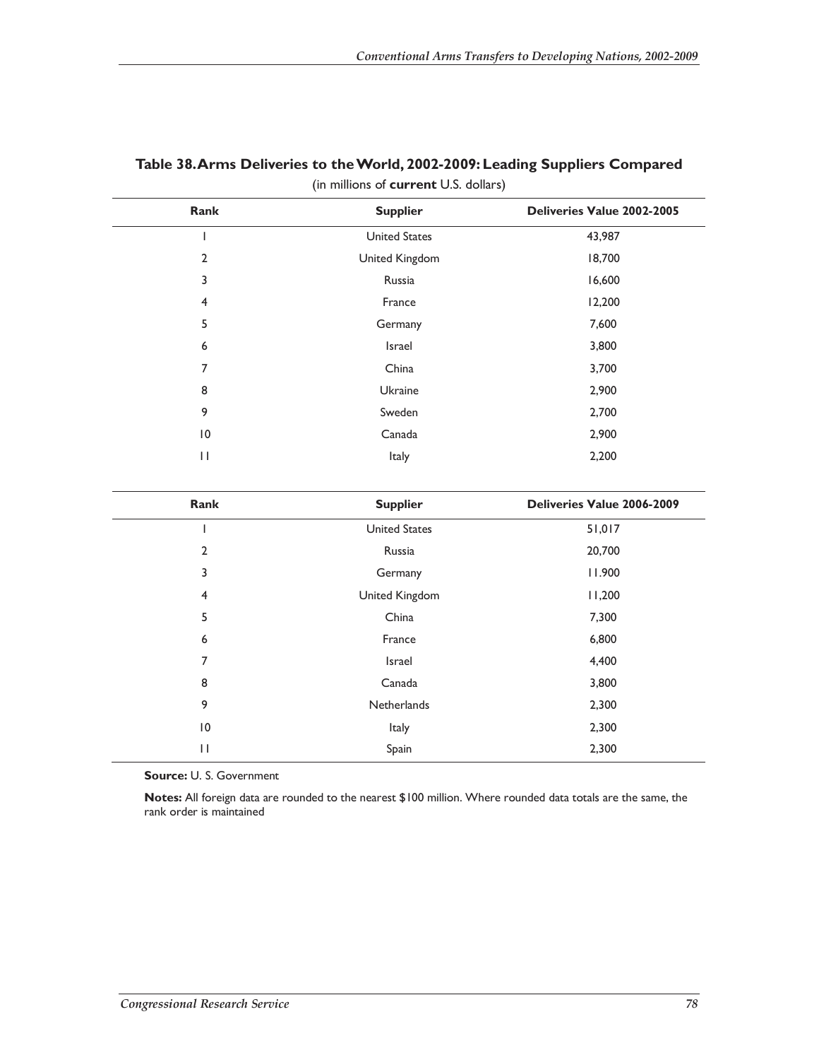## Table 38. Arms Deliveries to the World, 2002-2009: Leading Suppliers Compared

(in millions of **current** U.S. dollars)

| Rank | Supplier | Deliveries Value 2002-2005 |
|---|---|---|
| 1 | United States | 43,987 |
| 2 | United Kingdom | 18,700 |
| 3 | Russia | 16,600 |
| 4 | France | 12,200 |
| 5 | Germany | 7,600 |
| 6 | Israel | 3,800 |
| 7 | China | 3,700 |
| 8 | Ukraine | 2,900 |
| 9 | Sweden | 2,700 |
| 10 | Canada | 2,900 |
| 11 | Italy | 2,200 |

| Rank | Supplier | Deliveries Value 2006-2009 |
|---|---|---|
| 1 | United States | 51,017 |
| 2 | Russia | 20,700 |
| 3 | Germany | 11.900 |
| 4 | United Kingdom | 11,200 |
| 5 | China | 7,300 |
| 6 | France | 6,800 |
| 7 | Israel | 4,400 |
| 8 | Canada | 3,800 |
| 9 | Netherlands | 2,300 |
| 10 | Italy | 2,300 |
| 11 | Spain | 2,300 |

**Source:** U. S. Government

**Notes:** All foreign data are rounded to the nearest $100 million. Where rounded data totals are the same, the rank order is maintained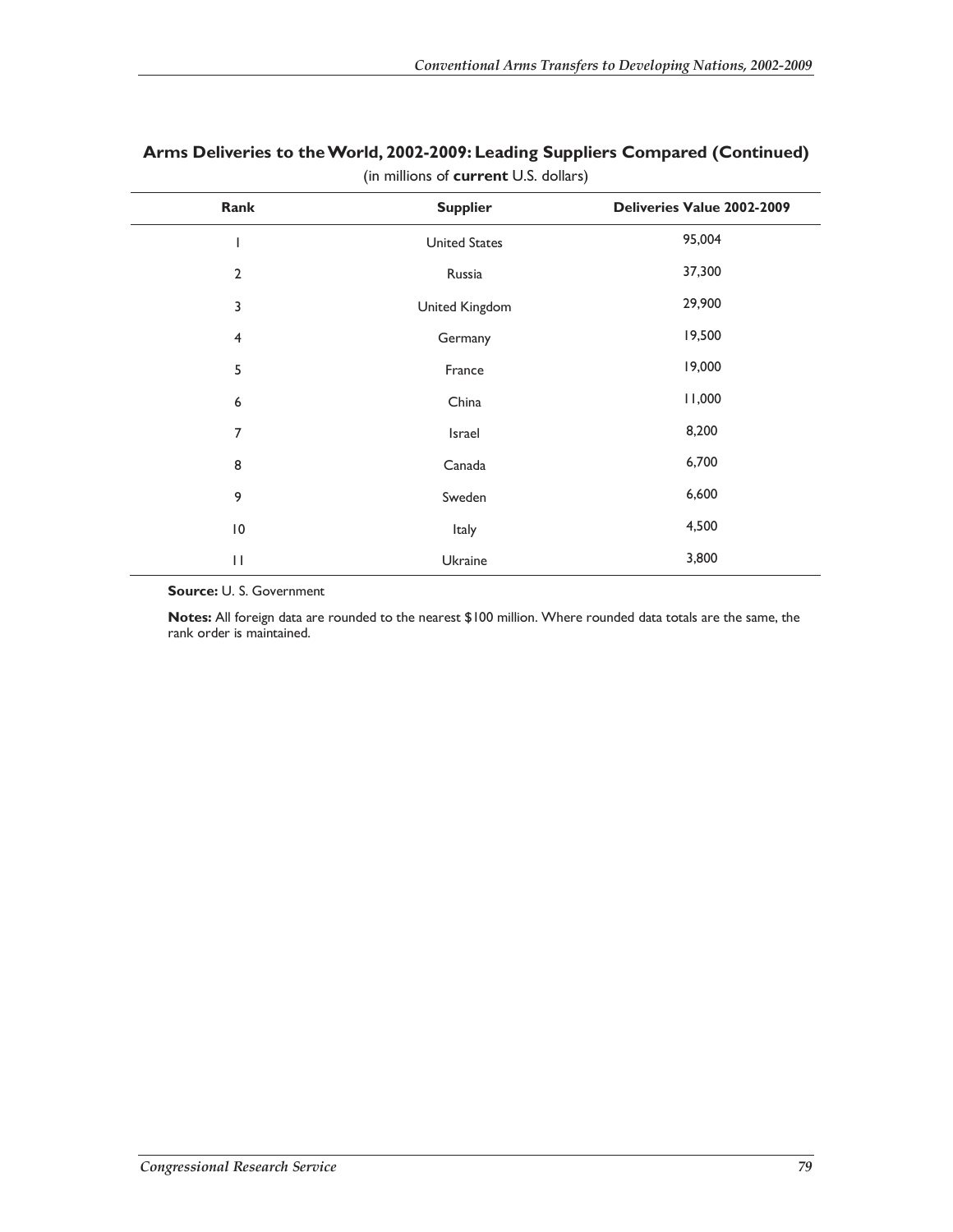**Arms Deliveries to the World, 2002-2009: Leading Suppliers Compared (Continued)**

(in millions of **current** U.S. dollars)

| Rank | Supplier | Deliveries Value 2002-2009 |
|---|---|---|
| 1 | United States | 95,004 |
| 2 | Russia | 37,300 |
| 3 | United Kingdom | 29,900 |
| 4 | Germany | 19,500 |
| 5 | France | 19,000 |
| 6 | China | 11,000 |
| 7 | Israel | 8,200 |
| 8 | Canada | 6,700 |
| 9 | Sweden | 6,600 |
| 10 | Italy | 4,500 |
| 11 | Ukraine | 3,800 |

**Source:** U. S. Government

**Notes:** All foreign data are rounded to the nearest $100 million. Where rounded data totals are the same, the rank order is maintained.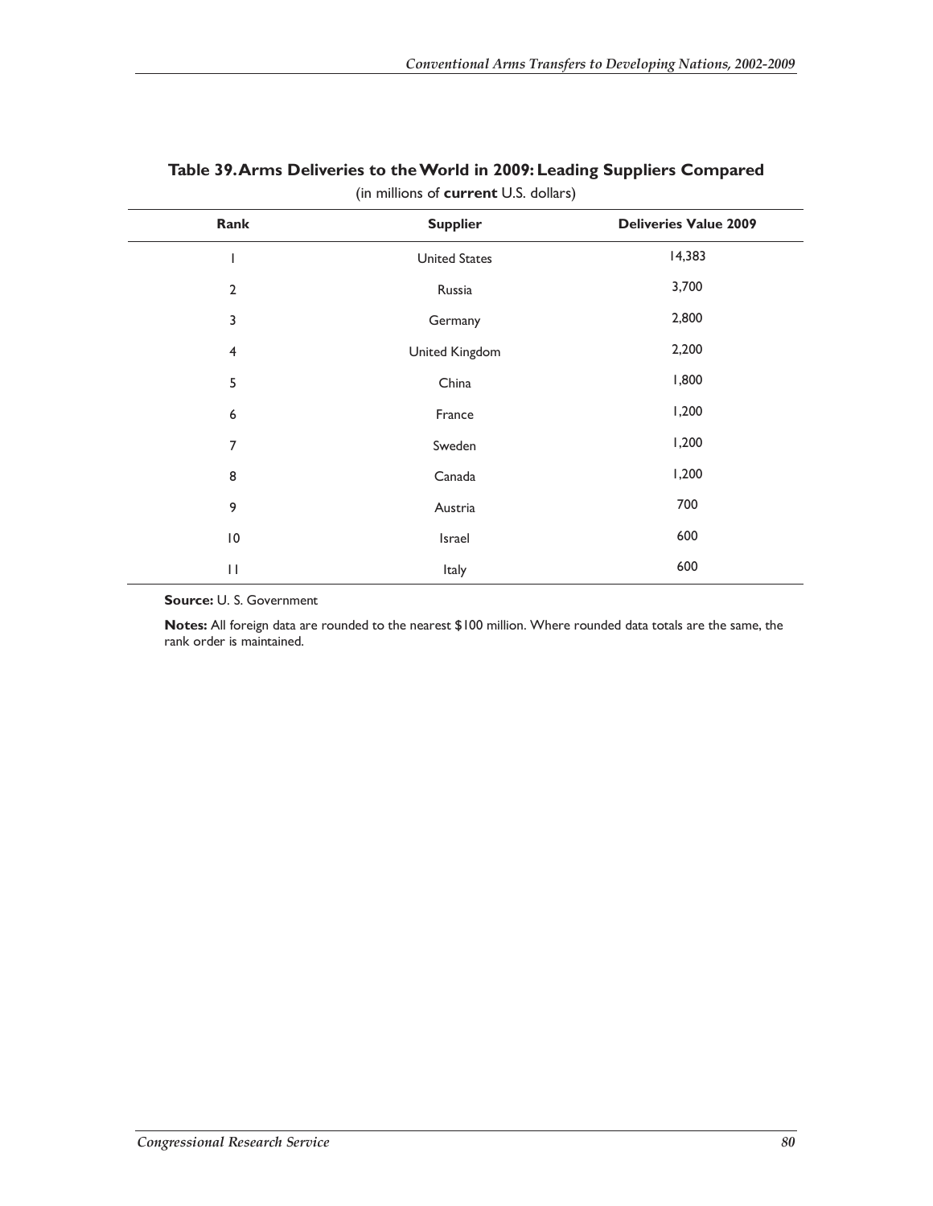## Table 39. Arms Deliveries to the World in 2009: Leading Suppliers Compared

(in millions of **current** U.S. dollars)

| Rank | Supplier | Deliveries Value 2009 |
|---|---|---|
| 1 | United States | 14,383 |
| 2 | Russia | 3,700 |
| 3 | Germany | 2,800 |
| 4 | United Kingdom | 2,200 |
| 5 | China | 1,800 |
| 6 | France | 1,200 |
| 7 | Sweden | 1,200 |
| 8 | Canada | 1,200 |
| 9 | Austria | 700 |
| 10 | Israel | 600 |
| 11 | Italy | 600 |

**Source:** U. S. Government

**Notes:** All foreign data are rounded to the nearest $100 million. Where rounded data totals are the same, the rank order is maintained.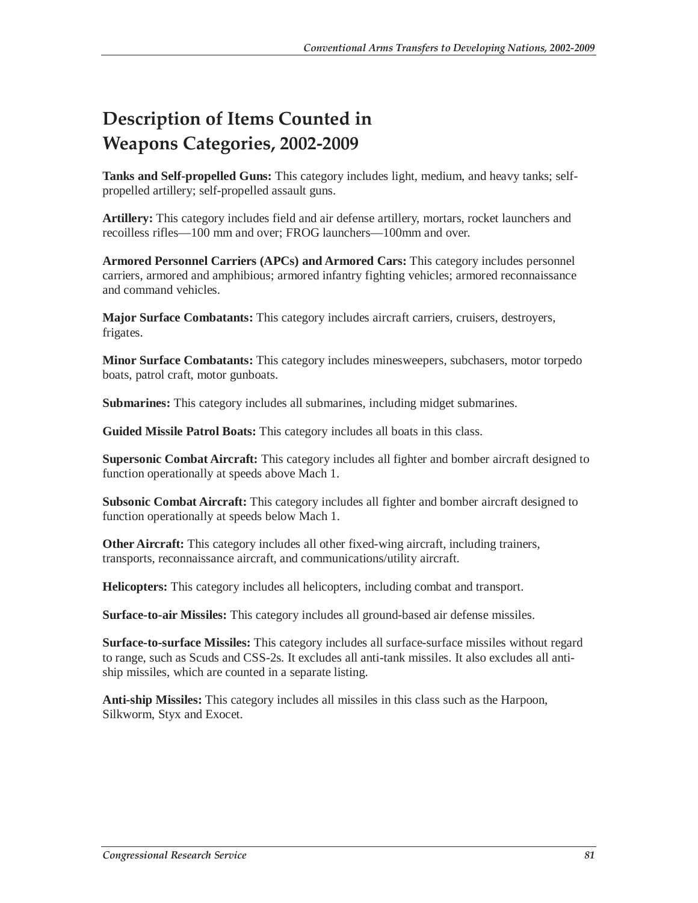# Description of Items Counted in Weapons Categories, 2002-2009

**Tanks and Self-propelled Guns:** This category includes light, medium, and heavy tanks; self-propelled artillery; self-propelled assault guns.

**Artillery:** This category includes field and air defense artillery, mortars, rocket launchers and recoilless rifles—100 mm and over; FROG launchers—100mm and over.

**Armored Personnel Carriers (APCs) and Armored Cars:** This category includes personnel carriers, armored and amphibious; armored infantry fighting vehicles; armored reconnaissance and command vehicles.

**Major Surface Combatants:** This category includes aircraft carriers, cruisers, destroyers, frigates.

**Minor Surface Combatants:** This category includes minesweepers, subchasers, motor torpedo boats, patrol craft, motor gunboats.

**Submarines:** This category includes all submarines, including midget submarines.

**Guided Missile Patrol Boats:** This category includes all boats in this class.

**Supersonic Combat Aircraft:** This category includes all fighter and bomber aircraft designed to function operationally at speeds above Mach 1.

**Subsonic Combat Aircraft:** This category includes all fighter and bomber aircraft designed to function operationally at speeds below Mach 1.

**Other Aircraft:** This category includes all other fixed-wing aircraft, including trainers, transports, reconnaissance aircraft, and communications/utility aircraft.

**Helicopters:** This category includes all helicopters, including combat and transport.

**Surface-to-air Missiles:** This category includes all ground-based air defense missiles.

**Surface-to-surface Missiles:** This category includes all surface-surface missiles without regard to range, such as Scuds and CSS-2s. It excludes all anti-tank missiles. It also excludes all anti-ship missiles, which are counted in a separate listing.

**Anti-ship Missiles:** This category includes all missiles in this class such as the Harpoon, Silkworm, Styx and Exocet.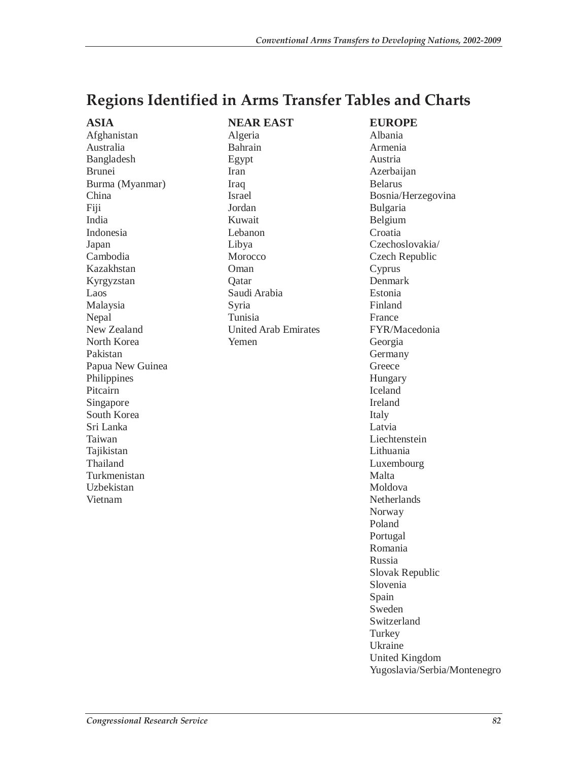## Regions Identified in Arms Transfer Tables and Charts

**ASIA**

Afghanistan
Australia
Bangladesh
Brunei
Burma (Myanmar)
China
Fiji
India
Indonesia
Japan
Cambodia
Kazakhstan
Kyrgyzstan
Laos
Malaysia
Nepal
New Zealand
North Korea
Pakistan
Papua New Guinea
Philippines
Pitcairn
Singapore
South Korea
Sri Lanka
Taiwan
Tajikistan
Thailand
Turkmenistan
Uzbekistan
Vietnam

**NEAR EAST**

Algeria
Bahrain
Egypt
Iran
Iraq
Israel
Jordan
Kuwait
Lebanon
Libya
Morocco
Oman
Qatar
Saudi Arabia
Syria
Tunisia
United Arab Emirates
Yemen

**EUROPE**

Albania
Armenia
Austria
Azerbaijan
Belarus
Bosnia/Herzegovina
Bulgaria
Belgium
Croatia
Czechoslovakia/
Czech Republic
Cyprus
Denmark
Estonia
Finland
France
FYR/Macedonia
Georgia
Germany
Greece
Hungary
Iceland
Ireland
Italy
Latvia
Liechtenstein
Lithuania
Luxembourg
Malta
Moldova
Netherlands
Norway
Poland
Portugal
Romania
Russia
Slovak Republic
Slovenia
Spain
Sweden
Switzerland
Turkey
Ukraine
United Kingdom
Yugoslavia/Serbia/Montenegro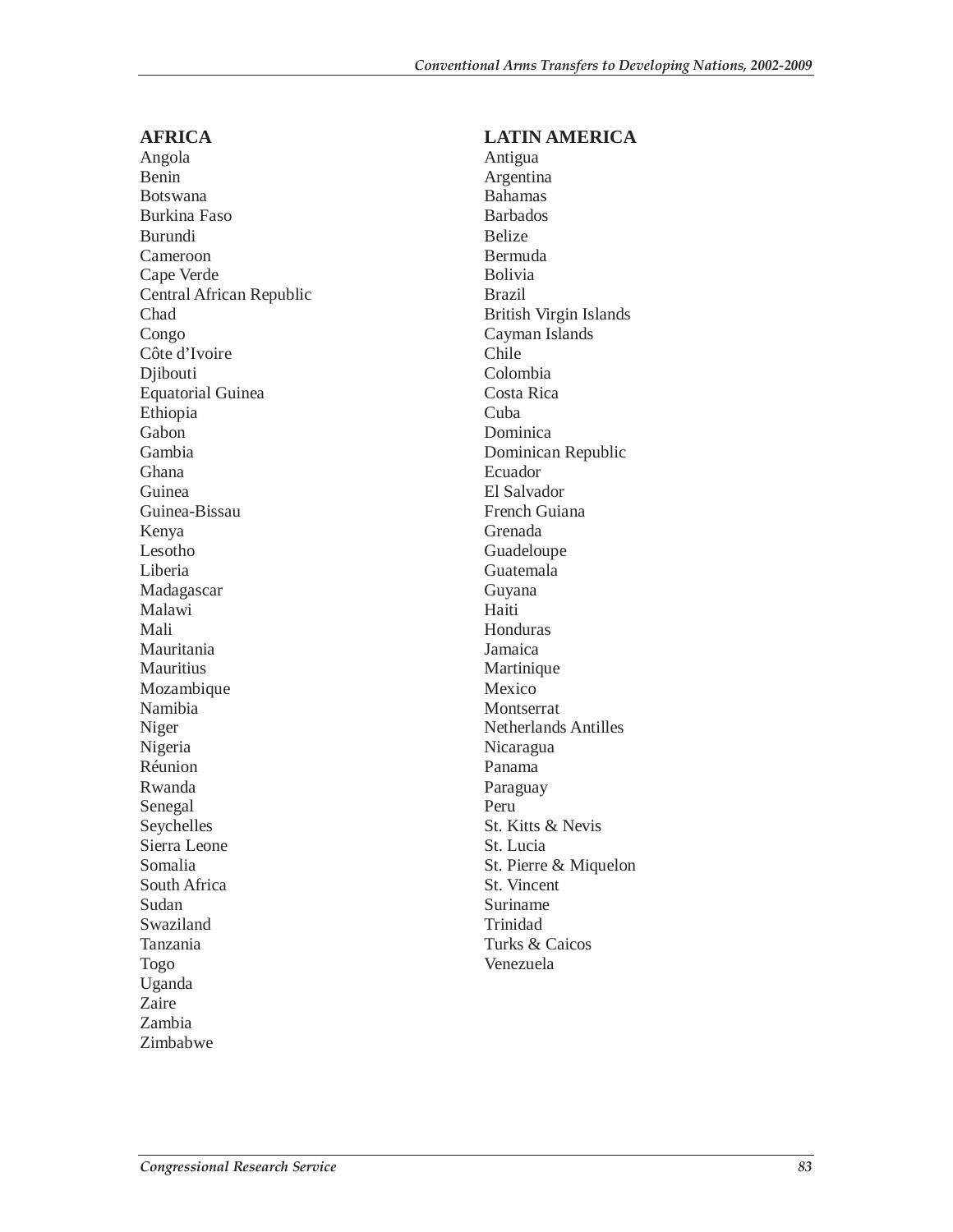**AFRICA**

Angola
Benin
Botswana
Burkina Faso
Burundi
Cameroon
Cape Verde
Central African Republic
Chad
Congo
Côte d'Ivoire
Djibouti
Equatorial Guinea
Ethiopia
Gabon
Gambia
Ghana
Guinea
Guinea-Bissau
Kenya
Lesotho
Liberia
Madagascar
Malawi
Mali
Mauritania
Mauritius
Mozambique
Namibia
Niger
Nigeria
Réunion
Rwanda
Senegal
Seychelles
Sierra Leone
Somalia
South Africa
Sudan
Swaziland
Tanzania
Togo
Uganda
Zaire
Zambia
Zimbabwe

**LATIN AMERICA**

Antigua
Argentina
Bahamas
Barbados
Belize
Bermuda
Bolivia
Brazil
British Virgin Islands
Cayman Islands
Chile
Colombia
Costa Rica
Cuba
Dominica
Dominican Republic
Ecuador
El Salvador
French Guiana
Grenada
Guadeloupe
Guatemala
Guyana
Haiti
Honduras
Jamaica
Martinique
Mexico
Montserrat
Netherlands Antilles
Nicaragua
Panama
Paraguay
Peru
St. Kitts & Nevis
St. Lucia
St. Pierre & Miquelon
St. Vincent
Suriname
Trinidad
Turks & Caicos
Venezuela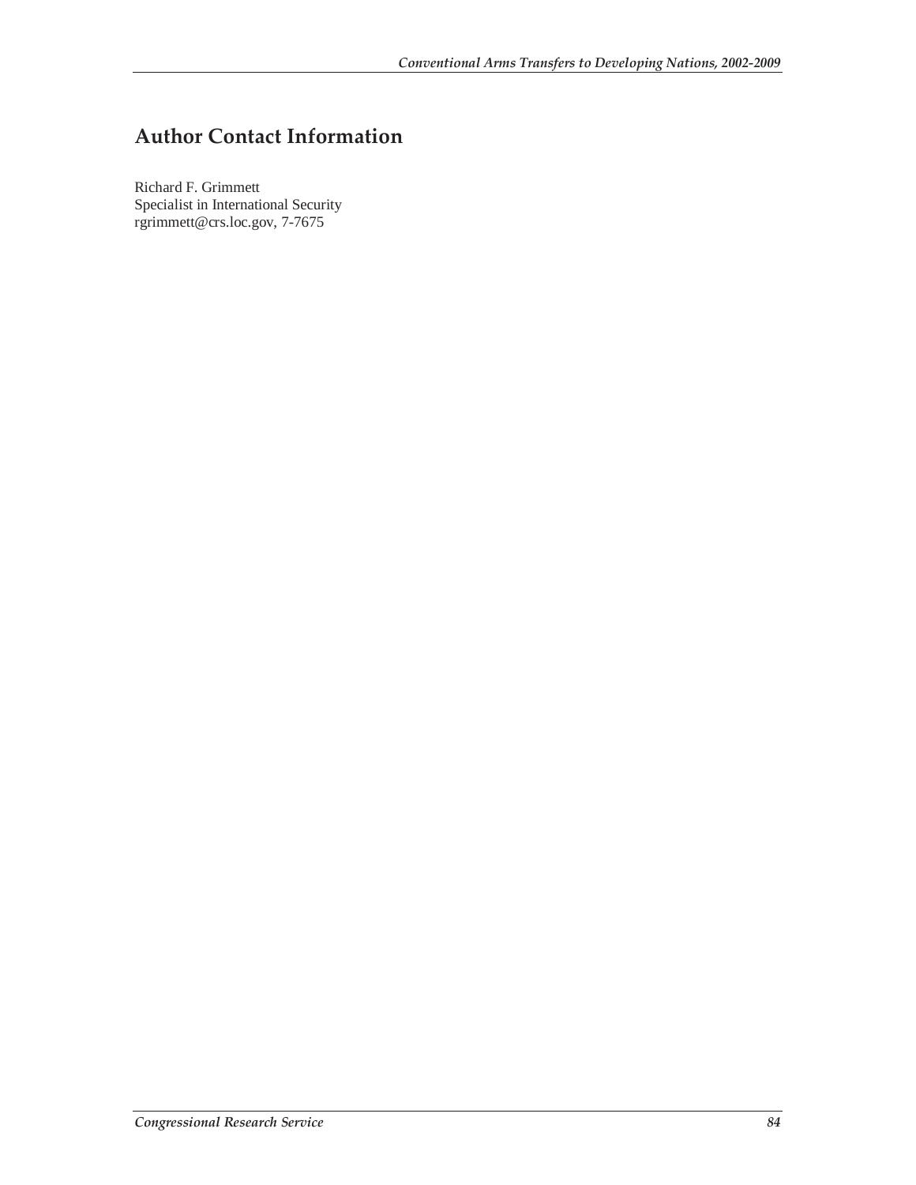## Author Contact Information

Richard F. Grimmett
Specialist in International Security
rgrimmett@crs.loc.gov, 7-7675